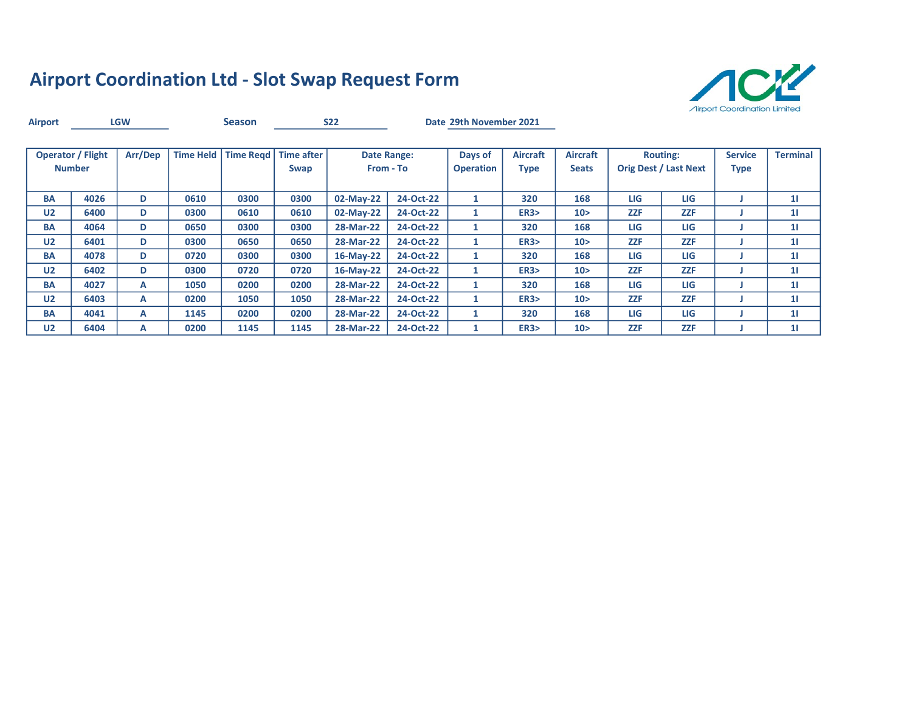# Airport Coordination Ltd - Slot Swap Request Form

**Airport** LGW **Season** S22 **Date** 29th November 2021

| Operator / Flight Number | | Arr/Dep | Time Held | Time Reqd | Time after Swap | Date Range: From - To | | Days of Operation | Aircraft Type | Aircraft Seats | Routing: Orig Dest / Last Next | | Service Type | Terminal |
|---|---|---|---|---|---|---|---|---|---|---|---|---|---|---|
| BA | 4026 | D | 0610 | 0300 | 0300 | 02-May-22 | 24-Oct-22 | 1 | 320 | 168 | LIG | LIG | J | 1I |
| U2 | 6400 | D | 0300 | 0610 | 0610 | 02-May-22 | 24-Oct-22 | 1 | ER3> | 10> | ZZF | ZZF | J | 1I |
| BA | 4064 | D | 0650 | 0300 | 0300 | 28-Mar-22 | 24-Oct-22 | 1 | 320 | 168 | LIG | LIG | J | 1I |
| U2 | 6401 | D | 0300 | 0650 | 0650 | 28-Mar-22 | 24-Oct-22 | 1 | ER3> | 10> | ZZF | ZZF | J | 1I |
| BA | 4078 | D | 0720 | 0300 | 0300 | 16-May-22 | 24-Oct-22 | 1 | 320 | 168 | LIG | LIG | J | 1I |
| U2 | 6402 | D | 0300 | 0720 | 0720 | 16-May-22 | 24-Oct-22 | 1 | ER3> | 10> | ZZF | ZZF | J | 1I |
| BA | 4027 | A | 1050 | 0200 | 0200 | 28-Mar-22 | 24-Oct-22 | 1 | 320 | 168 | LIG | LIG | J | 1I |
| U2 | 6403 | A | 0200 | 1050 | 1050 | 28-Mar-22 | 24-Oct-22 | 1 | ER3> | 10> | ZZF | ZZF | J | 1I |
| BA | 4041 | A | 1145 | 0200 | 0200 | 28-Mar-22 | 24-Oct-22 | 1 | 320 | 168 | LIG | LIG | J | 1I |
| U2 | 6404 | A | 0200 | 1145 | 1145 | 28-Mar-22 | 24-Oct-22 | 1 | ER3> | 10> | ZZF | ZZF | J | 1I |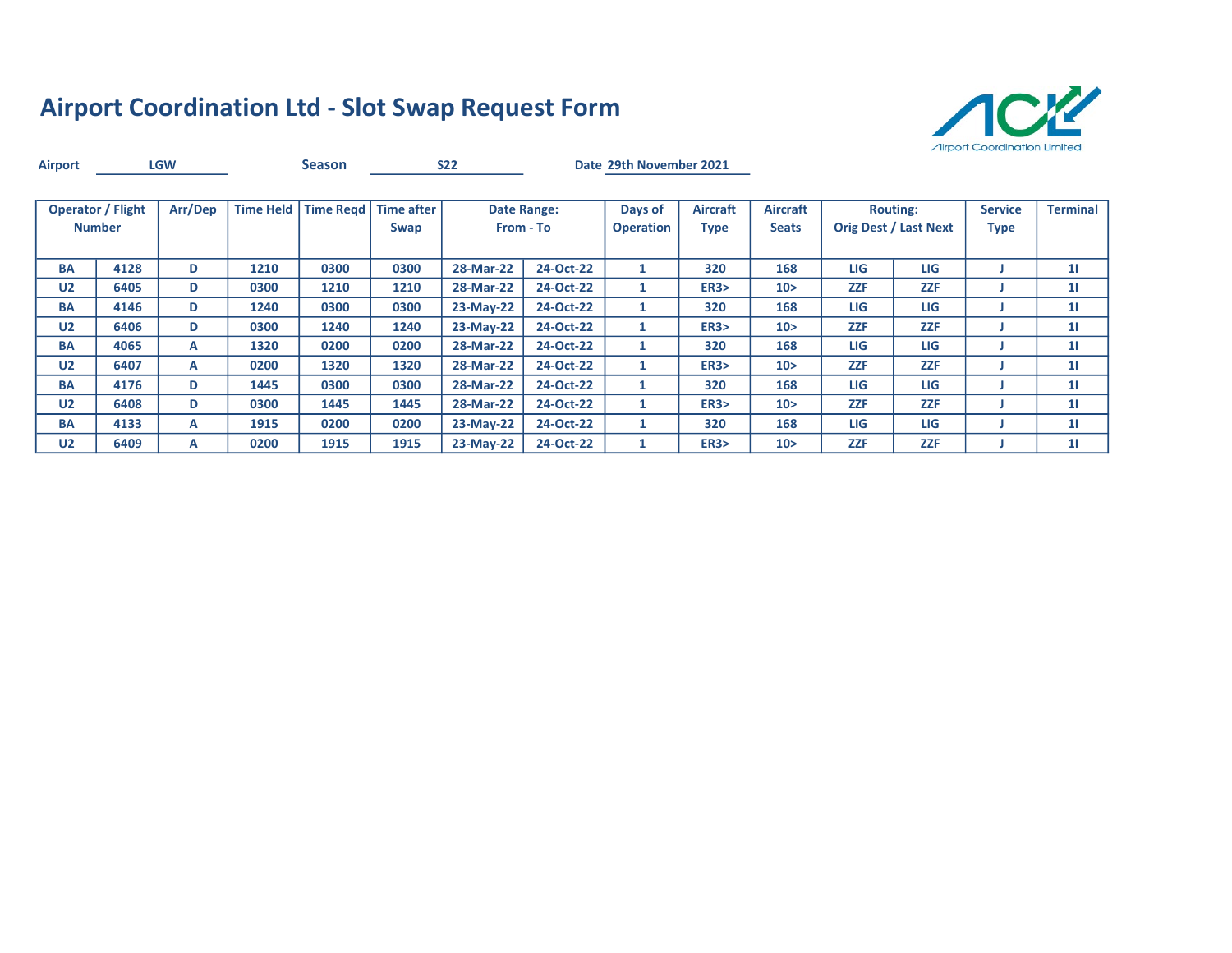# Airport Coordination Ltd - Slot Swap Request Form

Airport: LGW    Season: S22    Date: 29th November 2021

| Operator / Flight Number | | Arr/Dep | Time Held | Time Reqd | Time after Swap | Date Range: From - To | | Days of Operation | Aircraft Type | Aircraft Seats | Routing: Orig Dest / Last Next | | Service Type | Terminal |
|---|---|---|---|---|---|---|---|---|---|---|---|---|---|---|
| BA | 4128 | D | 1210 | 0300 | 0300 | 28-Mar-22 | 24-Oct-22 | 1 | 320 | 168 | LIG | LIG | J | 1I |
| U2 | 6405 | D | 0300 | 1210 | 1210 | 28-Mar-22 | 24-Oct-22 | 1 | ER3> | 10> | ZZF | ZZF | J | 1I |
| BA | 4146 | D | 1240 | 0300 | 0300 | 23-May-22 | 24-Oct-22 | 1 | 320 | 168 | LIG | LIG | J | 1I |
| U2 | 6406 | D | 0300 | 1240 | 1240 | 23-May-22 | 24-Oct-22 | 1 | ER3> | 10> | ZZF | ZZF | J | 1I |
| BA | 4065 | A | 1320 | 0200 | 0200 | 28-Mar-22 | 24-Oct-22 | 1 | 320 | 168 | LIG | LIG | J | 1I |
| U2 | 6407 | A | 0200 | 1320 | 1320 | 28-Mar-22 | 24-Oct-22 | 1 | ER3> | 10> | ZZF | ZZF | J | 1I |
| BA | 4176 | D | 1445 | 0300 | 0300 | 28-Mar-22 | 24-Oct-22 | 1 | 320 | 168 | LIG | LIG | J | 1I |
| U2 | 6408 | D | 0300 | 1445 | 1445 | 28-Mar-22 | 24-Oct-22 | 1 | ER3> | 10> | ZZF | ZZF | J | 1I |
| BA | 4133 | A | 1915 | 0200 | 0200 | 23-May-22 | 24-Oct-22 | 1 | 320 | 168 | LIG | LIG | J | 1I |
| U2 | 6409 | A | 0200 | 1915 | 1915 | 23-May-22 | 24-Oct-22 | 1 | ER3> | 10> | ZZF | ZZF | J | 1I |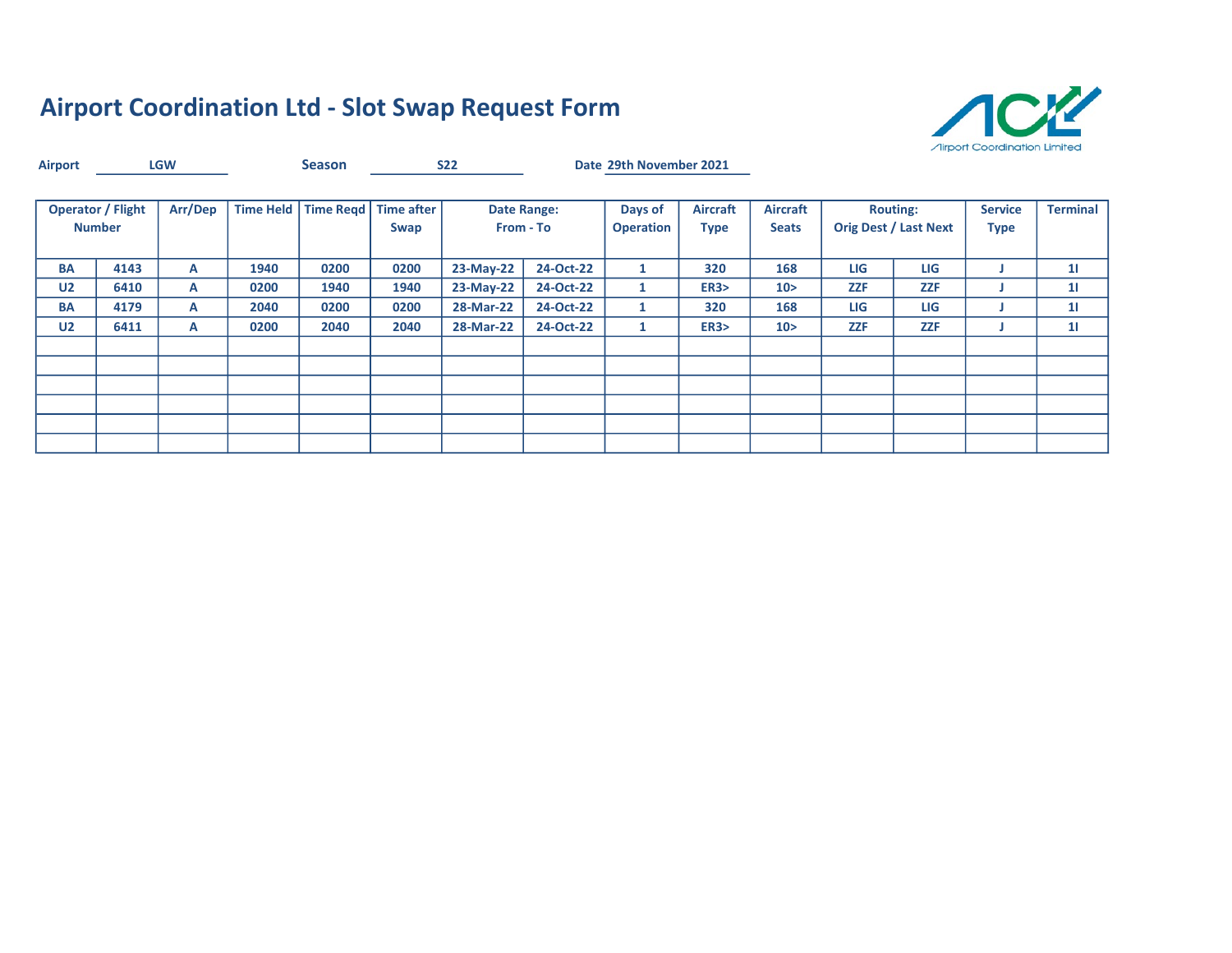# Airport Coordination Ltd - Slot Swap Request Form

Airport Coordination Limited

**Airport** LGW **Season** S22 **Date** 29th November 2021

| Operator / Flight Number | | Arr/Dep | Time Held | Time Reqd | Time after Swap | Date Range: From - To | | Days of Operation | Aircraft Type | Aircraft Seats | Routing: Orig Dest / Last Next | | Service Type | Terminal |
|---|---|---|---|---|---|---|---|---|---|---|---|---|---|---|
| BA | 4143 | A | 1940 | 0200 | 0200 | 23-May-22 | 24-Oct-22 | 1 | 320 | 168 | LIG | LIG | J | 1I |
| U2 | 6410 | A | 0200 | 1940 | 1940 | 23-May-22 | 24-Oct-22 | 1 | ER3> | 10> | ZZF | ZZF | J | 1I |
| BA | 4179 | A | 2040 | 0200 | 0200 | 28-Mar-22 | 24-Oct-22 | 1 | 320 | 168 | LIG | LIG | J | 1I |
| U2 | 6411 | A | 0200 | 2040 | 2040 | 28-Mar-22 | 24-Oct-22 | 1 | ER3> | 10> | ZZF | ZZF | J | 1I |
| | | | | | | | | | | | | | | |
| | | | | | | | | | | | | | | |
| | | | | | | | | | | | | | | |
| | | | | | | | | | | | | | | |
| | | | | | | | | | | | | | | |
| | | | | | | | | | | | | | | |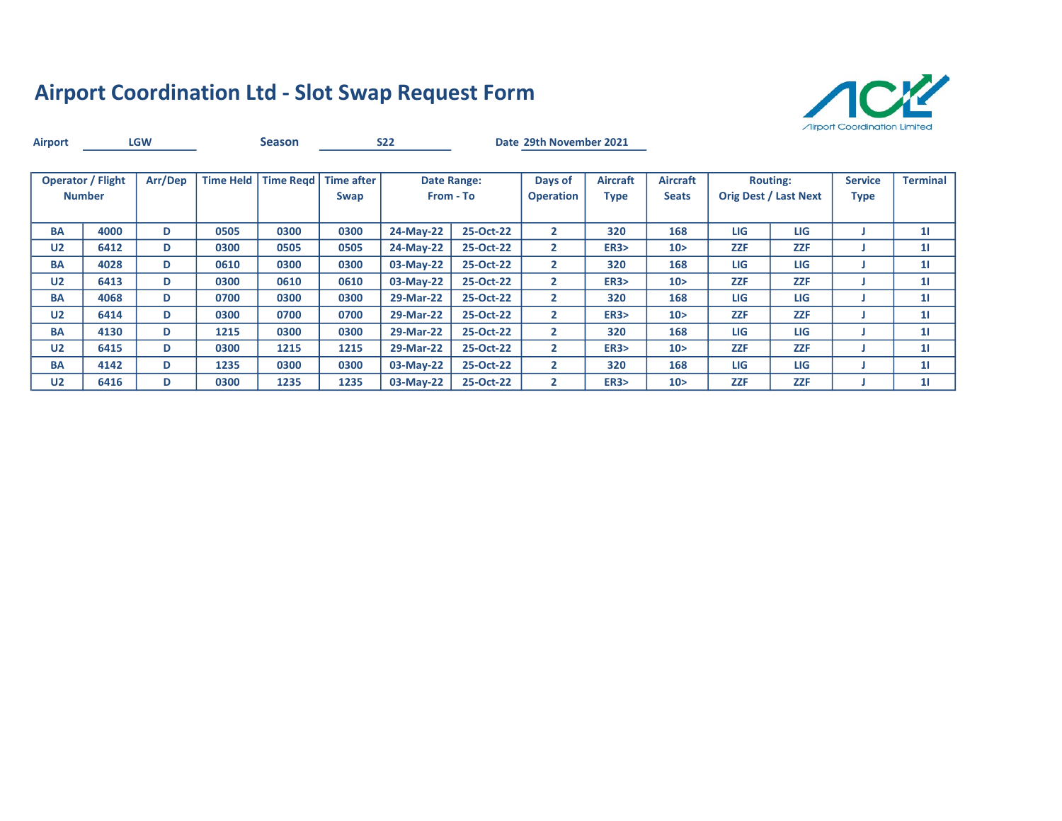# Airport Coordination Ltd - Slot Swap Request Form

**Airport** LGW **Season** S22 **Date** 29th November 2021

| Operator / Flight Number | | Arr/Dep | Time Held | Time Reqd | Time after Swap | Date Range: From - To | | Days of Operation | Aircraft Type | Aircraft Seats | Routing: Orig Dest / Last Next | | Service Type | Terminal |
|---|---|---|---|---|---|---|---|---|---|---|---|---|---|---|
| BA | 4000 | D | 0505 | 0300 | 0300 | 24-May-22 | 25-Oct-22 | 2 | 320 | 168 | LIG | LIG | J | 1I |
| U2 | 6412 | D | 0300 | 0505 | 0505 | 24-May-22 | 25-Oct-22 | 2 | ER3> | 10> | ZZF | ZZF | J | 1I |
| BA | 4028 | D | 0610 | 0300 | 0300 | 03-May-22 | 25-Oct-22 | 2 | 320 | 168 | LIG | LIG | J | 1I |
| U2 | 6413 | D | 0300 | 0610 | 0610 | 03-May-22 | 25-Oct-22 | 2 | ER3> | 10> | ZZF | ZZF | J | 1I |
| BA | 4068 | D | 0700 | 0300 | 0300 | 29-Mar-22 | 25-Oct-22 | 2 | 320 | 168 | LIG | LIG | J | 1I |
| U2 | 6414 | D | 0300 | 0700 | 0700 | 29-Mar-22 | 25-Oct-22 | 2 | ER3> | 10> | ZZF | ZZF | J | 1I |
| BA | 4130 | D | 1215 | 0300 | 0300 | 29-Mar-22 | 25-Oct-22 | 2 | 320 | 168 | LIG | LIG | J | 1I |
| U2 | 6415 | D | 0300 | 1215 | 1215 | 29-Mar-22 | 25-Oct-22 | 2 | ER3> | 10> | ZZF | ZZF | J | 1I |
| BA | 4142 | D | 1235 | 0300 | 0300 | 03-May-22 | 25-Oct-22 | 2 | 320 | 168 | LIG | LIG | J | 1I |
| U2 | 6416 | D | 0300 | 1235 | 1235 | 03-May-22 | 25-Oct-22 | 2 | ER3> | 10> | ZZF | ZZF | J | 1I |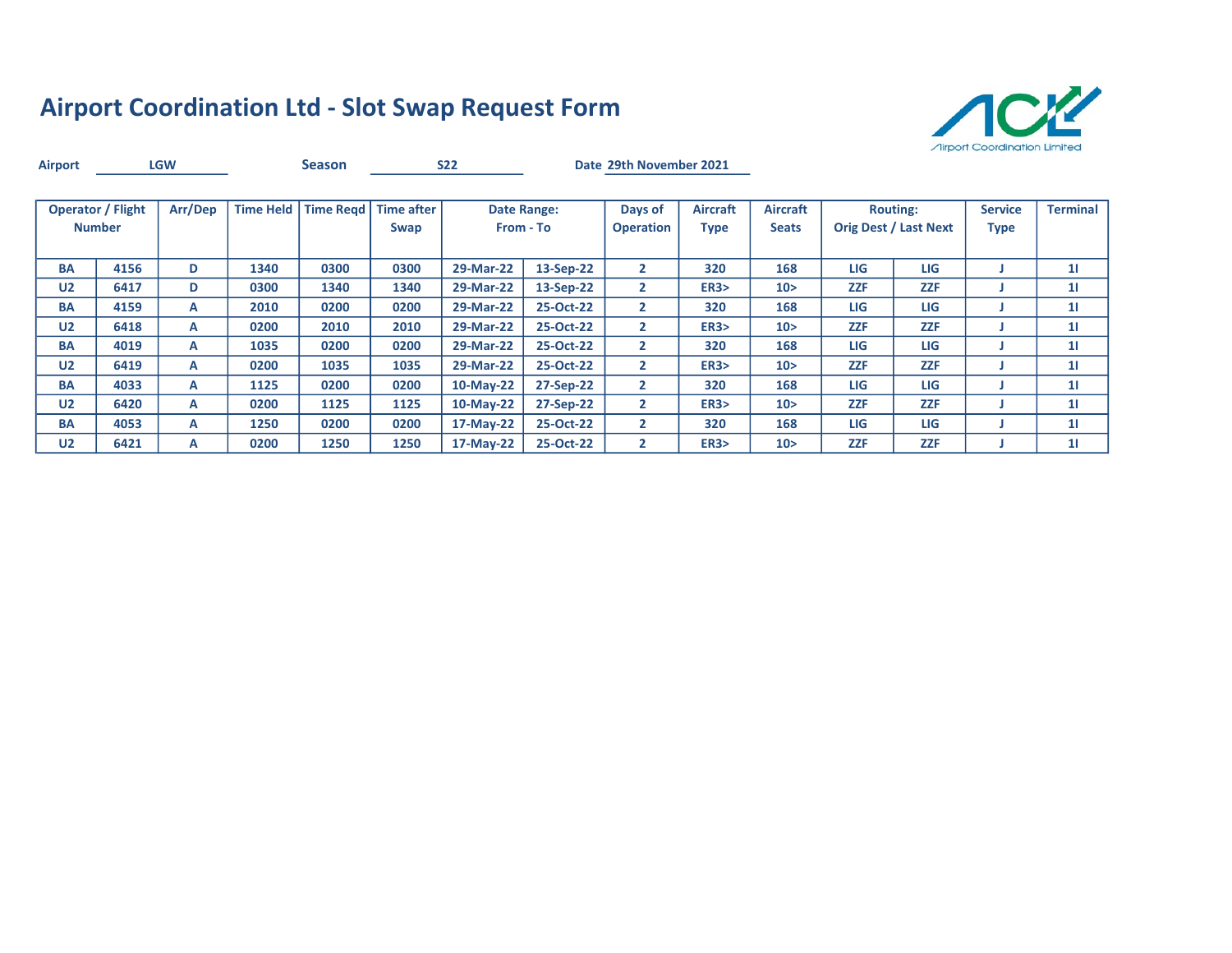# Airport Coordination Ltd - Slot Swap Request Form

**Airport** LGW **Season** S22 **Date** 29th November 2021

| Operator / Flight Number | | Arr/Dep | Time Held | Time Reqd | Time after Swap | Date Range: From - To | | Days of Operation | Aircraft Type | Aircraft Seats | Routing: Orig Dest / Last Next | | Service Type | Terminal |
|---|---|---|---|---|---|---|---|---|---|---|---|---|---|---|
| BA | 4156 | D | 1340 | 0300 | 0300 | 29-Mar-22 | 13-Sep-22 | 2 | 320 | 168 | LIG | LIG | J | 1I |
| U2 | 6417 | D | 0300 | 1340 | 1340 | 29-Mar-22 | 13-Sep-22 | 2 | ER3> | 10> | ZZF | ZZF | J | 1I |
| BA | 4159 | A | 2010 | 0200 | 0200 | 29-Mar-22 | 25-Oct-22 | 2 | 320 | 168 | LIG | LIG | J | 1I |
| U2 | 6418 | A | 0200 | 2010 | 2010 | 29-Mar-22 | 25-Oct-22 | 2 | ER3> | 10> | ZZF | ZZF | J | 1I |
| BA | 4019 | A | 1035 | 0200 | 0200 | 29-Mar-22 | 25-Oct-22 | 2 | 320 | 168 | LIG | LIG | J | 1I |
| U2 | 6419 | A | 0200 | 1035 | 1035 | 29-Mar-22 | 25-Oct-22 | 2 | ER3> | 10> | ZZF | ZZF | J | 1I |
| BA | 4033 | A | 1125 | 0200 | 0200 | 10-May-22 | 27-Sep-22 | 2 | 320 | 168 | LIG | LIG | J | 1I |
| U2 | 6420 | A | 0200 | 1125 | 1125 | 10-May-22 | 27-Sep-22 | 2 | ER3> | 10> | ZZF | ZZF | J | 1I |
| BA | 4053 | A | 1250 | 0200 | 0200 | 17-May-22 | 25-Oct-22 | 2 | 320 | 168 | LIG | LIG | J | 1I |
| U2 | 6421 | A | 0200 | 1250 | 1250 | 17-May-22 | 25-Oct-22 | 2 | ER3> | 10> | ZZF | ZZF | J | 1I |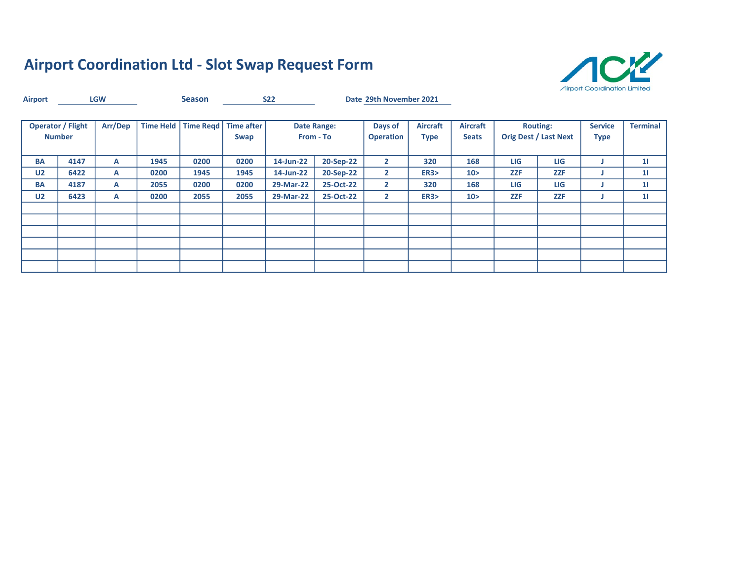# Airport Coordination Ltd - Slot Swap Request Form

**Airport** LGW **Season** S22 **Date** 29th November 2021

| Operator / Flight Number | | Arr/Dep | Time Held | Time Reqd | Time after Swap | Date Range: From - To | | Days of Operation | Aircraft Type | Aircraft Seats | Routing: Orig Dest / Last Next | | Service Type | Terminal |
|---|---|---|---|---|---|---|---|---|---|---|---|---|---|---|
| BA | 4147 | A | 1945 | 0200 | 0200 | 14-Jun-22 | 20-Sep-22 | 2 | 320 | 168 | LIG | LIG | J | 1I |
| U2 | 6422 | A | 0200 | 1945 | 1945 | 14-Jun-22 | 20-Sep-22 | 2 | ER3> | 10> | ZZF | ZZF | J | 1I |
| BA | 4187 | A | 2055 | 0200 | 0200 | 29-Mar-22 | 25-Oct-22 | 2 | 320 | 168 | LIG | LIG | J | 1I |
| U2 | 6423 | A | 0200 | 2055 | 2055 | 29-Mar-22 | 25-Oct-22 | 2 | ER3> | 10> | ZZF | ZZF | J | 1I |
| | | | | | | | | | | | | | | |
| | | | | | | | | | | | | | | |
| | | | | | | | | | | | | | | |
| | | | | | | | | | | | | | | |
| | | | | | | | | | | | | | | |
| | | | | | | | | | | | | | | |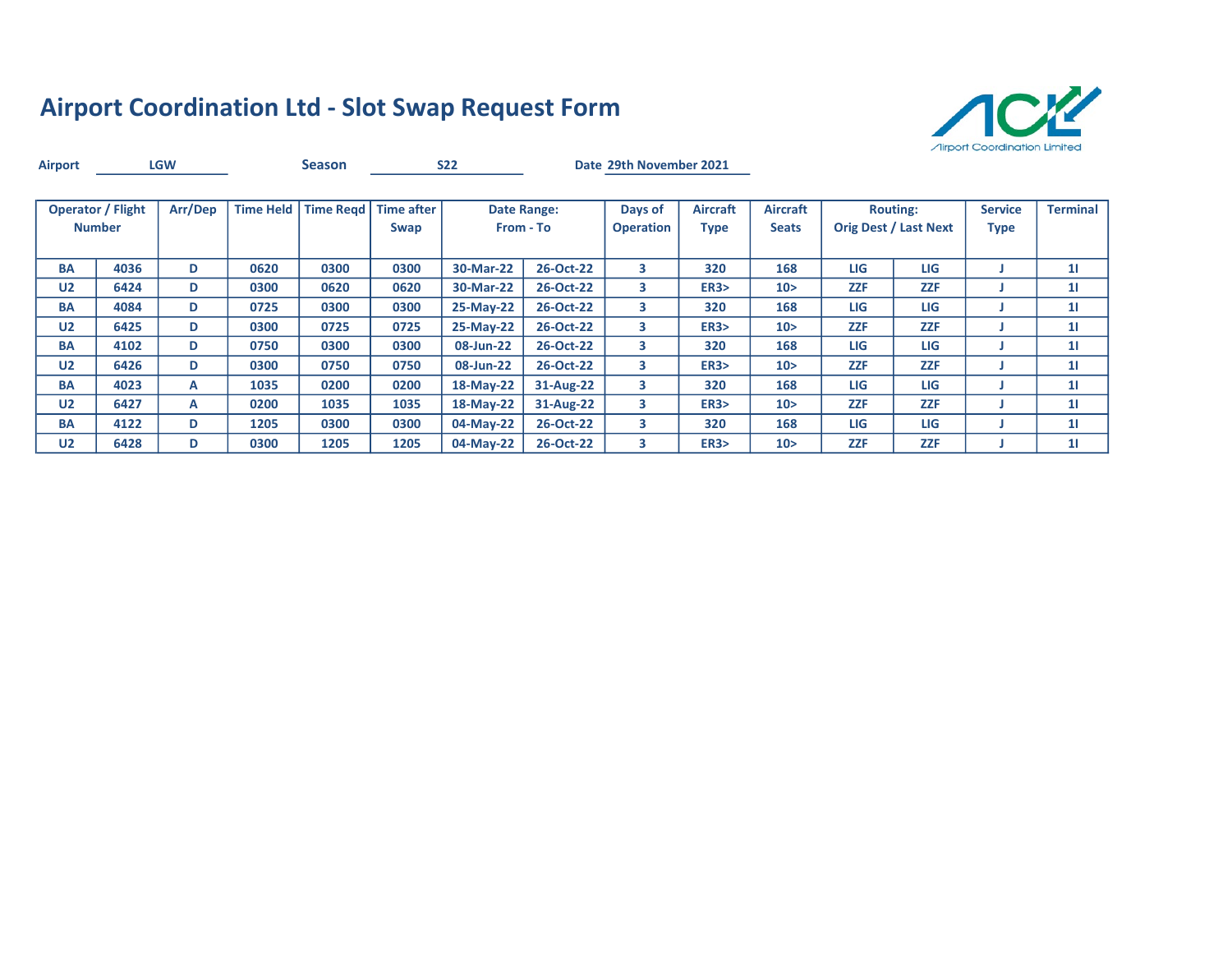# Airport Coordination Ltd - Slot Swap Request Form

Airport LGW    Season S22    Date 29th November 2021

| Operator / Flight Number | | Arr/Dep | Time Held | Time Reqd | Time after Swap | Date Range: From - To | | Days of Operation | Aircraft Type | Aircraft Seats | Routing: Orig Dest / Last Next | | Service Type | Terminal |
|---|---|---|---|---|---|---|---|---|---|---|---|---|---|---|
| BA | 4036 | D | 0620 | 0300 | 0300 | 30-Mar-22 | 26-Oct-22 | 3 | 320 | 168 | LIG | LIG | J | 1I |
| U2 | 6424 | D | 0300 | 0620 | 0620 | 30-Mar-22 | 26-Oct-22 | 3 | ER3> | 10> | ZZF | ZZF | J | 1I |
| BA | 4084 | D | 0725 | 0300 | 0300 | 25-May-22 | 26-Oct-22 | 3 | 320 | 168 | LIG | LIG | J | 1I |
| U2 | 6425 | D | 0300 | 0725 | 0725 | 25-May-22 | 26-Oct-22 | 3 | ER3> | 10> | ZZF | ZZF | J | 1I |
| BA | 4102 | D | 0750 | 0300 | 0300 | 08-Jun-22 | 26-Oct-22 | 3 | 320 | 168 | LIG | LIG | J | 1I |
| U2 | 6426 | D | 0300 | 0750 | 0750 | 08-Jun-22 | 26-Oct-22 | 3 | ER3> | 10> | ZZF | ZZF | J | 1I |
| BA | 4023 | A | 1035 | 0200 | 0200 | 18-May-22 | 31-Aug-22 | 3 | 320 | 168 | LIG | LIG | J | 1I |
| U2 | 6427 | A | 0200 | 1035 | 1035 | 18-May-22 | 31-Aug-22 | 3 | ER3> | 10> | ZZF | ZZF | J | 1I |
| BA | 4122 | D | 1205 | 0300 | 0300 | 04-May-22 | 26-Oct-22 | 3 | 320 | 168 | LIG | LIG | J | 1I |
| U2 | 6428 | D | 0300 | 1205 | 1205 | 04-May-22 | 26-Oct-22 | 3 | ER3> | 10> | ZZF | ZZF | J | 1I |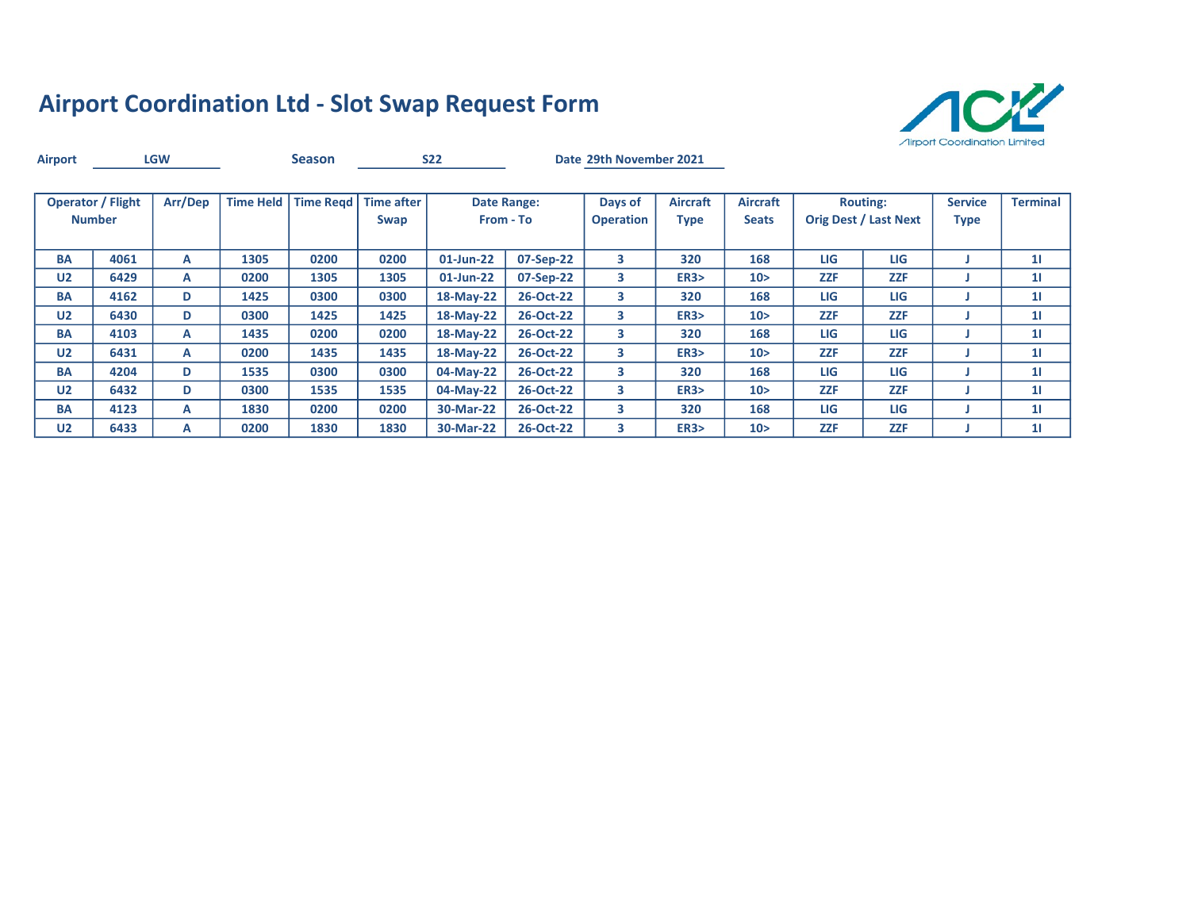# Airport Coordination Ltd - Slot Swap Request Form

**Airport** LGW **Season** S22 **Date** 29th November 2021

| Operator / Flight Number | | Arr/Dep | Time Held | Time Reqd | Time after Swap | Date Range: From - To | | Days of Operation | Aircraft Type | Aircraft Seats | Routing: Orig Dest / Last Next | | Service Type | Terminal |
|---|---|---|---|---|---|---|---|---|---|---|---|---|---|---|
| BA | 4061 | A | 1305 | 0200 | 0200 | 01-Jun-22 | 07-Sep-22 | 3 | 320 | 168 | LIG | LIG | J | 1I |
| U2 | 6429 | A | 0200 | 1305 | 1305 | 01-Jun-22 | 07-Sep-22 | 3 | ER3> | 10> | ZZF | ZZF | J | 1I |
| BA | 4162 | D | 1425 | 0300 | 0300 | 18-May-22 | 26-Oct-22 | 3 | 320 | 168 | LIG | LIG | J | 1I |
| U2 | 6430 | D | 0300 | 1425 | 1425 | 18-May-22 | 26-Oct-22 | 3 | ER3> | 10> | ZZF | ZZF | J | 1I |
| BA | 4103 | A | 1435 | 0200 | 0200 | 18-May-22 | 26-Oct-22 | 3 | 320 | 168 | LIG | LIG | J | 1I |
| U2 | 6431 | A | 0200 | 1435 | 1435 | 18-May-22 | 26-Oct-22 | 3 | ER3> | 10> | ZZF | ZZF | J | 1I |
| BA | 4204 | D | 1535 | 0300 | 0300 | 04-May-22 | 26-Oct-22 | 3 | 320 | 168 | LIG | LIG | J | 1I |
| U2 | 6432 | D | 0300 | 1535 | 1535 | 04-May-22 | 26-Oct-22 | 3 | ER3> | 10> | ZZF | ZZF | J | 1I |
| BA | 4123 | A | 1830 | 0200 | 0200 | 30-Mar-22 | 26-Oct-22 | 3 | 320 | 168 | LIG | LIG | J | 1I |
| U2 | 6433 | A | 0200 | 1830 | 1830 | 30-Mar-22 | 26-Oct-22 | 3 | ER3> | 10> | ZZF | ZZF | J | 1I |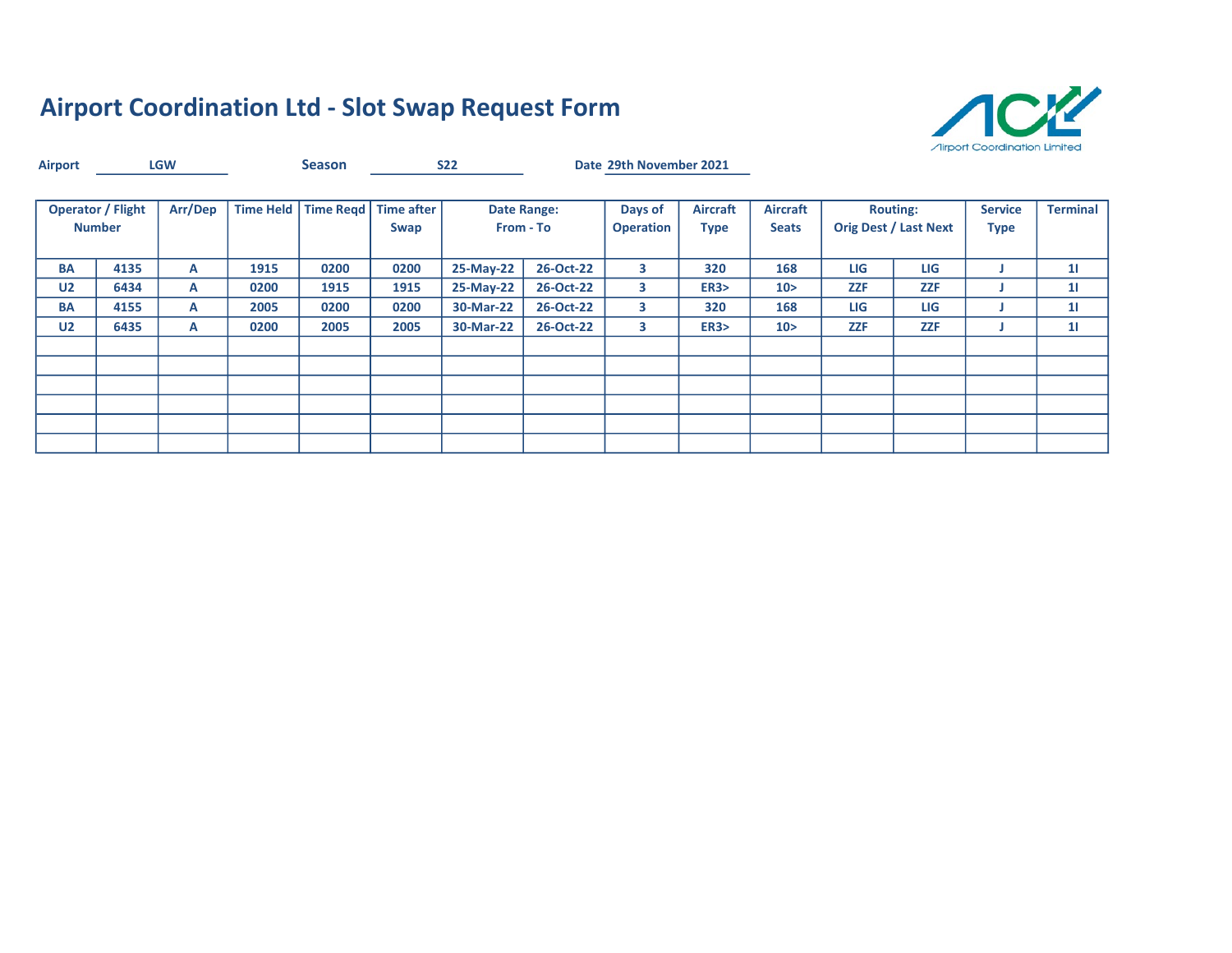# Airport Coordination Ltd - Slot Swap Request Form

Airport LGW Season S22 Date 29th November 2021

| Operator / Flight Number | | Arr/Dep | Time Held | Time Reqd | Time after Swap | Date Range: From - To | | Days of Operation | Aircraft Type | Aircraft Seats | Routing: Orig Dest / Last Next | | Service Type | Terminal |
|---|---|---|---|---|---|---|---|---|---|---|---|---|---|---|
| BA | 4135 | A | 1915 | 0200 | 0200 | 25-May-22 | 26-Oct-22 | 3 | 320 | 168 | LIG | LIG | J | 1I |
| U2 | 6434 | A | 0200 | 1915 | 1915 | 25-May-22 | 26-Oct-22 | 3 | ER3> | 10> | ZZF | ZZF | J | 1I |
| BA | 4155 | A | 2005 | 0200 | 0200 | 30-Mar-22 | 26-Oct-22 | 3 | 320 | 168 | LIG | LIG | J | 1I |
| U2 | 6435 | A | 0200 | 2005 | 2005 | 30-Mar-22 | 26-Oct-22 | 3 | ER3> | 10> | ZZF | ZZF | J | 1I |
| | | | | | | | | | | | | | | |
| | | | | | | | | | | | | | | |
| | | | | | | | | | | | | | | |
| | | | | | | | | | | | | | | |
| | | | | | | | | | | | | | | |
| | | | | | | | | | | | | | | |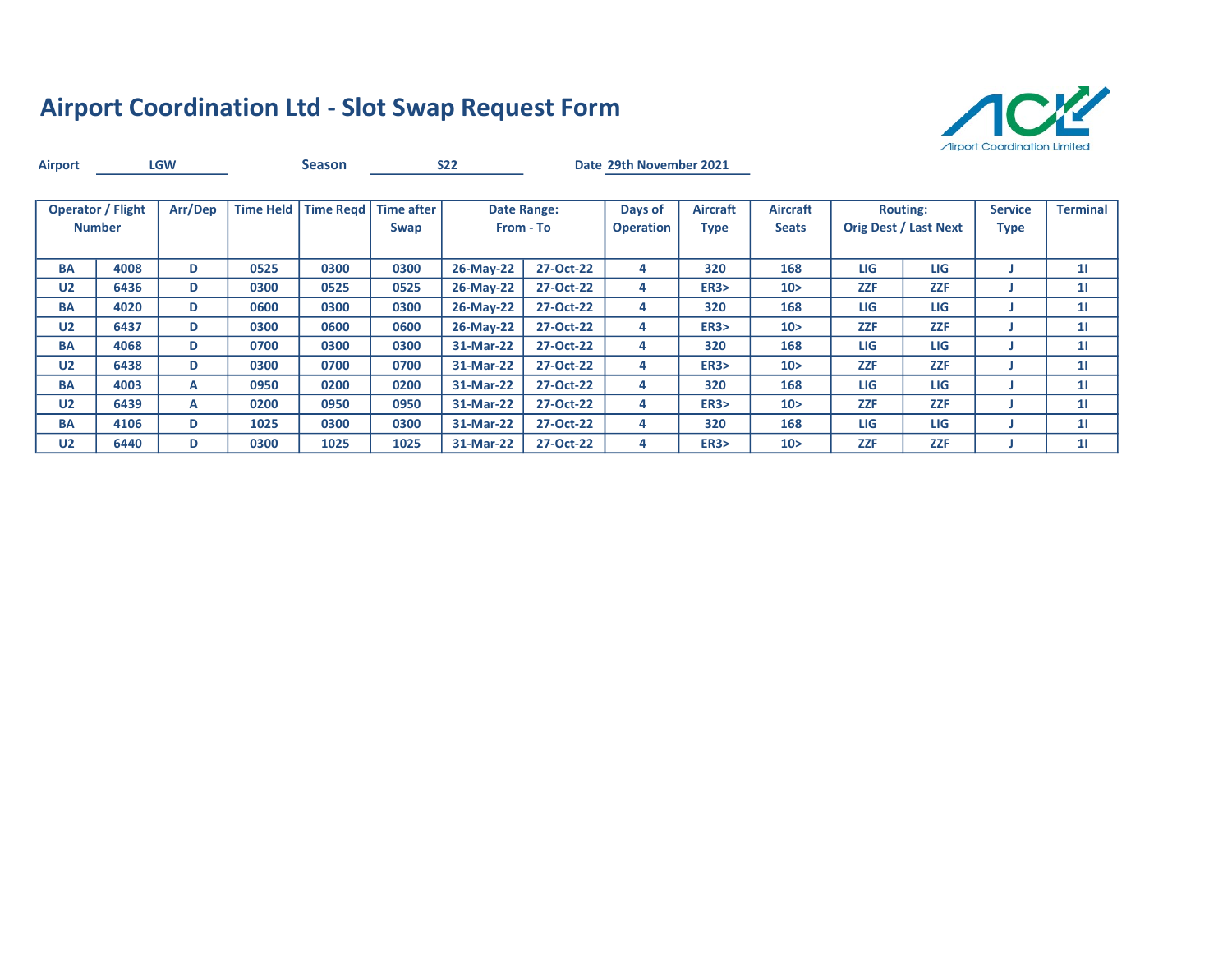# Airport Coordination Ltd - Slot Swap Request Form

**Airport** LGW **Season** S22 **Date** 29th November 2021

| Operator / Flight Number | | Arr/Dep | Time Held | Time Reqd | Time after Swap | Date Range: From - To | | Days of Operation | Aircraft Type | Aircraft Seats | Routing: Orig Dest / Last Next | | Service Type | Terminal |
|---|---|---|---|---|---|---|---|---|---|---|---|---|---|---|
| BA | 4008 | D | 0525 | 0300 | 0300 | 26-May-22 | 27-Oct-22 | 4 | 320 | 168 | LIG | LIG | J | 1I |
| U2 | 6436 | D | 0300 | 0525 | 0525 | 26-May-22 | 27-Oct-22 | 4 | ER3> | 10> | ZZF | ZZF | J | 1I |
| BA | 4020 | D | 0600 | 0300 | 0300 | 26-May-22 | 27-Oct-22 | 4 | 320 | 168 | LIG | LIG | J | 1I |
| U2 | 6437 | D | 0300 | 0600 | 0600 | 26-May-22 | 27-Oct-22 | 4 | ER3> | 10> | ZZF | ZZF | J | 1I |
| BA | 4068 | D | 0700 | 0300 | 0300 | 31-Mar-22 | 27-Oct-22 | 4 | 320 | 168 | LIG | LIG | J | 1I |
| U2 | 6438 | D | 0300 | 0700 | 0700 | 31-Mar-22 | 27-Oct-22 | 4 | ER3> | 10> | ZZF | ZZF | J | 1I |
| BA | 4003 | A | 0950 | 0200 | 0200 | 31-Mar-22 | 27-Oct-22 | 4 | 320 | 168 | LIG | LIG | J | 1I |
| U2 | 6439 | A | 0200 | 0950 | 0950 | 31-Mar-22 | 27-Oct-22 | 4 | ER3> | 10> | ZZF | ZZF | J | 1I |
| BA | 4106 | D | 1025 | 0300 | 0300 | 31-Mar-22 | 27-Oct-22 | 4 | 320 | 168 | LIG | LIG | J | 1I |
| U2 | 6440 | D | 0300 | 1025 | 1025 | 31-Mar-22 | 27-Oct-22 | 4 | ER3> | 10> | ZZF | ZZF | J | 1I |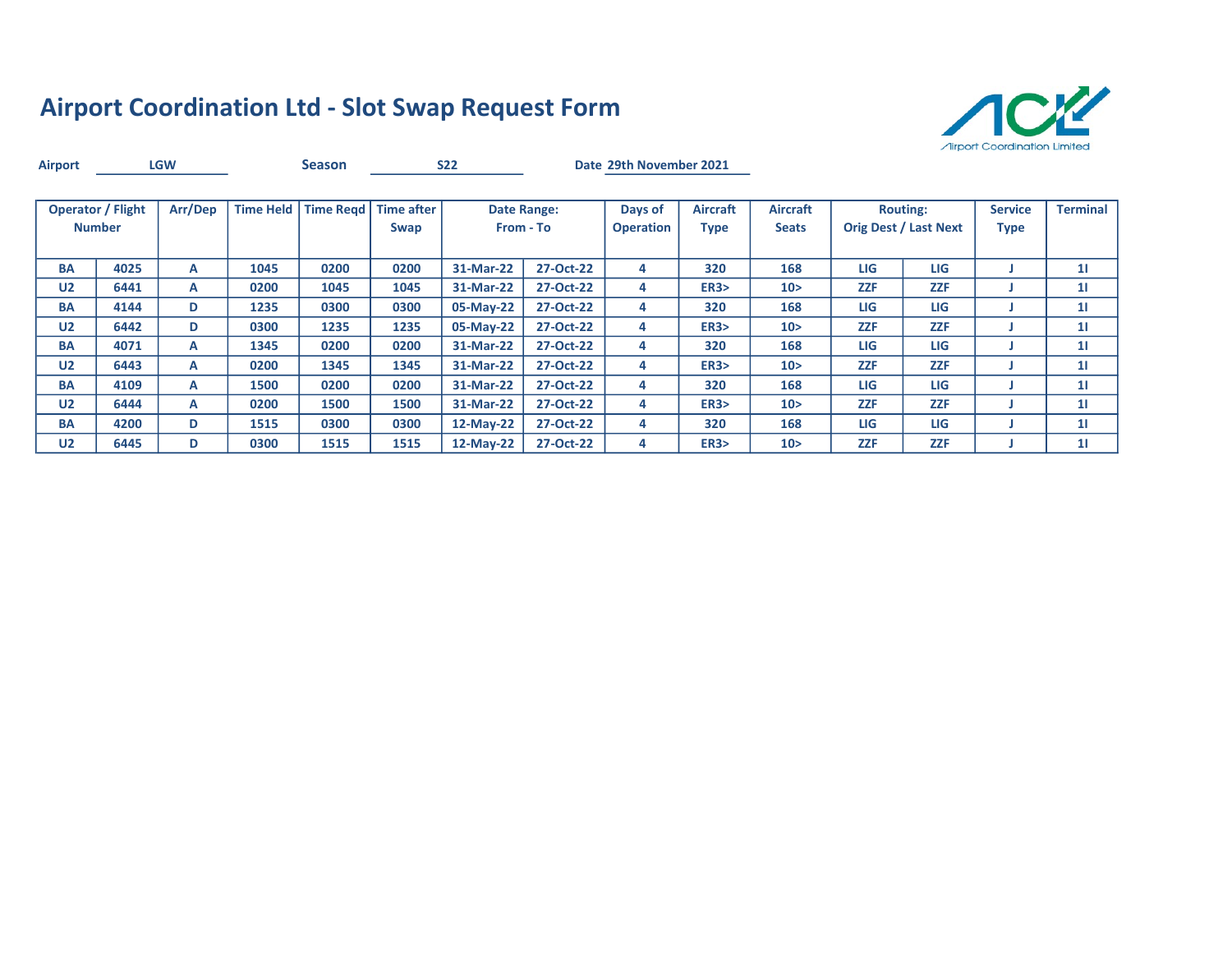# Airport Coordination Ltd - Slot Swap Request Form

**Airport** LGW **Season** S22 **Date** 29th November 2021

| Operator / Flight Number | | Arr/Dep | Time Held | Time Reqd | Time after Swap | Date Range: From - To | | Days of Operation | Aircraft Type | Aircraft Seats | Routing: Orig Dest / Last Next | | Service Type | Terminal |
|---|---|---|---|---|---|---|---|---|---|---|---|---|---|---|
| BA | 4025 | A | 1045 | 0200 | 0200 | 31-Mar-22 | 27-Oct-22 | 4 | 320 | 168 | LIG | LIG | J | 1I |
| U2 | 6441 | A | 0200 | 1045 | 1045 | 31-Mar-22 | 27-Oct-22 | 4 | ER3> | 10> | ZZF | ZZF | J | 1I |
| BA | 4144 | D | 1235 | 0300 | 0300 | 05-May-22 | 27-Oct-22 | 4 | 320 | 168 | LIG | LIG | J | 1I |
| U2 | 6442 | D | 0300 | 1235 | 1235 | 05-May-22 | 27-Oct-22 | 4 | ER3> | 10> | ZZF | ZZF | J | 1I |
| BA | 4071 | A | 1345 | 0200 | 0200 | 31-Mar-22 | 27-Oct-22 | 4 | 320 | 168 | LIG | LIG | J | 1I |
| U2 | 6443 | A | 0200 | 1345 | 1345 | 31-Mar-22 | 27-Oct-22 | 4 | ER3> | 10> | ZZF | ZZF | J | 1I |
| BA | 4109 | A | 1500 | 0200 | 0200 | 31-Mar-22 | 27-Oct-22 | 4 | 320 | 168 | LIG | LIG | J | 1I |
| U2 | 6444 | A | 0200 | 1500 | 1500 | 31-Mar-22 | 27-Oct-22 | 4 | ER3> | 10> | ZZF | ZZF | J | 1I |
| BA | 4200 | D | 1515 | 0300 | 0300 | 12-May-22 | 27-Oct-22 | 4 | 320 | 168 | LIG | LIG | J | 1I |
| U2 | 6445 | D | 0300 | 1515 | 1515 | 12-May-22 | 27-Oct-22 | 4 | ER3> | 10> | ZZF | ZZF | J | 1I |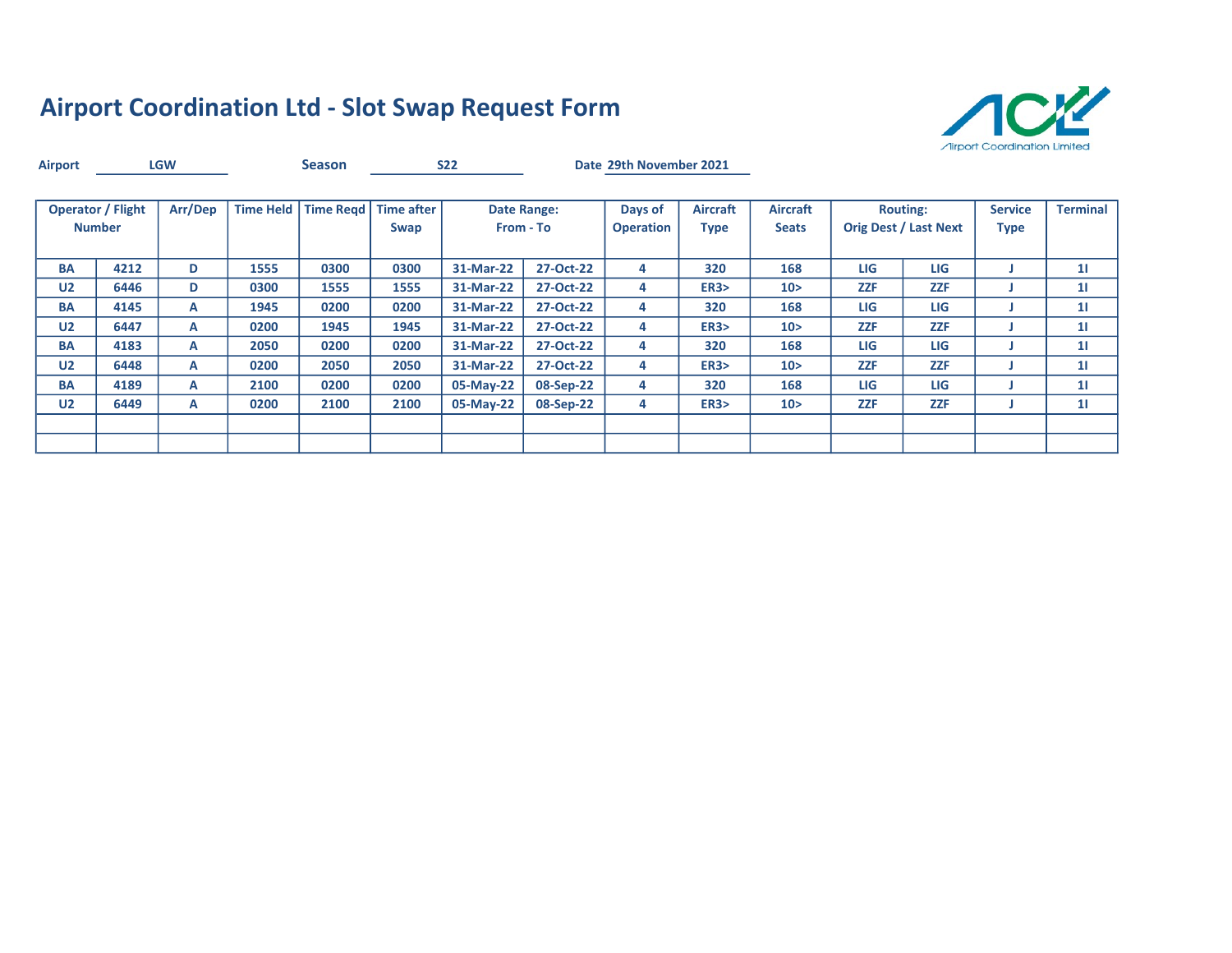# Airport Coordination Ltd - Slot Swap Request Form

**Airport** LGW **Season** S22 **Date** 29th November 2021

| Operator / Flight Number | | Arr/Dep | Time Held | Time Reqd | Time after Swap | Date Range: From - To | | Days of Operation | Aircraft Type | Aircraft Seats | Routing: Orig Dest / Last Next | | Service Type | Terminal |
|---|---|---|---|---|---|---|---|---|---|---|---|---|---|---|
| BA | 4212 | D | 1555 | 0300 | 0300 | 31-Mar-22 | 27-Oct-22 | 4 | 320 | 168 | LIG | LIG | J | 1I |
| U2 | 6446 | D | 0300 | 1555 | 1555 | 31-Mar-22 | 27-Oct-22 | 4 | ER3> | 10> | ZZF | ZZF | J | 1I |
| BA | 4145 | A | 1945 | 0200 | 0200 | 31-Mar-22 | 27-Oct-22 | 4 | 320 | 168 | LIG | LIG | J | 1I |
| U2 | 6447 | A | 0200 | 1945 | 1945 | 31-Mar-22 | 27-Oct-22 | 4 | ER3> | 10> | ZZF | ZZF | J | 1I |
| BA | 4183 | A | 2050 | 0200 | 0200 | 31-Mar-22 | 27-Oct-22 | 4 | 320 | 168 | LIG | LIG | J | 1I |
| U2 | 6448 | A | 0200 | 2050 | 2050 | 31-Mar-22 | 27-Oct-22 | 4 | ER3> | 10> | ZZF | ZZF | J | 1I |
| BA | 4189 | A | 2100 | 0200 | 0200 | 05-May-22 | 08-Sep-22 | 4 | 320 | 168 | LIG | LIG | J | 1I |
| U2 | 6449 | A | 0200 | 2100 | 2100 | 05-May-22 | 08-Sep-22 | 4 | ER3> | 10> | ZZF | ZZF | J | 1I |
| | | | | | | | | | | | | | | |
| | | | | | | | | | | | | | | |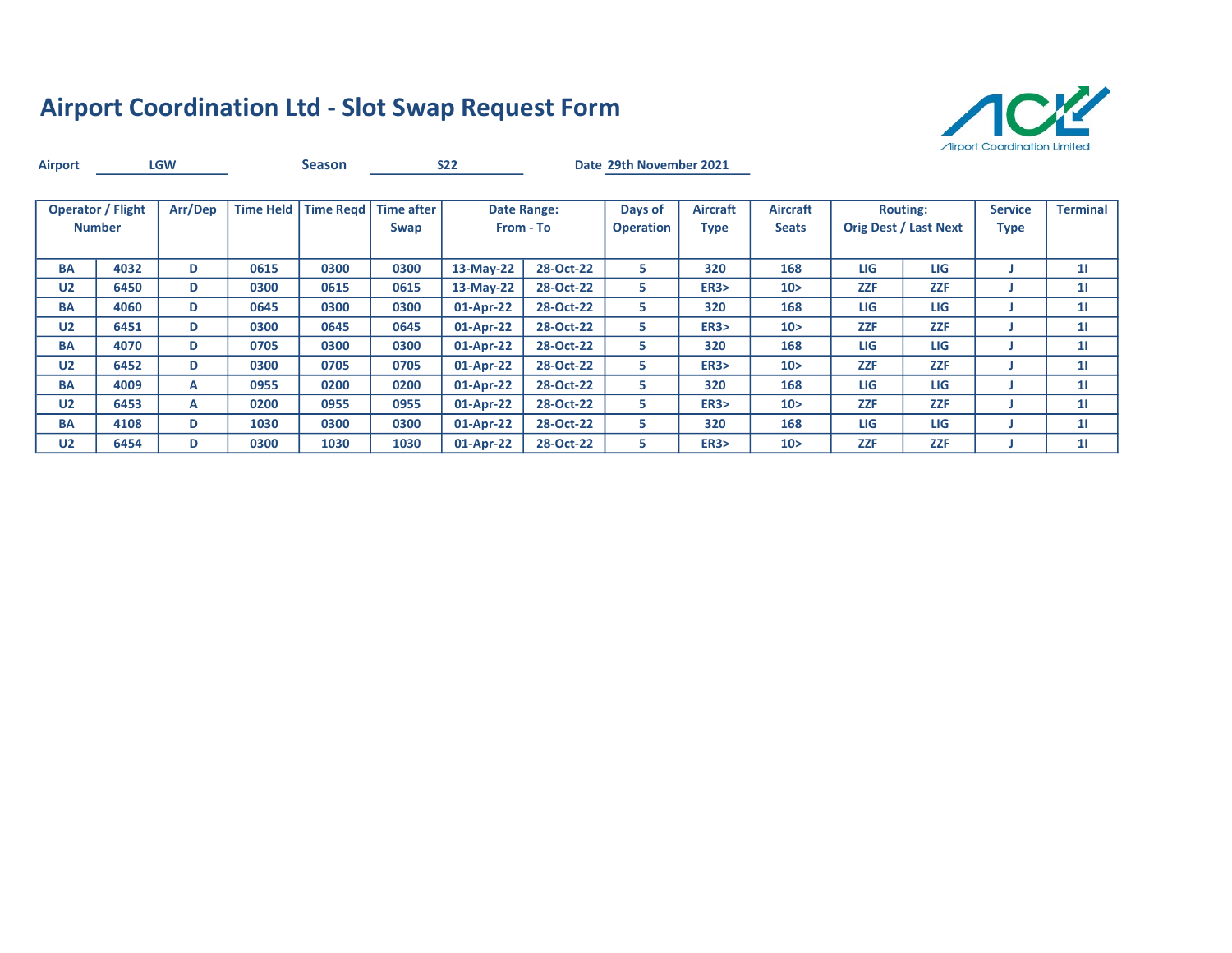# Airport Coordination Ltd - Slot Swap Request Form

**Airport** LGW **Season** S22 **Date** 29th November 2021

| Operator / Flight Number | | Arr/Dep | Time Held | Time Reqd | Time after Swap | Date Range: From - To | | Days of Operation | Aircraft Type | Aircraft Seats | Routing: Orig Dest / Last Next | | Service Type | Terminal |
|---|---|---|---|---|---|---|---|---|---|---|---|---|---|---|
| BA | 4032 | D | 0615 | 0300 | 0300 | 13-May-22 | 28-Oct-22 | 5 | 320 | 168 | LIG | LIG | J | 1I |
| U2 | 6450 | D | 0300 | 0615 | 0615 | 13-May-22 | 28-Oct-22 | 5 | ER3> | 10> | ZZF | ZZF | J | 1I |
| BA | 4060 | D | 0645 | 0300 | 0300 | 01-Apr-22 | 28-Oct-22 | 5 | 320 | 168 | LIG | LIG | J | 1I |
| U2 | 6451 | D | 0300 | 0645 | 0645 | 01-Apr-22 | 28-Oct-22 | 5 | ER3> | 10> | ZZF | ZZF | J | 1I |
| BA | 4070 | D | 0705 | 0300 | 0300 | 01-Apr-22 | 28-Oct-22 | 5 | 320 | 168 | LIG | LIG | J | 1I |
| U2 | 6452 | D | 0300 | 0705 | 0705 | 01-Apr-22 | 28-Oct-22 | 5 | ER3> | 10> | ZZF | ZZF | J | 1I |
| BA | 4009 | A | 0955 | 0200 | 0200 | 01-Apr-22 | 28-Oct-22 | 5 | 320 | 168 | LIG | LIG | J | 1I |
| U2 | 6453 | A | 0200 | 0955 | 0955 | 01-Apr-22 | 28-Oct-22 | 5 | ER3> | 10> | ZZF | ZZF | J | 1I |
| BA | 4108 | D | 1030 | 0300 | 0300 | 01-Apr-22 | 28-Oct-22 | 5 | 320 | 168 | LIG | LIG | J | 1I |
| U2 | 6454 | D | 0300 | 1030 | 1030 | 01-Apr-22 | 28-Oct-22 | 5 | ER3> | 10> | ZZF | ZZF | J | 1I |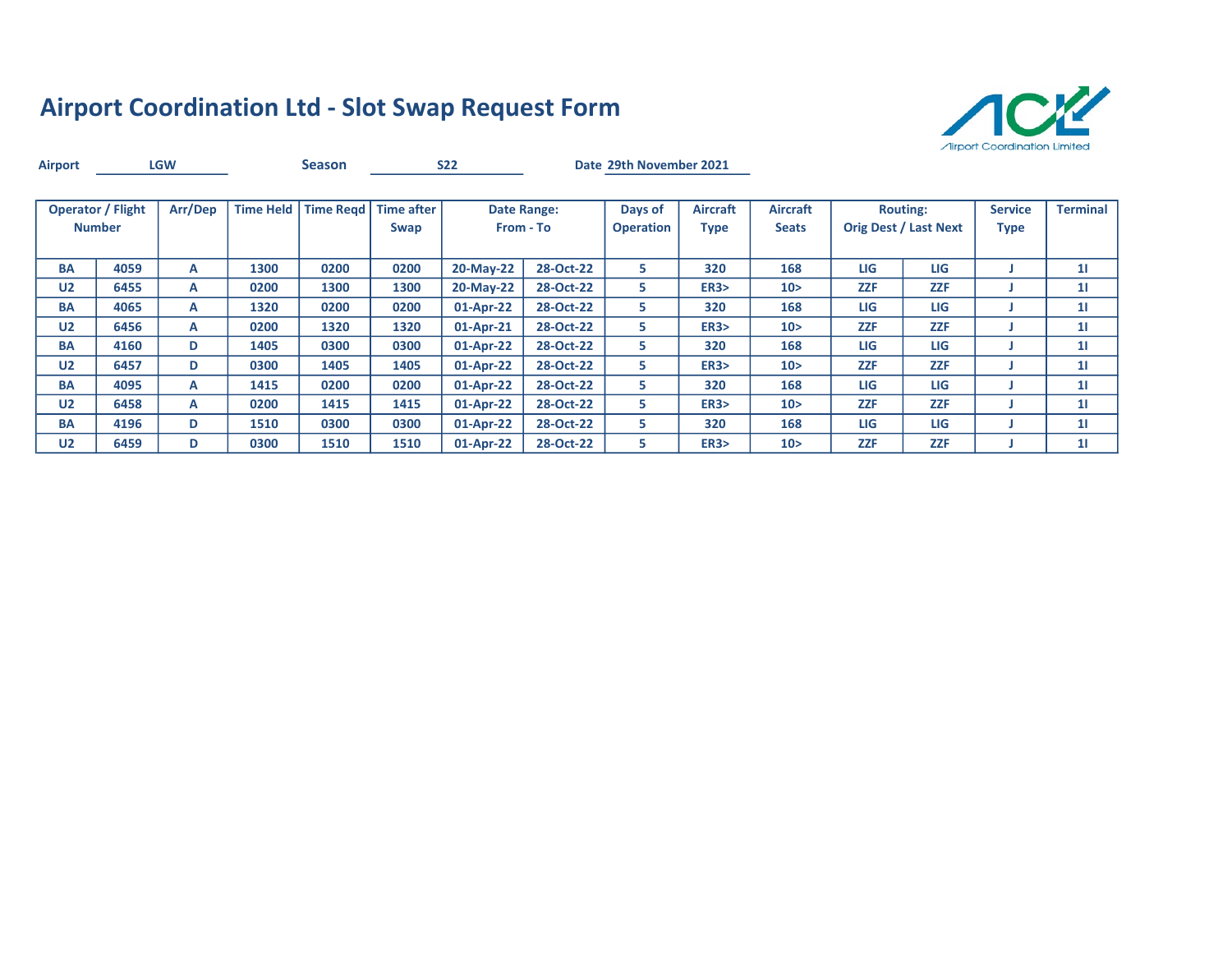# Airport Coordination Ltd - Slot Swap Request Form

**Airport** LGW **Season** S22 **Date** 29th November 2021

| Operator / Flight Number | | Arr/Dep | Time Held | Time Reqd | Time after Swap | Date Range: From - To | | Days of Operation | Aircraft Type | Aircraft Seats | Routing: Orig Dest / Last Next | | Service Type | Terminal |
|---|---|---|---|---|---|---|---|---|---|---|---|---|---|---|
| BA | 4059 | A | 1300 | 0200 | 0200 | 20-May-22 | 28-Oct-22 | 5 | 320 | 168 | LIG | LIG | J | 1I |
| U2 | 6455 | A | 0200 | 1300 | 1300 | 20-May-22 | 28-Oct-22 | 5 | ER3> | 10> | ZZF | ZZF | J | 1I |
| BA | 4065 | A | 1320 | 0200 | 0200 | 01-Apr-22 | 28-Oct-22 | 5 | 320 | 168 | LIG | LIG | J | 1I |
| U2 | 6456 | A | 0200 | 1320 | 1320 | 01-Apr-21 | 28-Oct-22 | 5 | ER3> | 10> | ZZF | ZZF | J | 1I |
| BA | 4160 | D | 1405 | 0300 | 0300 | 01-Apr-22 | 28-Oct-22 | 5 | 320 | 168 | LIG | LIG | J | 1I |
| U2 | 6457 | D | 0300 | 1405 | 1405 | 01-Apr-22 | 28-Oct-22 | 5 | ER3> | 10> | ZZF | ZZF | J | 1I |
| BA | 4095 | A | 1415 | 0200 | 0200 | 01-Apr-22 | 28-Oct-22 | 5 | 320 | 168 | LIG | LIG | J | 1I |
| U2 | 6458 | A | 0200 | 1415 | 1415 | 01-Apr-22 | 28-Oct-22 | 5 | ER3> | 10> | ZZF | ZZF | J | 1I |
| BA | 4196 | D | 1510 | 0300 | 0300 | 01-Apr-22 | 28-Oct-22 | 5 | 320 | 168 | LIG | LIG | J | 1I |
| U2 | 6459 | D | 0300 | 1510 | 1510 | 01-Apr-22 | 28-Oct-22 | 5 | ER3> | 10> | ZZF | ZZF | J | 1I |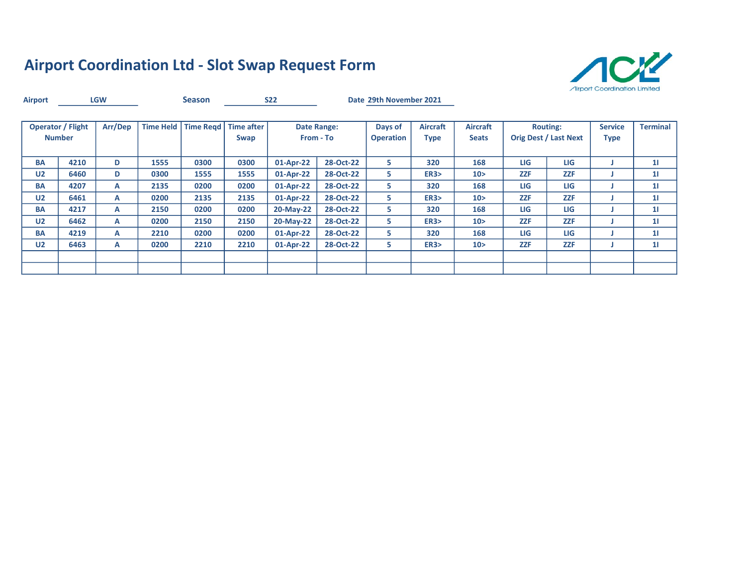# Airport Coordination Ltd - Slot Swap Request Form

Airport LGW Season S22 Date 29th November 2021

| Operator / Flight Number | | Arr/Dep | Time Held | Time Reqd | Time after Swap | Date Range: From - To | | Days of Operation | Aircraft Type | Aircraft Seats | Routing: Orig Dest / Last Next | | Service Type | Terminal |
|---|---|---|---|---|---|---|---|---|---|---|---|---|---|---|
| BA | 4210 | D | 1555 | 0300 | 0300 | 01-Apr-22 | 28-Oct-22 | 5 | 320 | 168 | LIG | LIG | J | 1I |
| U2 | 6460 | D | 0300 | 1555 | 1555 | 01-Apr-22 | 28-Oct-22 | 5 | ER3> | 10> | ZZF | ZZF | J | 1I |
| BA | 4207 | A | 2135 | 0200 | 0200 | 01-Apr-22 | 28-Oct-22 | 5 | 320 | 168 | LIG | LIG | J | 1I |
| U2 | 6461 | A | 0200 | 2135 | 2135 | 01-Apr-22 | 28-Oct-22 | 5 | ER3> | 10> | ZZF | ZZF | J | 1I |
| BA | 4217 | A | 2150 | 0200 | 0200 | 20-May-22 | 28-Oct-22 | 5 | 320 | 168 | LIG | LIG | J | 1I |
| U2 | 6462 | A | 0200 | 2150 | 2150 | 20-May-22 | 28-Oct-22 | 5 | ER3> | 10> | ZZF | ZZF | J | 1I |
| BA | 4219 | A | 2210 | 0200 | 0200 | 01-Apr-22 | 28-Oct-22 | 5 | 320 | 168 | LIG | LIG | J | 1I |
| U2 | 6463 | A | 0200 | 2210 | 2210 | 01-Apr-22 | 28-Oct-22 | 5 | ER3> | 10> | ZZF | ZZF | J | 1I |
| | | | | | | | | | | | | | | |
| | | | | | | | | | | | | | | |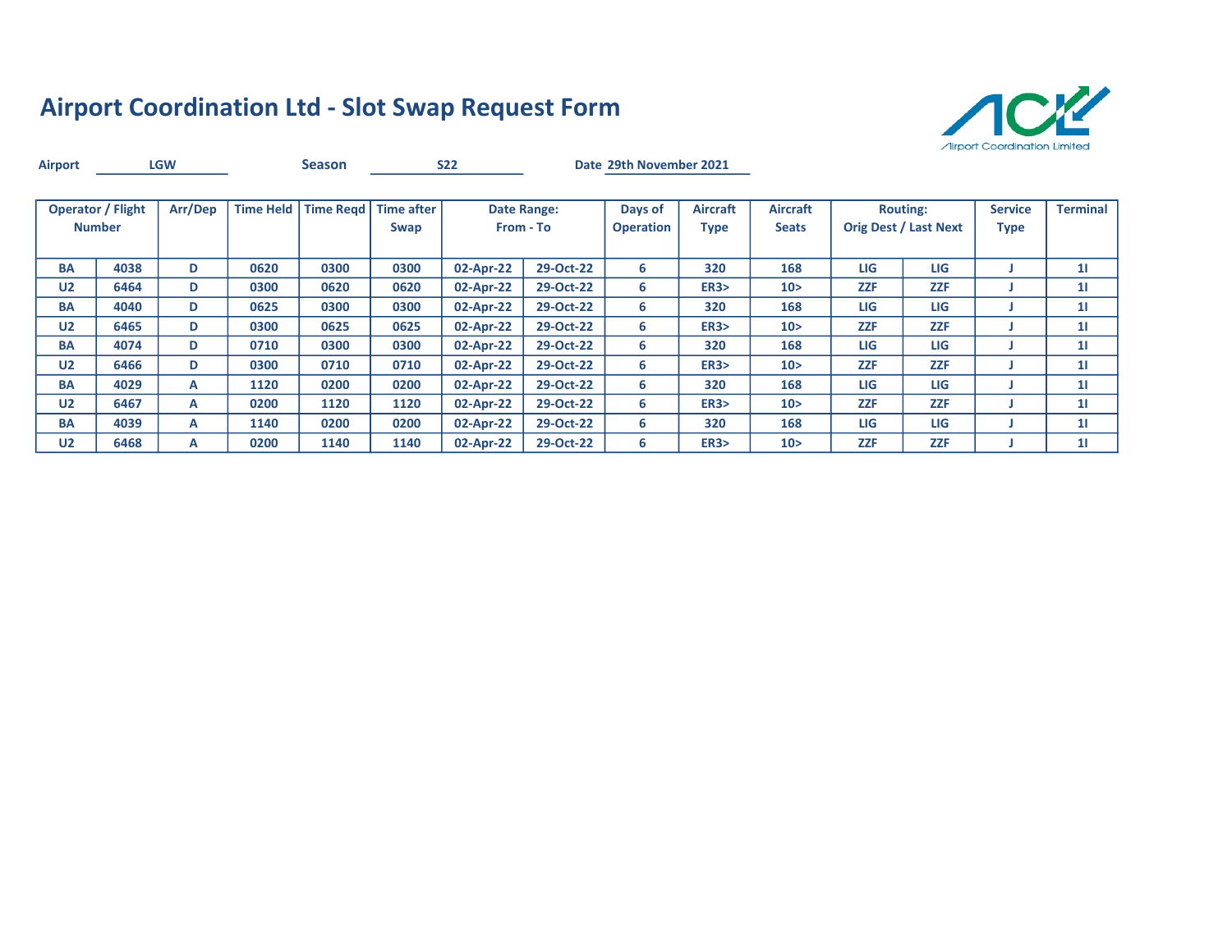# Airport Coordination Ltd - Slot Swap Request Form

**Airport** LGW **Season** S22 **Date** 29th November 2021

| Operator / Flight Number | | Arr/Dep | Time Held | Time Reqd | Time after Swap | Date Range: From - To | | Days of Operation | Aircraft Type | Aircraft Seats | Routing: Orig Dest / Last Next | | Service Type | Terminal |
|---|---|---|---|---|---|---|---|---|---|---|---|---|---|---|
| BA | 4038 | D | 0620 | 0300 | 0300 | 02-Apr-22 | 29-Oct-22 | 6 | 320 | 168 | LIG | LIG | J | 1I |
| U2 | 6464 | D | 0300 | 0620 | 0620 | 02-Apr-22 | 29-Oct-22 | 6 | ER3> | 10> | ZZF | ZZF | J | 1I |
| BA | 4040 | D | 0625 | 0300 | 0300 | 02-Apr-22 | 29-Oct-22 | 6 | 320 | 168 | LIG | LIG | J | 1I |
| U2 | 6465 | D | 0300 | 0625 | 0625 | 02-Apr-22 | 29-Oct-22 | 6 | ER3> | 10> | ZZF | ZZF | J | 1I |
| BA | 4074 | D | 0710 | 0300 | 0300 | 02-Apr-22 | 29-Oct-22 | 6 | 320 | 168 | LIG | LIG | J | 1I |
| U2 | 6466 | D | 0300 | 0710 | 0710 | 02-Apr-22 | 29-Oct-22 | 6 | ER3> | 10> | ZZF | ZZF | J | 1I |
| BA | 4029 | A | 1120 | 0200 | 0200 | 02-Apr-22 | 29-Oct-22 | 6 | 320 | 168 | LIG | LIG | J | 1I |
| U2 | 6467 | A | 0200 | 1120 | 1120 | 02-Apr-22 | 29-Oct-22 | 6 | ER3> | 10> | ZZF | ZZF | J | 1I |
| BA | 4039 | A | 1140 | 0200 | 0200 | 02-Apr-22 | 29-Oct-22 | 6 | 320 | 168 | LIG | LIG | J | 1I |
| U2 | 6468 | A | 0200 | 1140 | 1140 | 02-Apr-22 | 29-Oct-22 | 6 | ER3> | 10> | ZZF | ZZF | J | 1I |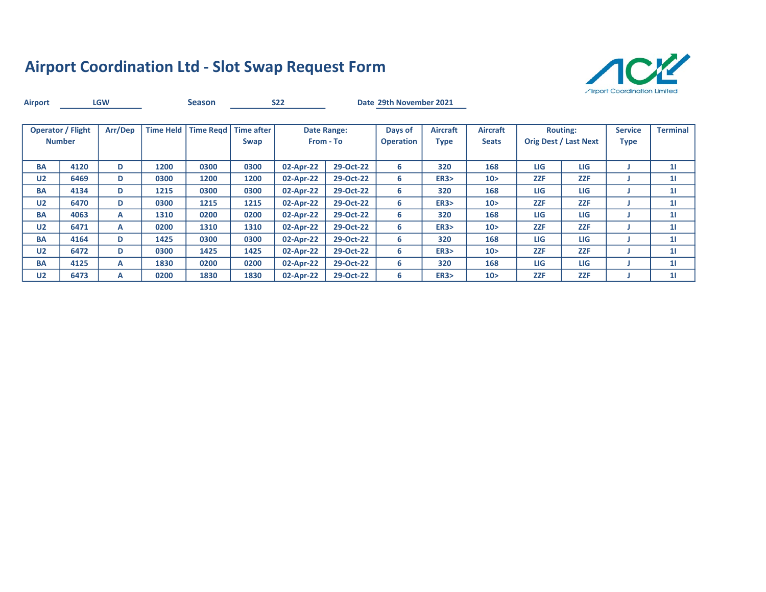# Airport Coordination Ltd - Slot Swap Request Form

**Airport** LGW **Season** S22 **Date** 29th November 2021

| Operator / Flight Number | | Arr/Dep | Time Held | Time Reqd | Time after Swap | Date Range: From - To | | Days of Operation | Aircraft Type | Aircraft Seats | Routing: Orig Dest / Last Next | | Service Type | Terminal |
|---|---|---|---|---|---|---|---|---|---|---|---|---|---|---|
| BA | 4120 | D | 1200 | 0300 | 0300 | 02-Apr-22 | 29-Oct-22 | 6 | 320 | 168 | LIG | LIG | J | 1I |
| U2 | 6469 | D | 0300 | 1200 | 1200 | 02-Apr-22 | 29-Oct-22 | 6 | ER3> | 10> | ZZF | ZZF | J | 1I |
| BA | 4134 | D | 1215 | 0300 | 0300 | 02-Apr-22 | 29-Oct-22 | 6 | 320 | 168 | LIG | LIG | J | 1I |
| U2 | 6470 | D | 0300 | 1215 | 1215 | 02-Apr-22 | 29-Oct-22 | 6 | ER3> | 10> | ZZF | ZZF | J | 1I |
| BA | 4063 | A | 1310 | 0200 | 0200 | 02-Apr-22 | 29-Oct-22 | 6 | 320 | 168 | LIG | LIG | J | 1I |
| U2 | 6471 | A | 0200 | 1310 | 1310 | 02-Apr-22 | 29-Oct-22 | 6 | ER3> | 10> | ZZF | ZZF | J | 1I |
| BA | 4164 | D | 1425 | 0300 | 0300 | 02-Apr-22 | 29-Oct-22 | 6 | 320 | 168 | LIG | LIG | J | 1I |
| U2 | 6472 | D | 0300 | 1425 | 1425 | 02-Apr-22 | 29-Oct-22 | 6 | ER3> | 10> | ZZF | ZZF | J | 1I |
| BA | 4125 | A | 1830 | 0200 | 0200 | 02-Apr-22 | 29-Oct-22 | 6 | 320 | 168 | LIG | LIG | J | 1I |
| U2 | 6473 | A | 0200 | 1830 | 1830 | 02-Apr-22 | 29-Oct-22 | 6 | ER3> | 10> | ZZF | ZZF | J | 1I |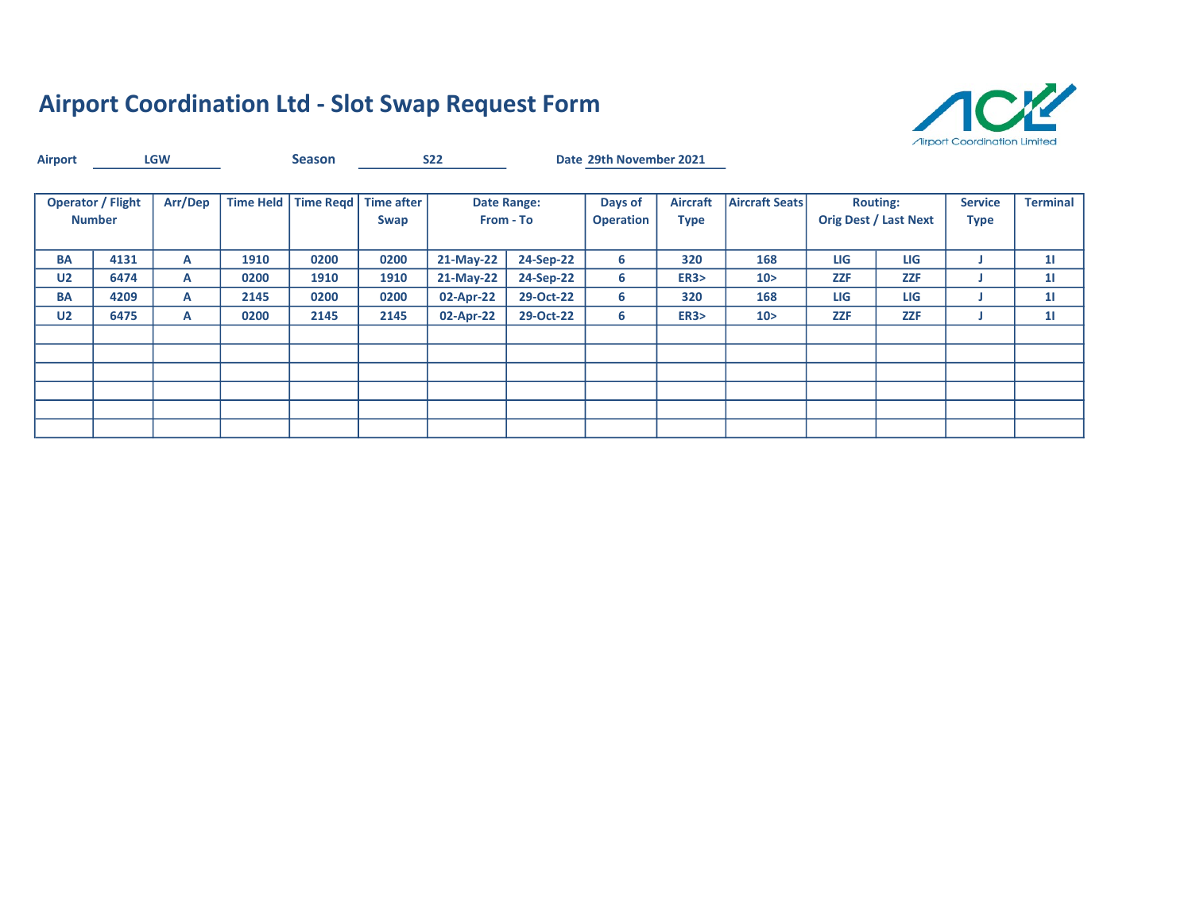# Airport Coordination Ltd - Slot Swap Request Form

**Airport** LGW **Season** S22 **Date** 29th November 2021

| Operator / Flight Number | | Arr/Dep | Time Held | Time Reqd | Time after Swap | Date Range: From - To | | Days of Operation | Aircraft Type | Aircraft Seats | Routing: Orig Dest / Last Next | | Service Type | Terminal |
|---|---|---|---|---|---|---|---|---|---|---|---|---|---|---|
| BA | 4131 | A | 1910 | 0200 | 0200 | 21-May-22 | 24-Sep-22 | 6 | 320 | 168 | LIG | LIG | J | 1I |
| U2 | 6474 | A | 0200 | 1910 | 1910 | 21-May-22 | 24-Sep-22 | 6 | ER3> | 10> | ZZF | ZZF | J | 1I |
| BA | 4209 | A | 2145 | 0200 | 0200 | 02-Apr-22 | 29-Oct-22 | 6 | 320 | 168 | LIG | LIG | J | 1I |
| U2 | 6475 | A | 0200 | 2145 | 2145 | 02-Apr-22 | 29-Oct-22 | 6 | ER3> | 10> | ZZF | ZZF | J | 1I |
| | | | | | | | | | | | | | | |
| | | | | | | | | | | | | | | |
| | | | | | | | | | | | | | | |
| | | | | | | | | | | | | | | |
| | | | | | | | | | | | | | | |
| | | | | | | | | | | | | | | |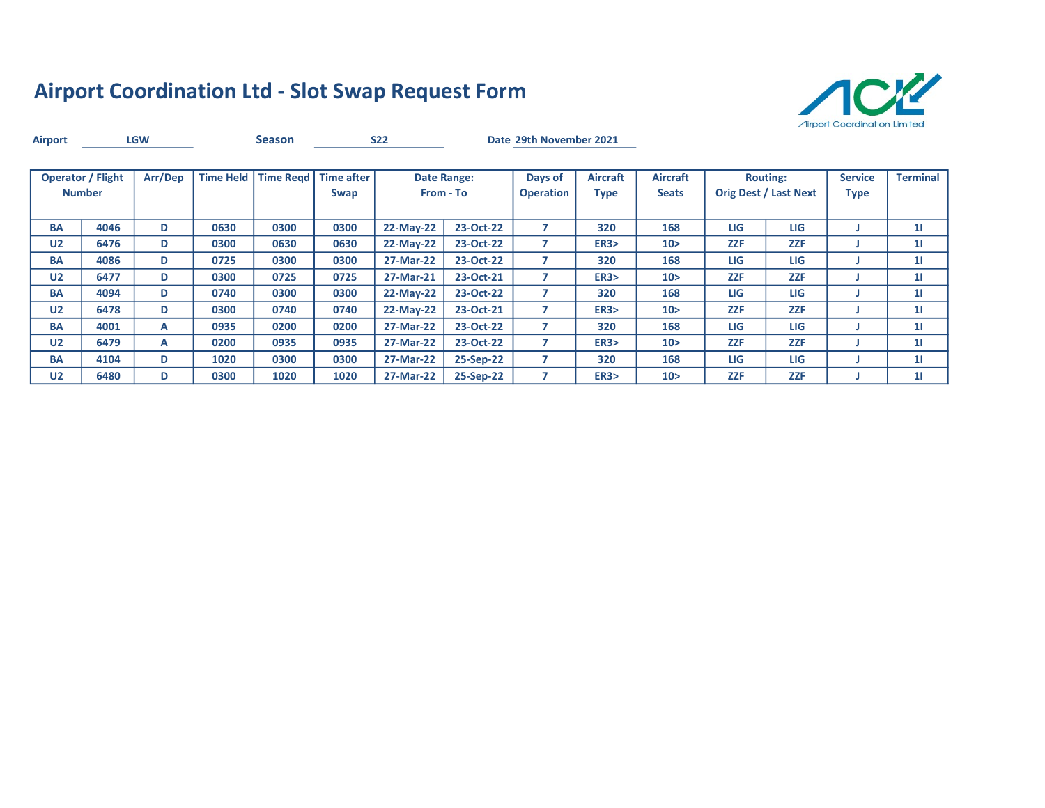# Airport Coordination Ltd - Slot Swap Request Form

Airport LGW    Season S22    Date 29th November 2021

| Operator / Flight Number | | Arr/Dep | Time Held | Time Reqd | Time after Swap | Date Range: From - To | | Days of Operation | Aircraft Type | Aircraft Seats | Routing: Orig Dest / Last Next | | Service Type | Terminal |
|---|---|---|---|---|---|---|---|---|---|---|---|---|---|---|
| BA | 4046 | D | 0630 | 0300 | 0300 | 22-May-22 | 23-Oct-22 | 7 | 320 | 168 | LIG | LIG | J | 1I |
| U2 | 6476 | D | 0300 | 0630 | 0630 | 22-May-22 | 23-Oct-22 | 7 | ER3> | 10> | ZZF | ZZF | J | 1I |
| BA | 4086 | D | 0725 | 0300 | 0300 | 27-Mar-22 | 23-Oct-22 | 7 | 320 | 168 | LIG | LIG | J | 1I |
| U2 | 6477 | D | 0300 | 0725 | 0725 | 27-Mar-21 | 23-Oct-21 | 7 | ER3> | 10> | ZZF | ZZF | J | 1I |
| BA | 4094 | D | 0740 | 0300 | 0300 | 22-May-22 | 23-Oct-22 | 7 | 320 | 168 | LIG | LIG | J | 1I |
| U2 | 6478 | D | 0300 | 0740 | 0740 | 22-May-22 | 23-Oct-21 | 7 | ER3> | 10> | ZZF | ZZF | J | 1I |
| BA | 4001 | A | 0935 | 0200 | 0200 | 27-Mar-22 | 23-Oct-22 | 7 | 320 | 168 | LIG | LIG | J | 1I |
| U2 | 6479 | A | 0200 | 0935 | 0935 | 27-Mar-22 | 23-Oct-22 | 7 | ER3> | 10> | ZZF | ZZF | J | 1I |
| BA | 4104 | D | 1020 | 0300 | 0300 | 27-Mar-22 | 25-Sep-22 | 7 | 320 | 168 | LIG | LIG | J | 1I |
| U2 | 6480 | D | 0300 | 1020 | 1020 | 27-Mar-22 | 25-Sep-22 | 7 | ER3> | 10> | ZZF | ZZF | J | 1I |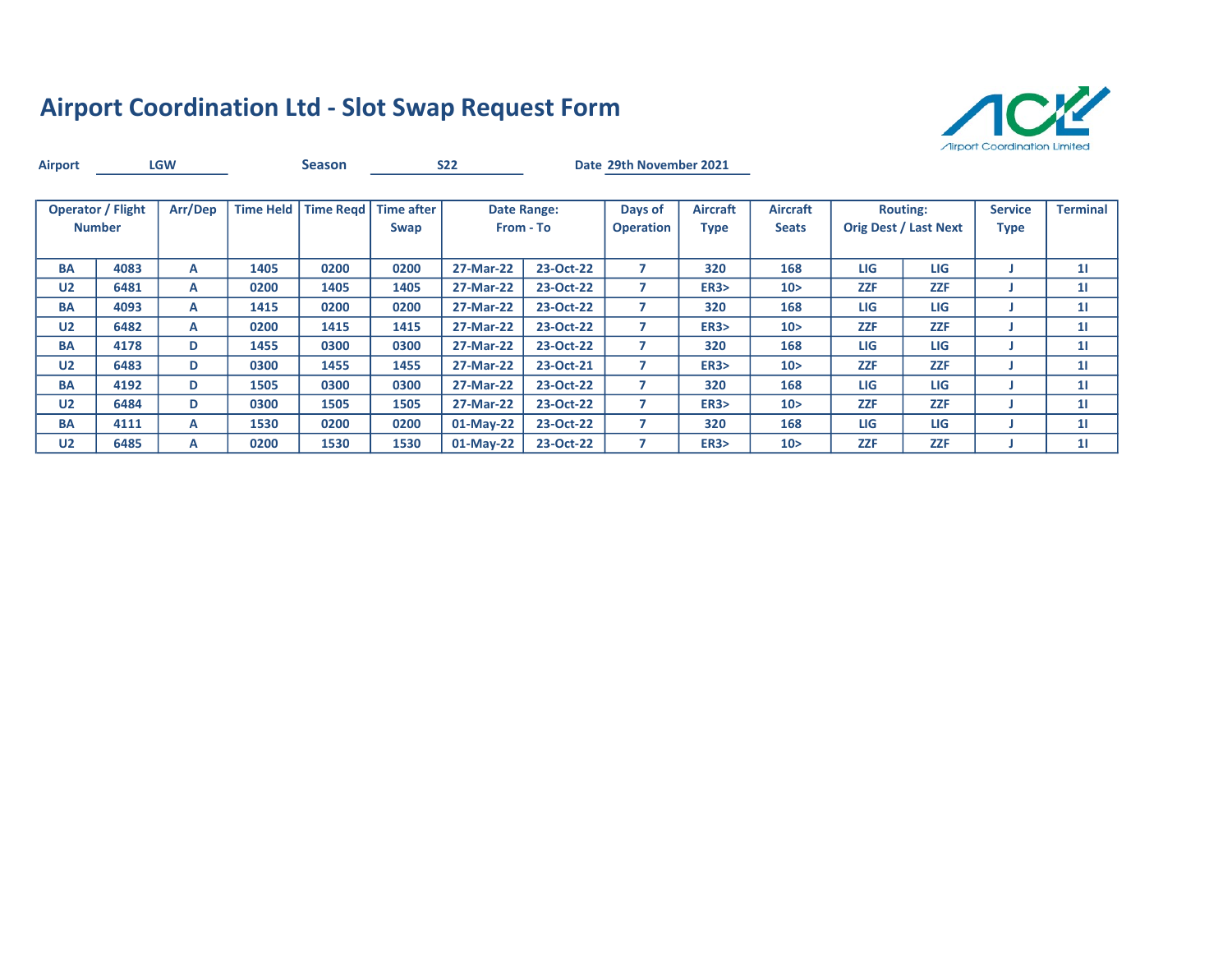# Airport Coordination Ltd - Slot Swap Request Form

**Airport** LGW **Season** S22 **Date** 29th November 2021

| Operator / Flight Number | | Arr/Dep | Time Held | Time Reqd | Time after Swap | Date Range: From - To | | Days of Operation | Aircraft Type | Aircraft Seats | Routing: Orig Dest / Last Next | | Service Type | Terminal |
|---|---|---|---|---|---|---|---|---|---|---|---|---|---|---|
| BA | 4083 | A | 1405 | 0200 | 0200 | 27-Mar-22 | 23-Oct-22 | 7 | 320 | 168 | LIG | LIG | J | 1I |
| U2 | 6481 | A | 0200 | 1405 | 1405 | 27-Mar-22 | 23-Oct-22 | 7 | ER3> | 10> | ZZF | ZZF | J | 1I |
| BA | 4093 | A | 1415 | 0200 | 0200 | 27-Mar-22 | 23-Oct-22 | 7 | 320 | 168 | LIG | LIG | J | 1I |
| U2 | 6482 | A | 0200 | 1415 | 1415 | 27-Mar-22 | 23-Oct-22 | 7 | ER3> | 10> | ZZF | ZZF | J | 1I |
| BA | 4178 | D | 1455 | 0300 | 0300 | 27-Mar-22 | 23-Oct-22 | 7 | 320 | 168 | LIG | LIG | J | 1I |
| U2 | 6483 | D | 0300 | 1455 | 1455 | 27-Mar-22 | 23-Oct-21 | 7 | ER3> | 10> | ZZF | ZZF | J | 1I |
| BA | 4192 | D | 1505 | 0300 | 0300 | 27-Mar-22 | 23-Oct-22 | 7 | 320 | 168 | LIG | LIG | J | 1I |
| U2 | 6484 | D | 0300 | 1505 | 1505 | 27-Mar-22 | 23-Oct-22 | 7 | ER3> | 10> | ZZF | ZZF | J | 1I |
| BA | 4111 | A | 1530 | 0200 | 0200 | 01-May-22 | 23-Oct-22 | 7 | 320 | 168 | LIG | LIG | J | 1I |
| U2 | 6485 | A | 0200 | 1530 | 1530 | 01-May-22 | 23-Oct-22 | 7 | ER3> | 10> | ZZF | ZZF | J | 1I |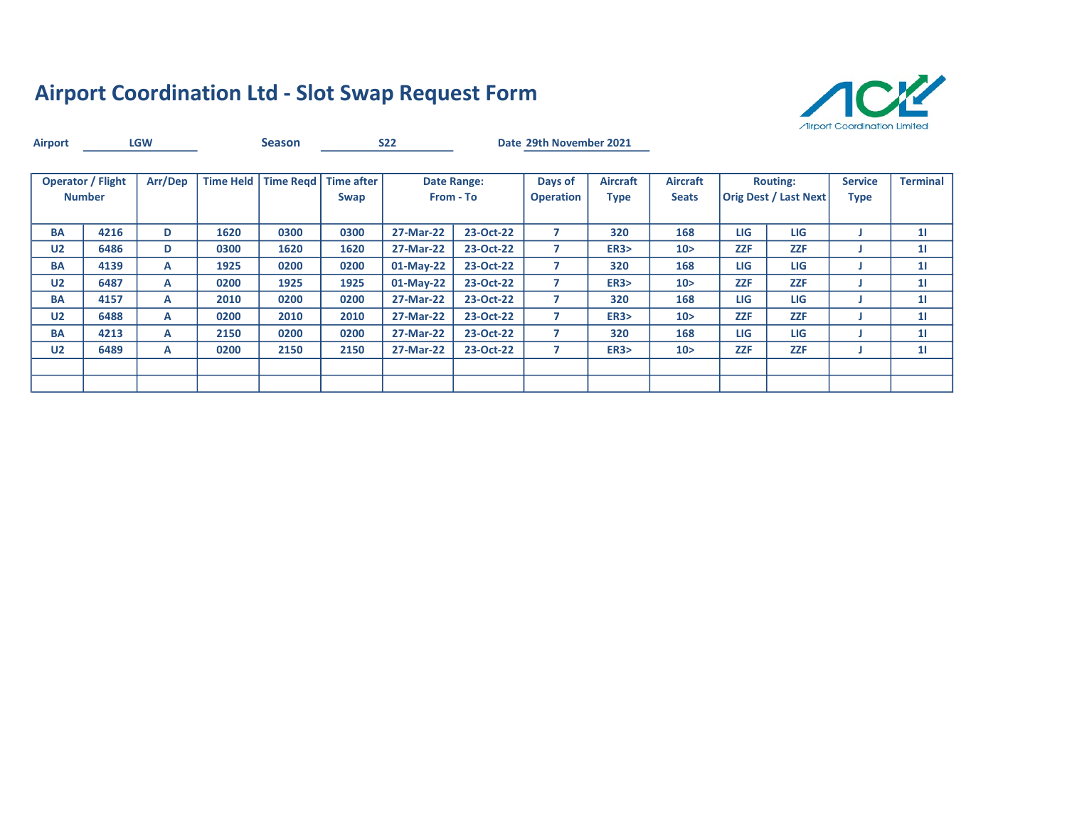# Airport Coordination Ltd - Slot Swap Request Form

Airport LGW Season S22 Date 29th November 2021

| Operator / Flight Number | | Arr/Dep | Time Held | Time Reqd | Time after Swap | Date Range: From - To | | Days of Operation | Aircraft Type | Aircraft Seats | Routing: Orig Dest / Last Next | | Service Type | Terminal |
|---|---|---|---|---|---|---|---|---|---|---|---|---|---|---|
| BA | 4216 | D | 1620 | 0300 | 0300 | 27-Mar-22 | 23-Oct-22 | 7 | 320 | 168 | LIG | LIG | J | 1I |
| U2 | 6486 | D | 0300 | 1620 | 1620 | 27-Mar-22 | 23-Oct-22 | 7 | ER3> | 10> | ZZF | ZZF | J | 1I |
| BA | 4139 | A | 1925 | 0200 | 0200 | 01-May-22 | 23-Oct-22 | 7 | 320 | 168 | LIG | LIG | J | 1I |
| U2 | 6487 | A | 0200 | 1925 | 1925 | 01-May-22 | 23-Oct-22 | 7 | ER3> | 10> | ZZF | ZZF | J | 1I |
| BA | 4157 | A | 2010 | 0200 | 0200 | 27-Mar-22 | 23-Oct-22 | 7 | 320 | 168 | LIG | LIG | J | 1I |
| U2 | 6488 | A | 0200 | 2010 | 2010 | 27-Mar-22 | 23-Oct-22 | 7 | ER3> | 10> | ZZF | ZZF | J | 1I |
| BA | 4213 | A | 2150 | 0200 | 0200 | 27-Mar-22 | 23-Oct-22 | 7 | 320 | 168 | LIG | LIG | J | 1I |
| U2 | 6489 | A | 0200 | 2150 | 2150 | 27-Mar-22 | 23-Oct-22 | 7 | ER3> | 10> | ZZF | ZZF | J | 1I |
| | | | | | | | | | | | | | | |
| | | | | | | | | | | | | | | |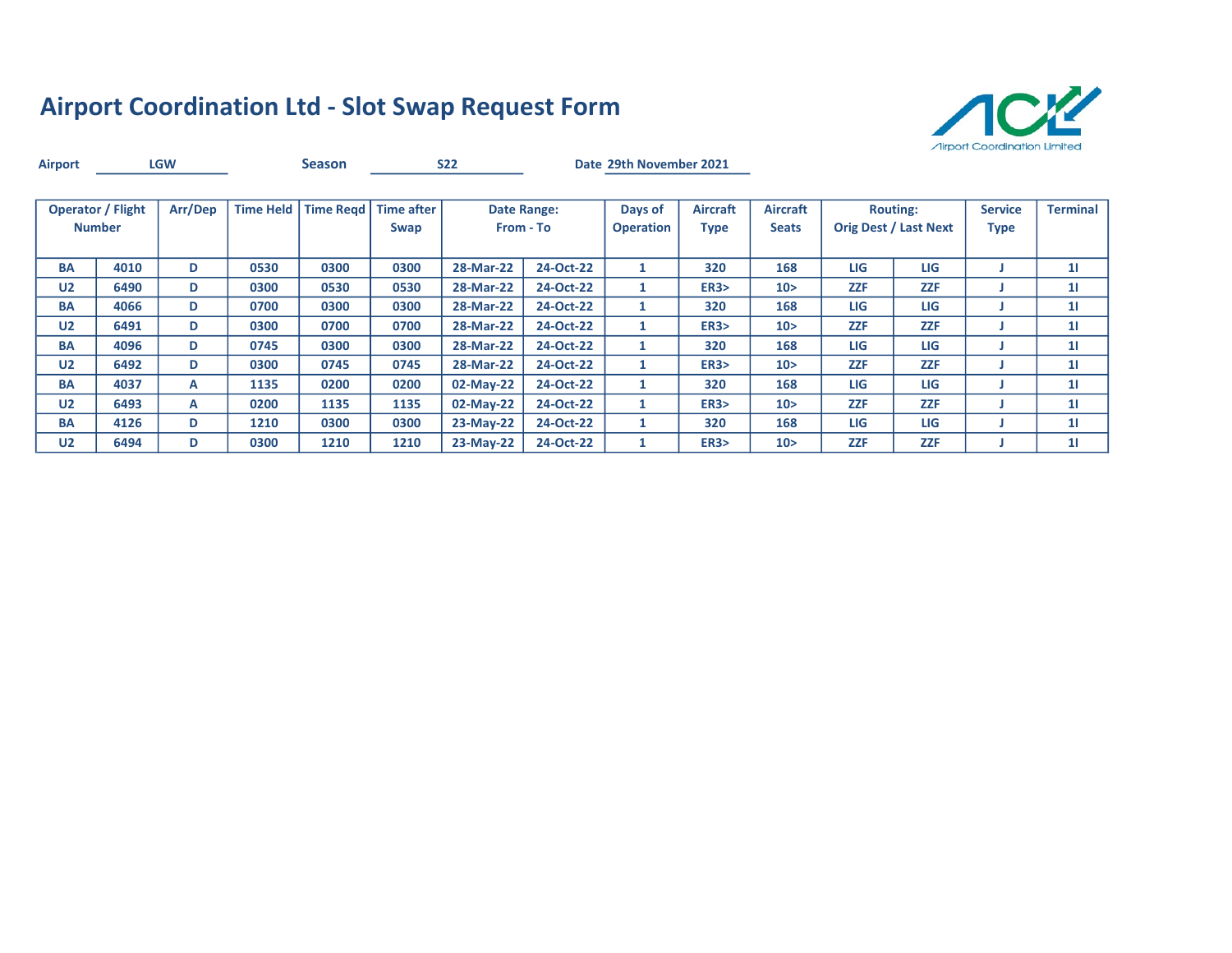# Airport Coordination Ltd - Slot Swap Request Form

**Airport** LGW **Season** S22 **Date** 29th November 2021

| Operator / Flight Number | | Arr/Dep | Time Held | Time Reqd | Time after Swap | Date Range: From - To | | Days of Operation | Aircraft Type | Aircraft Seats | Routing: Orig Dest / Last Next | | Service Type | Terminal |
|---|---|---|---|---|---|---|---|---|---|---|---|---|---|---|
| BA | 4010 | D | 0530 | 0300 | 0300 | 28-Mar-22 | 24-Oct-22 | 1 | 320 | 168 | LIG | LIG | J | 1I |
| U2 | 6490 | D | 0300 | 0530 | 0530 | 28-Mar-22 | 24-Oct-22 | 1 | ER3> | 10> | ZZF | ZZF | J | 1I |
| BA | 4066 | D | 0700 | 0300 | 0300 | 28-Mar-22 | 24-Oct-22 | 1 | 320 | 168 | LIG | LIG | J | 1I |
| U2 | 6491 | D | 0300 | 0700 | 0700 | 28-Mar-22 | 24-Oct-22 | 1 | ER3> | 10> | ZZF | ZZF | J | 1I |
| BA | 4096 | D | 0745 | 0300 | 0300 | 28-Mar-22 | 24-Oct-22 | 1 | 320 | 168 | LIG | LIG | J | 1I |
| U2 | 6492 | D | 0300 | 0745 | 0745 | 28-Mar-22 | 24-Oct-22 | 1 | ER3> | 10> | ZZF | ZZF | J | 1I |
| BA | 4037 | A | 1135 | 0200 | 0200 | 02-May-22 | 24-Oct-22 | 1 | 320 | 168 | LIG | LIG | J | 1I |
| U2 | 6493 | A | 0200 | 1135 | 1135 | 02-May-22 | 24-Oct-22 | 1 | ER3> | 10> | ZZF | ZZF | J | 1I |
| BA | 4126 | D | 1210 | 0300 | 0300 | 23-May-22 | 24-Oct-22 | 1 | 320 | 168 | LIG | LIG | J | 1I |
| U2 | 6494 | D | 0300 | 1210 | 1210 | 23-May-22 | 24-Oct-22 | 1 | ER3> | 10> | ZZF | ZZF | J | 1I |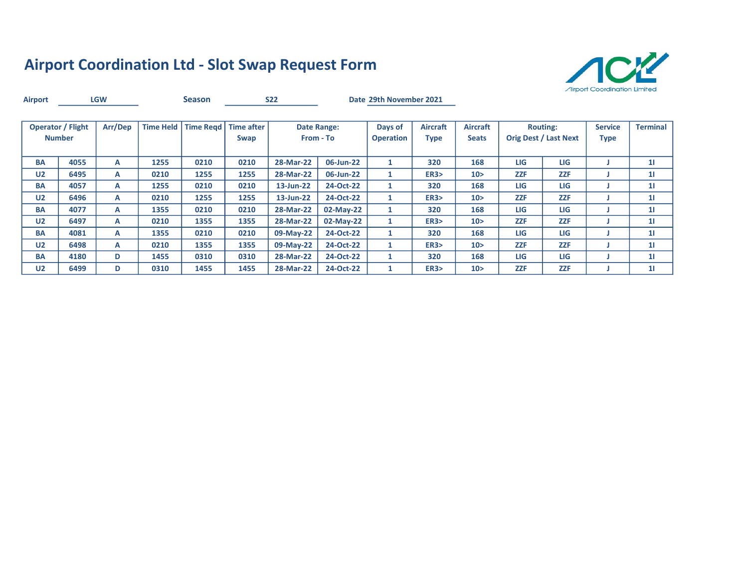# Airport Coordination Ltd - Slot Swap Request Form

**Airport** LGW **Season** S22 **Date** 29th November 2021

| Operator / Flight Number | | Arr/Dep | Time Held | Time Reqd | Time after Swap | Date Range: From - To | | Days of Operation | Aircraft Type | Aircraft Seats | Routing: Orig Dest / Last Next | | Service Type | Terminal |
|---|---|---|---|---|---|---|---|---|---|---|---|---|---|---|
| BA | 4055 | A | 1255 | 0210 | 0210 | 28-Mar-22 | 06-Jun-22 | 1 | 320 | 168 | LIG | LIG | J | 1I |
| U2 | 6495 | A | 0210 | 1255 | 1255 | 28-Mar-22 | 06-Jun-22 | 1 | ER3> | 10> | ZZF | ZZF | J | 1I |
| BA | 4057 | A | 1255 | 0210 | 0210 | 13-Jun-22 | 24-Oct-22 | 1 | 320 | 168 | LIG | LIG | J | 1I |
| U2 | 6496 | A | 0210 | 1255 | 1255 | 13-Jun-22 | 24-Oct-22 | 1 | ER3> | 10> | ZZF | ZZF | J | 1I |
| BA | 4077 | A | 1355 | 0210 | 0210 | 28-Mar-22 | 02-May-22 | 1 | 320 | 168 | LIG | LIG | J | 1I |
| U2 | 6497 | A | 0210 | 1355 | 1355 | 28-Mar-22 | 02-May-22 | 1 | ER3> | 10> | ZZF | ZZF | J | 1I |
| BA | 4081 | A | 1355 | 0210 | 0210 | 09-May-22 | 24-Oct-22 | 1 | 320 | 168 | LIG | LIG | J | 1I |
| U2 | 6498 | A | 0210 | 1355 | 1355 | 09-May-22 | 24-Oct-22 | 1 | ER3> | 10> | ZZF | ZZF | J | 1I |
| BA | 4180 | D | 1455 | 0310 | 0310 | 28-Mar-22 | 24-Oct-22 | 1 | 320 | 168 | LIG | LIG | J | 1I |
| U2 | 6499 | D | 0310 | 1455 | 1455 | 28-Mar-22 | 24-Oct-22 | 1 | ER3> | 10> | ZZF | ZZF | J | 1I |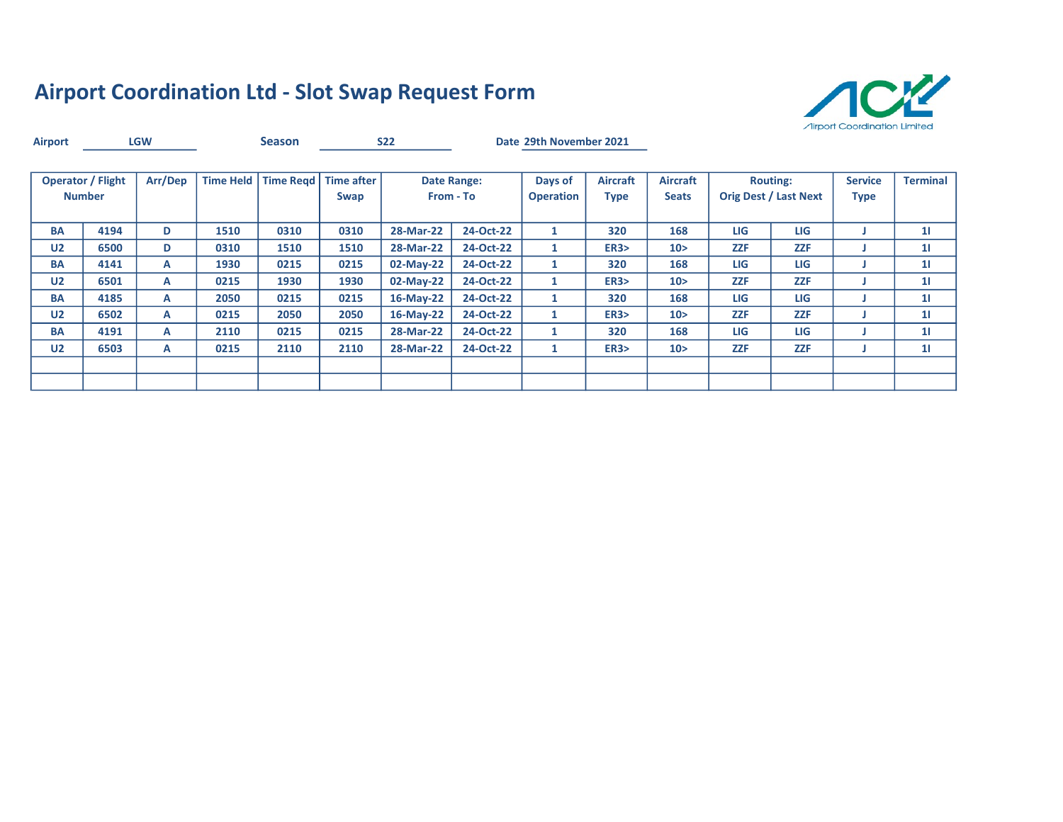# Airport Coordination Ltd - Slot Swap Request Form

**Airport** LGW **Season** S22 **Date** 29th November 2021

| Operator / Flight Number | | Arr/Dep | Time Held | Time Reqd | Time after Swap | Date Range: From - To | | Days of Operation | Aircraft Type | Aircraft Seats | Routing: Orig Dest / Last Next | | Service Type | Terminal |
|---|---|---|---|---|---|---|---|---|---|---|---|---|---|---|
| BA | 4194 | D | 1510 | 0310 | 0310 | 28-Mar-22 | 24-Oct-22 | 1 | 320 | 168 | LIG | LIG | J | 1I |
| U2 | 6500 | D | 0310 | 1510 | 1510 | 28-Mar-22 | 24-Oct-22 | 1 | ER3> | 10> | ZZF | ZZF | J | 1I |
| BA | 4141 | A | 1930 | 0215 | 0215 | 02-May-22 | 24-Oct-22 | 1 | 320 | 168 | LIG | LIG | J | 1I |
| U2 | 6501 | A | 0215 | 1930 | 1930 | 02-May-22 | 24-Oct-22 | 1 | ER3> | 10> | ZZF | ZZF | J | 1I |
| BA | 4185 | A | 2050 | 0215 | 0215 | 16-May-22 | 24-Oct-22 | 1 | 320 | 168 | LIG | LIG | J | 1I |
| U2 | 6502 | A | 0215 | 2050 | 2050 | 16-May-22 | 24-Oct-22 | 1 | ER3> | 10> | ZZF | ZZF | J | 1I |
| BA | 4191 | A | 2110 | 0215 | 0215 | 28-Mar-22 | 24-Oct-22 | 1 | 320 | 168 | LIG | LIG | J | 1I |
| U2 | 6503 | A | 0215 | 2110 | 2110 | 28-Mar-22 | 24-Oct-22 | 1 | ER3> | 10> | ZZF | ZZF | J | 1I |
| | | | | | | | | | | | | | | |
| | | | | | | | | | | | | | | |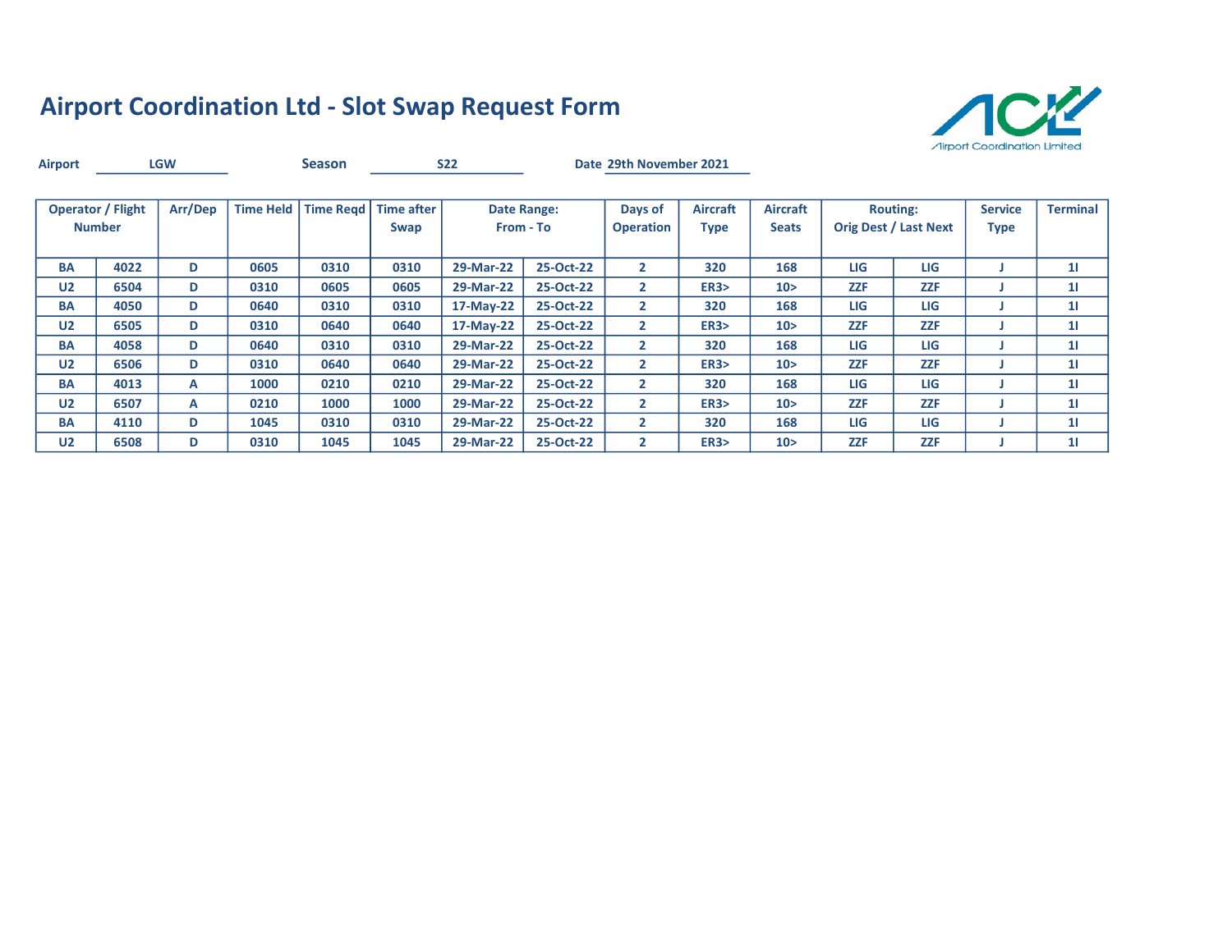# Airport Coordination Ltd - Slot Swap Request Form

**Airport** LGW **Season** S22 **Date** 29th November 2021

| Operator / Flight Number | | Arr/Dep | Time Held | Time Reqd | Time after Swap | Date Range: From - To | | Days of Operation | Aircraft Type | Aircraft Seats | Routing: Orig Dest / Last Next | | Service Type | Terminal |
|---|---|---|---|---|---|---|---|---|---|---|---|---|---|---|
| BA | 4022 | D | 0605 | 0310 | 0310 | 29-Mar-22 | 25-Oct-22 | 2 | 320 | 168 | LIG | LIG | J | 1I |
| U2 | 6504 | D | 0310 | 0605 | 0605 | 29-Mar-22 | 25-Oct-22 | 2 | ER3> | 10> | ZZF | ZZF | J | 1I |
| BA | 4050 | D | 0640 | 0310 | 0310 | 17-May-22 | 25-Oct-22 | 2 | 320 | 168 | LIG | LIG | J | 1I |
| U2 | 6505 | D | 0310 | 0640 | 0640 | 17-May-22 | 25-Oct-22 | 2 | ER3> | 10> | ZZF | ZZF | J | 1I |
| BA | 4058 | D | 0640 | 0310 | 0310 | 29-Mar-22 | 25-Oct-22 | 2 | 320 | 168 | LIG | LIG | J | 1I |
| U2 | 6506 | D | 0310 | 0640 | 0640 | 29-Mar-22 | 25-Oct-22 | 2 | ER3> | 10> | ZZF | ZZF | J | 1I |
| BA | 4013 | A | 1000 | 0210 | 0210 | 29-Mar-22 | 25-Oct-22 | 2 | 320 | 168 | LIG | LIG | J | 1I |
| U2 | 6507 | A | 0210 | 1000 | 1000 | 29-Mar-22 | 25-Oct-22 | 2 | ER3> | 10> | ZZF | ZZF | J | 1I |
| BA | 4110 | D | 1045 | 0310 | 0310 | 29-Mar-22 | 25-Oct-22 | 2 | 320 | 168 | LIG | LIG | J | 1I |
| U2 | 6508 | D | 0310 | 1045 | 1045 | 29-Mar-22 | 25-Oct-22 | 2 | ER3> | 10> | ZZF | ZZF | J | 1I |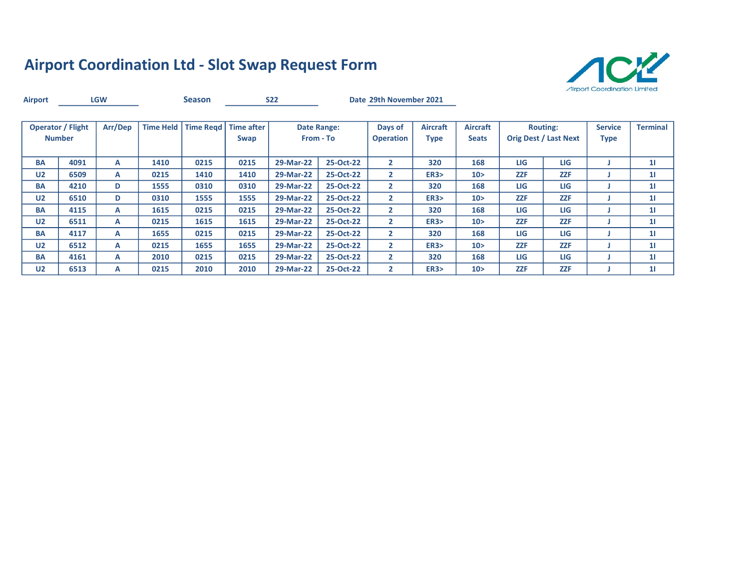# Airport Coordination Ltd - Slot Swap Request Form

**Airport** LGW **Season** S22 **Date** 29th November 2021

| Operator / Flight Number | | Arr/Dep | Time Held | Time Reqd | Time after Swap | Date Range: From - To | | Days of Operation | Aircraft Type | Aircraft Seats | Routing: Orig Dest / Last Next | | Service Type | Terminal |
|---|---|---|---|---|---|---|---|---|---|---|---|---|---|---|
| BA | 4091 | A | 1410 | 0215 | 0215 | 29-Mar-22 | 25-Oct-22 | 2 | 320 | 168 | LIG | LIG | J | 1I |
| U2 | 6509 | A | 0215 | 1410 | 1410 | 29-Mar-22 | 25-Oct-22 | 2 | ER3> | 10> | ZZF | ZZF | J | 1I |
| BA | 4210 | D | 1555 | 0310 | 0310 | 29-Mar-22 | 25-Oct-22 | 2 | 320 | 168 | LIG | LIG | J | 1I |
| U2 | 6510 | D | 0310 | 1555 | 1555 | 29-Mar-22 | 25-Oct-22 | 2 | ER3> | 10> | ZZF | ZZF | J | 1I |
| BA | 4115 | A | 1615 | 0215 | 0215 | 29-Mar-22 | 25-Oct-22 | 2 | 320 | 168 | LIG | LIG | J | 1I |
| U2 | 6511 | A | 0215 | 1615 | 1615 | 29-Mar-22 | 25-Oct-22 | 2 | ER3> | 10> | ZZF | ZZF | J | 1I |
| BA | 4117 | A | 1655 | 0215 | 0215 | 29-Mar-22 | 25-Oct-22 | 2 | 320 | 168 | LIG | LIG | J | 1I |
| U2 | 6512 | A | 0215 | 1655 | 1655 | 29-Mar-22 | 25-Oct-22 | 2 | ER3> | 10> | ZZF | ZZF | J | 1I |
| BA | 4161 | A | 2010 | 0215 | 0215 | 29-Mar-22 | 25-Oct-22 | 2 | 320 | 168 | LIG | LIG | J | 1I |
| U2 | 6513 | A | 0215 | 2010 | 2010 | 29-Mar-22 | 25-Oct-22 | 2 | ER3> | 10> | ZZF | ZZF | J | 1I |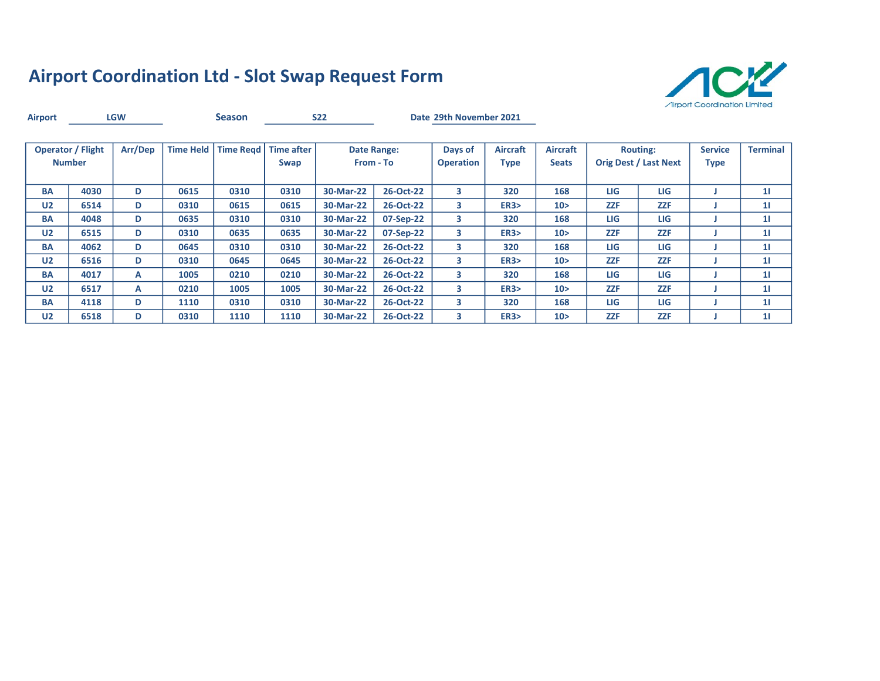# Airport Coordination Ltd - Slot Swap Request Form

**Airport** LGW **Season** S22 **Date** 29th November 2021

| Operator / Flight Number | | Arr/Dep | Time Held | Time Reqd | Time after Swap | Date Range: From - To | | Days of Operation | Aircraft Type | Aircraft Seats | Routing: Orig Dest / Last Next | | Service Type | Terminal |
|---|---|---|---|---|---|---|---|---|---|---|---|---|---|---|
| BA | 4030 | D | 0615 | 0310 | 0310 | 30-Mar-22 | 26-Oct-22 | 3 | 320 | 168 | LIG | LIG | J | 1I |
| U2 | 6514 | D | 0310 | 0615 | 0615 | 30-Mar-22 | 26-Oct-22 | 3 | ER3> | 10> | ZZF | ZZF | J | 1I |
| BA | 4048 | D | 0635 | 0310 | 0310 | 30-Mar-22 | 07-Sep-22 | 3 | 320 | 168 | LIG | LIG | J | 1I |
| U2 | 6515 | D | 0310 | 0635 | 0635 | 30-Mar-22 | 07-Sep-22 | 3 | ER3> | 10> | ZZF | ZZF | J | 1I |
| BA | 4062 | D | 0645 | 0310 | 0310 | 30-Mar-22 | 26-Oct-22 | 3 | 320 | 168 | LIG | LIG | J | 1I |
| U2 | 6516 | D | 0310 | 0645 | 0645 | 30-Mar-22 | 26-Oct-22 | 3 | ER3> | 10> | ZZF | ZZF | J | 1I |
| BA | 4017 | A | 1005 | 0210 | 0210 | 30-Mar-22 | 26-Oct-22 | 3 | 320 | 168 | LIG | LIG | J | 1I |
| U2 | 6517 | A | 0210 | 1005 | 1005 | 30-Mar-22 | 26-Oct-22 | 3 | ER3> | 10> | ZZF | ZZF | J | 1I |
| BA | 4118 | D | 1110 | 0310 | 0310 | 30-Mar-22 | 26-Oct-22 | 3 | 320 | 168 | LIG | LIG | J | 1I |
| U2 | 6518 | D | 0310 | 1110 | 1110 | 30-Mar-22 | 26-Oct-22 | 3 | ER3> | 10> | ZZF | ZZF | J | 1I |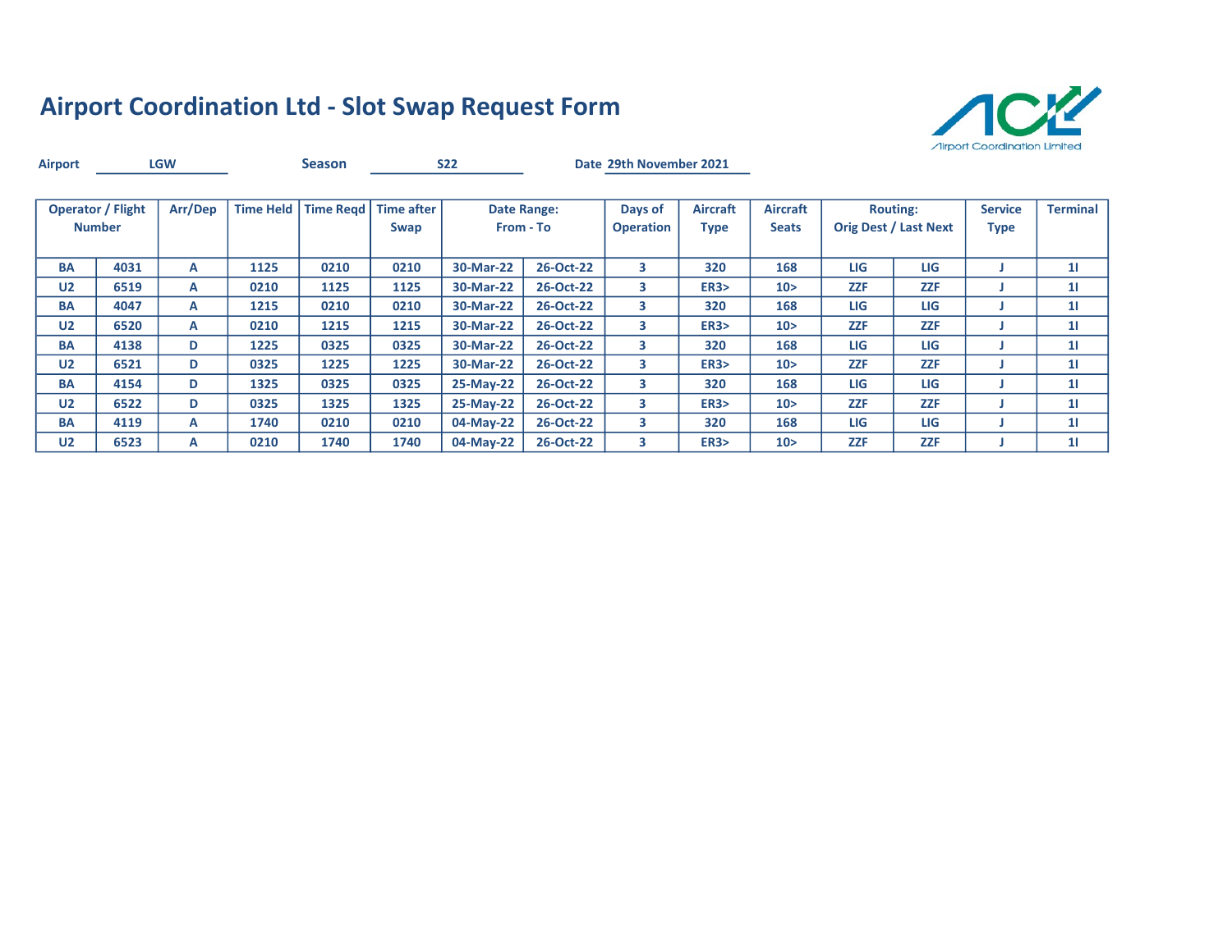# Airport Coordination Ltd - Slot Swap Request Form

**Airport** LGW **Season** S22 **Date** 29th November 2021

| Operator / Flight Number | | Arr/Dep | Time Held | Time Reqd | Time after Swap | Date Range: From - To | | Days of Operation | Aircraft Type | Aircraft Seats | Routing: Orig Dest / Last Next | | Service Type | Terminal |
|---|---|---|---|---|---|---|---|---|---|---|---|---|---|---|
| BA | 4031 | A | 1125 | 0210 | 0210 | 30-Mar-22 | 26-Oct-22 | 3 | 320 | 168 | LIG | LIG | J | 1I |
| U2 | 6519 | A | 0210 | 1125 | 1125 | 30-Mar-22 | 26-Oct-22 | 3 | ER3> | 10> | ZZF | ZZF | J | 1I |
| BA | 4047 | A | 1215 | 0210 | 0210 | 30-Mar-22 | 26-Oct-22 | 3 | 320 | 168 | LIG | LIG | J | 1I |
| U2 | 6520 | A | 0210 | 1215 | 1215 | 30-Mar-22 | 26-Oct-22 | 3 | ER3> | 10> | ZZF | ZZF | J | 1I |
| BA | 4138 | D | 1225 | 0325 | 0325 | 30-Mar-22 | 26-Oct-22 | 3 | 320 | 168 | LIG | LIG | J | 1I |
| U2 | 6521 | D | 0325 | 1225 | 1225 | 30-Mar-22 | 26-Oct-22 | 3 | ER3> | 10> | ZZF | ZZF | J | 1I |
| BA | 4154 | D | 1325 | 0325 | 0325 | 25-May-22 | 26-Oct-22 | 3 | 320 | 168 | LIG | LIG | J | 1I |
| U2 | 6522 | D | 0325 | 1325 | 1325 | 25-May-22 | 26-Oct-22 | 3 | ER3> | 10> | ZZF | ZZF | J | 1I |
| BA | 4119 | A | 1740 | 0210 | 0210 | 04-May-22 | 26-Oct-22 | 3 | 320 | 168 | LIG | LIG | J | 1I |
| U2 | 6523 | A | 0210 | 1740 | 1740 | 04-May-22 | 26-Oct-22 | 3 | ER3> | 10> | ZZF | ZZF | J | 1I |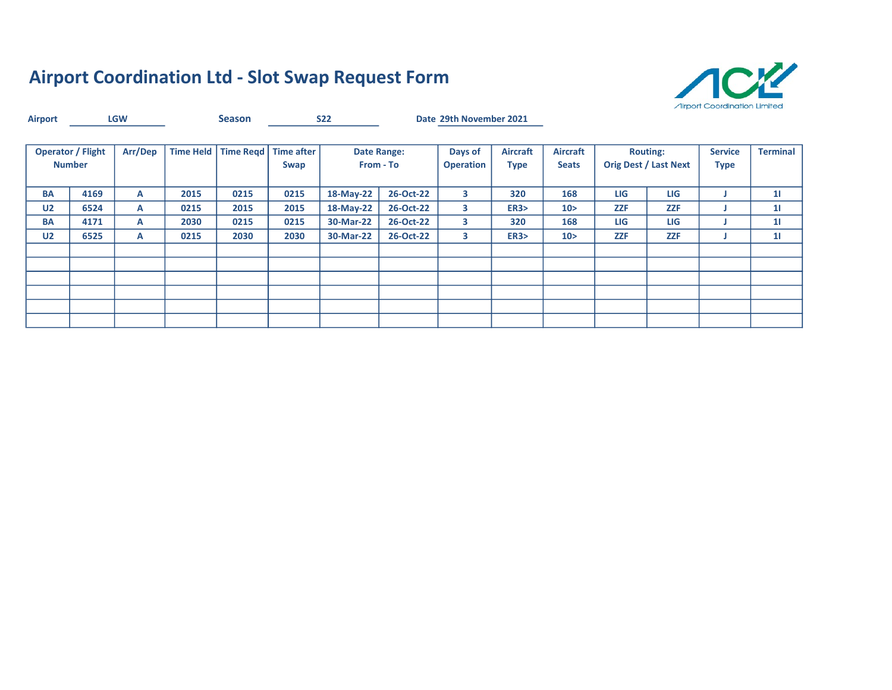# Airport Coordination Ltd - Slot Swap Request Form

**Airport** LGW **Season** S22 **Date** 29th November 2021

| Operator / Flight Number | | Arr/Dep | Time Held | Time Reqd | Time after Swap | Date Range: From - To | | Days of Operation | Aircraft Type | Aircraft Seats | Routing: Orig Dest / Last Next | | Service Type | Terminal |
|---|---|---|---|---|---|---|---|---|---|---|---|---|---|---|
| BA | 4169 | A | 2015 | 0215 | 0215 | 18-May-22 | 26-Oct-22 | 3 | 320 | 168 | LIG | LIG | J | 1I |
| U2 | 6524 | A | 0215 | 2015 | 2015 | 18-May-22 | 26-Oct-22 | 3 | ER3> | 10> | ZZF | ZZF | J | 1I |
| BA | 4171 | A | 2030 | 0215 | 0215 | 30-Mar-22 | 26-Oct-22 | 3 | 320 | 168 | LIG | LIG | J | 1I |
| U2 | 6525 | A | 0215 | 2030 | 2030 | 30-Mar-22 | 26-Oct-22 | 3 | ER3> | 10> | ZZF | ZZF | J | 1I |
| | | | | | | | | | | | | | | |
| | | | | | | | | | | | | | | |
| | | | | | | | | | | | | | | |
| | | | | | | | | | | | | | | |
| | | | | | | | | | | | | | | |
| | | | | | | | | | | | | | | |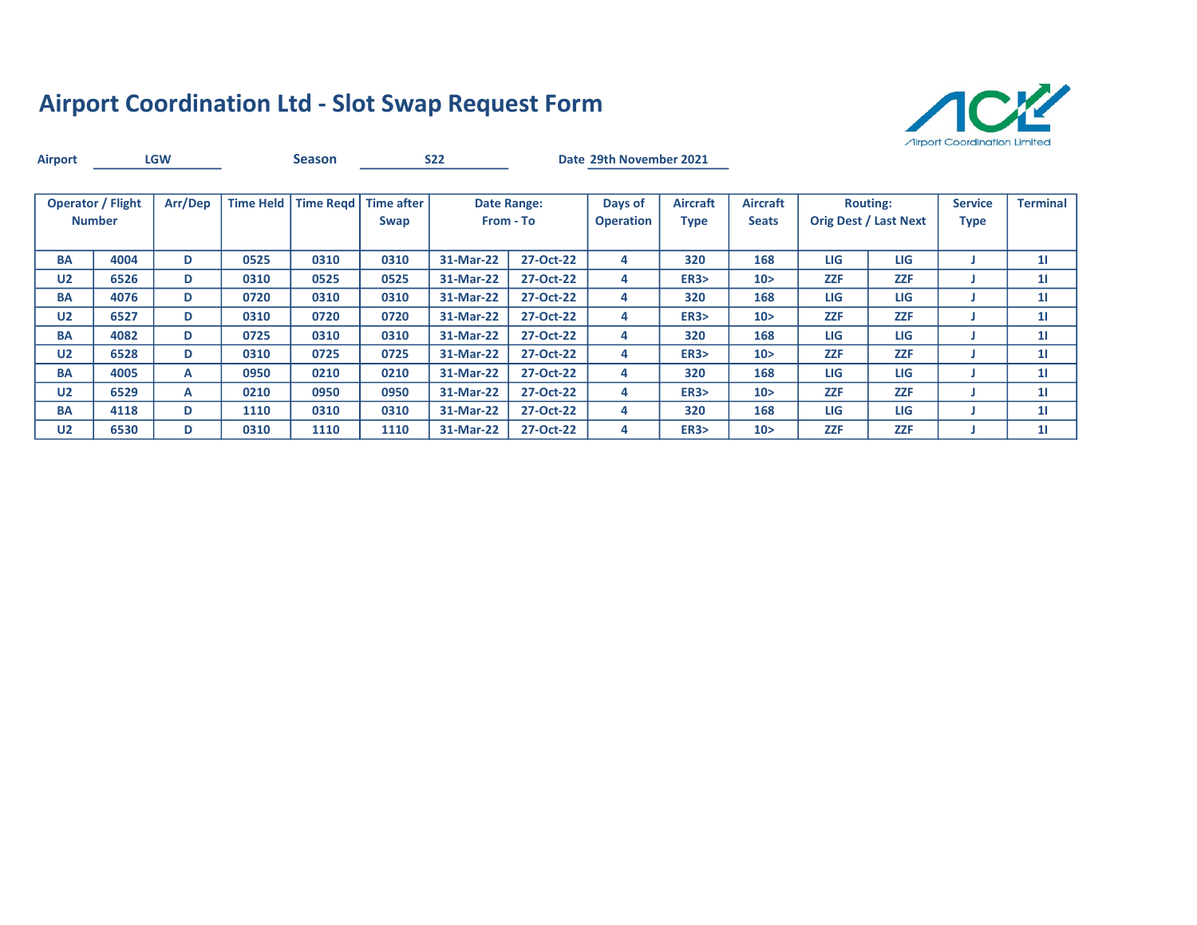# Airport Coordination Ltd - Slot Swap Request Form

**Airport** LGW **Season** S22 **Date** 29th November 2021

| Operator / Flight Number | | Arr/Dep | Time Held | Time Reqd | Time after Swap | Date Range: From - To | | Days of Operation | Aircraft Type | Aircraft Seats | Routing: Orig Dest / Last Next | | Service Type | Terminal |
|---|---|---|---|---|---|---|---|---|---|---|---|---|---|---|
| BA | 4004 | D | 0525 | 0310 | 0310 | 31-Mar-22 | 27-Oct-22 | 4 | 320 | 168 | LIG | LIG | J | 1I |
| U2 | 6526 | D | 0310 | 0525 | 0525 | 31-Mar-22 | 27-Oct-22 | 4 | ER3> | 10> | ZZF | ZZF | J | 1I |
| BA | 4076 | D | 0720 | 0310 | 0310 | 31-Mar-22 | 27-Oct-22 | 4 | 320 | 168 | LIG | LIG | J | 1I |
| U2 | 6527 | D | 0310 | 0720 | 0720 | 31-Mar-22 | 27-Oct-22 | 4 | ER3> | 10> | ZZF | ZZF | J | 1I |
| BA | 4082 | D | 0725 | 0310 | 0310 | 31-Mar-22 | 27-Oct-22 | 4 | 320 | 168 | LIG | LIG | J | 1I |
| U2 | 6528 | D | 0310 | 0725 | 0725 | 31-Mar-22 | 27-Oct-22 | 4 | ER3> | 10> | ZZF | ZZF | J | 1I |
| BA | 4005 | A | 0950 | 0210 | 0210 | 31-Mar-22 | 27-Oct-22 | 4 | 320 | 168 | LIG | LIG | J | 1I |
| U2 | 6529 | A | 0210 | 0950 | 0950 | 31-Mar-22 | 27-Oct-22 | 4 | ER3> | 10> | ZZF | ZZF | J | 1I |
| BA | 4118 | D | 1110 | 0310 | 0310 | 31-Mar-22 | 27-Oct-22 | 4 | 320 | 168 | LIG | LIG | J | 1I |
| U2 | 6530 | D | 0310 | 1110 | 1110 | 31-Mar-22 | 27-Oct-22 | 4 | ER3> | 10> | ZZF | ZZF | J | 1I |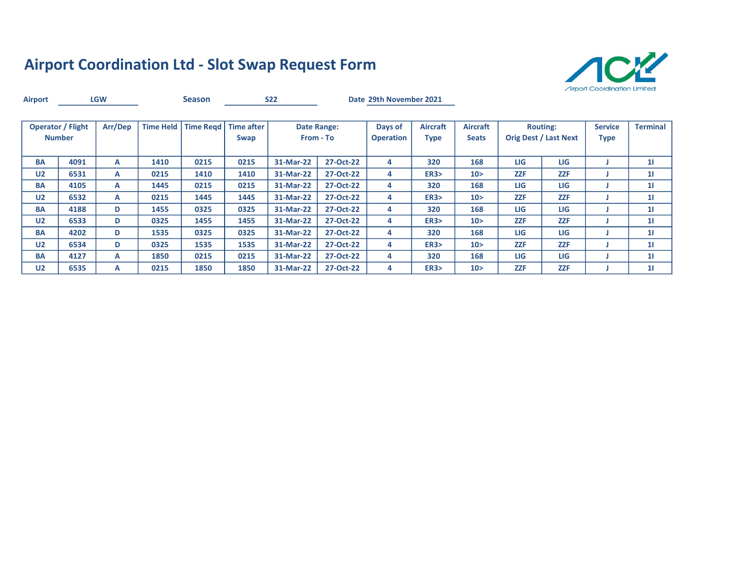# Airport Coordination Ltd - Slot Swap Request Form

Airport: LGW  Season: S22  Date: 29th November 2021

| Operator / Flight Number | | Arr/Dep | Time Held | Time Reqd | Time after Swap | Date Range: From - To | | Days of Operation | Aircraft Type | Aircraft Seats | Routing: Orig Dest / Last Next | | Service Type | Terminal |
|---|---|---|---|---|---|---|---|---|---|---|---|---|---|---|
| BA | 4091 | A | 1410 | 0215 | 0215 | 31-Mar-22 | 27-Oct-22 | 4 | 320 | 168 | LIG | LIG | J | 1I |
| U2 | 6531 | A | 0215 | 1410 | 1410 | 31-Mar-22 | 27-Oct-22 | 4 | ER3> | 10> | ZZF | ZZF | J | 1I |
| BA | 4105 | A | 1445 | 0215 | 0215 | 31-Mar-22 | 27-Oct-22 | 4 | 320 | 168 | LIG | LIG | J | 1I |
| U2 | 6532 | A | 0215 | 1445 | 1445 | 31-Mar-22 | 27-Oct-22 | 4 | ER3> | 10> | ZZF | ZZF | J | 1I |
| BA | 4188 | D | 1455 | 0325 | 0325 | 31-Mar-22 | 27-Oct-22 | 4 | 320 | 168 | LIG | LIG | J | 1I |
| U2 | 6533 | D | 0325 | 1455 | 1455 | 31-Mar-22 | 27-Oct-22 | 4 | ER3> | 10> | ZZF | ZZF | J | 1I |
| BA | 4202 | D | 1535 | 0325 | 0325 | 31-Mar-22 | 27-Oct-22 | 4 | 320 | 168 | LIG | LIG | J | 1I |
| U2 | 6534 | D | 0325 | 1535 | 1535 | 31-Mar-22 | 27-Oct-22 | 4 | ER3> | 10> | ZZF | ZZF | J | 1I |
| BA | 4127 | A | 1850 | 0215 | 0215 | 31-Mar-22 | 27-Oct-22 | 4 | 320 | 168 | LIG | LIG | J | 1I |
| U2 | 6535 | A | 0215 | 1850 | 1850 | 31-Mar-22 | 27-Oct-22 | 4 | ER3> | 10> | ZZF | ZZF | J | 1I |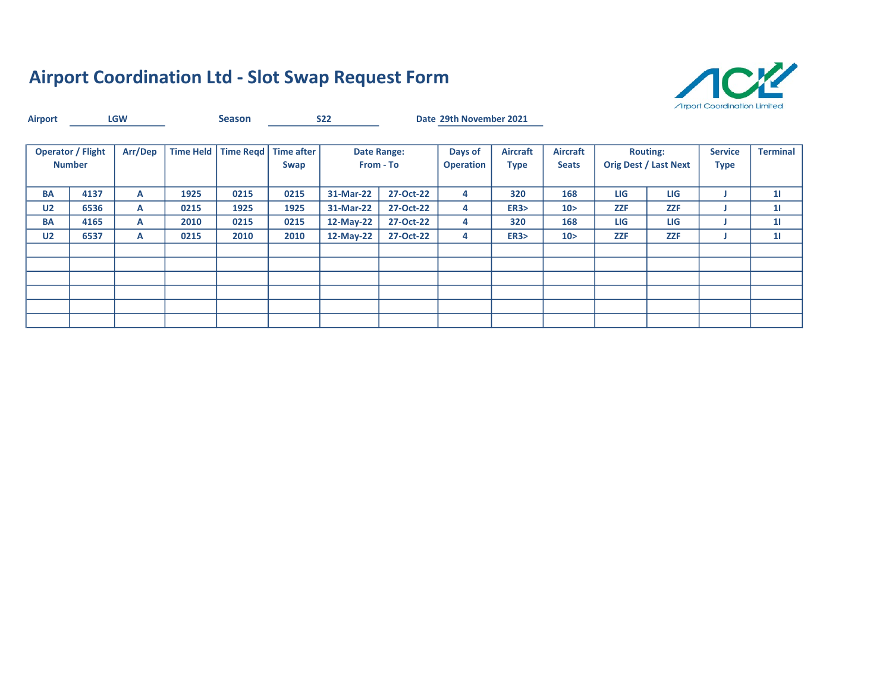# Airport Coordination Ltd - Slot Swap Request Form

**Airport** LGW **Season** S22 **Date** 29th November 2021

| Operator / Flight Number | | Arr/Dep | Time Held | Time Reqd | Time after Swap | Date Range: From - To | | Days of Operation | Aircraft Type | Aircraft Seats | Routing: Orig Dest / Last Next | | Service Type | Terminal |
|---|---|---|---|---|---|---|---|---|---|---|---|---|---|---|
| BA | 4137 | A | 1925 | 0215 | 0215 | 31-Mar-22 | 27-Oct-22 | 4 | 320 | 168 | LIG | LIG | J | 1I |
| U2 | 6536 | A | 0215 | 1925 | 1925 | 31-Mar-22 | 27-Oct-22 | 4 | ER3> | 10> | ZZF | ZZF | J | 1I |
| BA | 4165 | A | 2010 | 0215 | 0215 | 12-May-22 | 27-Oct-22 | 4 | 320 | 168 | LIG | LIG | J | 1I |
| U2 | 6537 | A | 0215 | 2010 | 2010 | 12-May-22 | 27-Oct-22 | 4 | ER3> | 10> | ZZF | ZZF | J | 1I |
| | | | | | | | | | | | | | | |
| | | | | | | | | | | | | | | |
| | | | | | | | | | | | | | | |
| | | | | | | | | | | | | | | |
| | | | | | | | | | | | | | | |
| | | | | | | | | | | | | | | |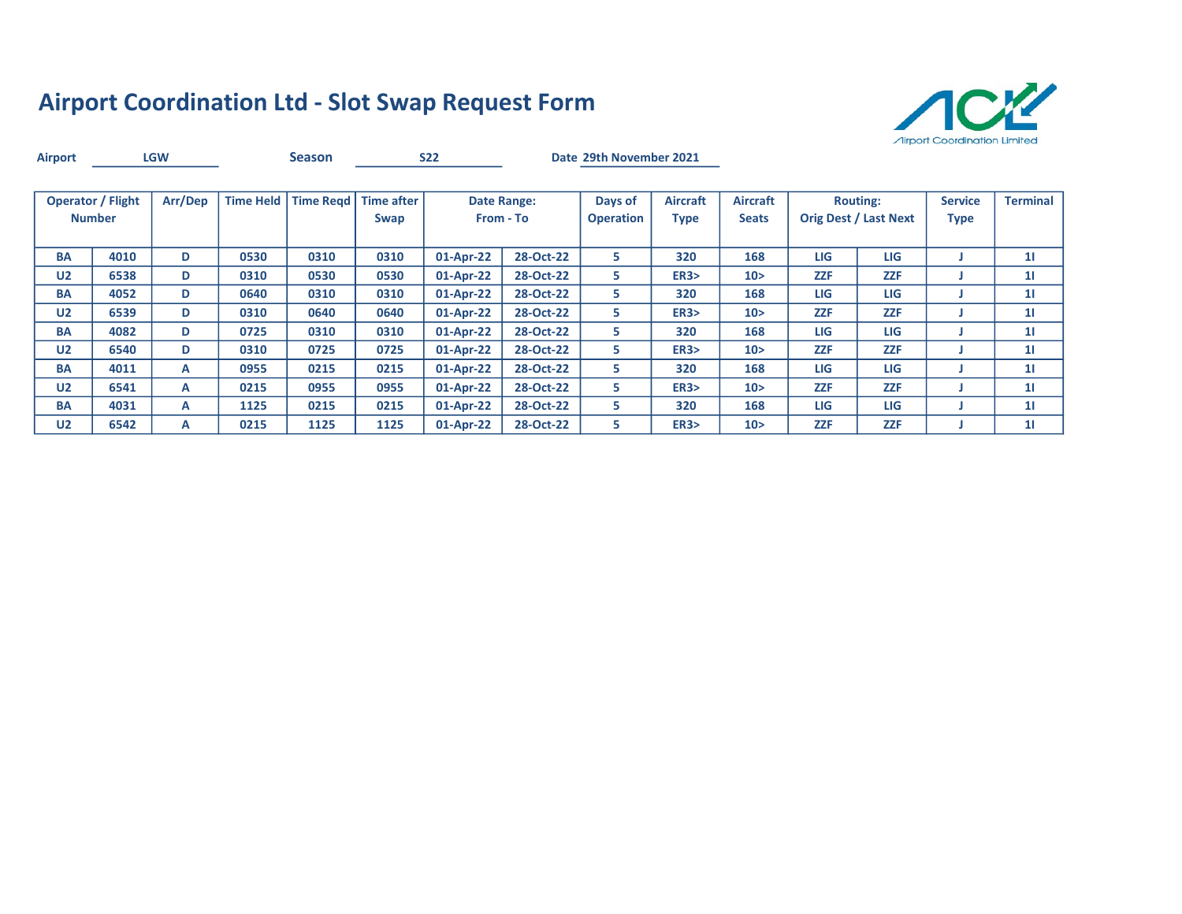# Airport Coordination Ltd - Slot Swap Request Form

**Airport** LGW **Season** S22 **Date** 29th November 2021

| Operator / Flight Number | | Arr/Dep | Time Held | Time Reqd | Time after Swap | Date Range: From - To | | Days of Operation | Aircraft Type | Aircraft Seats | Routing: Orig Dest / Last Next | | Service Type | Terminal |
|---|---|---|---|---|---|---|---|---|---|---|---|---|---|---|
| BA | 4010 | D | 0530 | 0310 | 0310 | 01-Apr-22 | 28-Oct-22 | 5 | 320 | 168 | LIG | LIG | J | 1I |
| U2 | 6538 | D | 0310 | 0530 | 0530 | 01-Apr-22 | 28-Oct-22 | 5 | ER3> | 10> | ZZF | ZZF | J | 1I |
| BA | 4052 | D | 0640 | 0310 | 0310 | 01-Apr-22 | 28-Oct-22 | 5 | 320 | 168 | LIG | LIG | J | 1I |
| U2 | 6539 | D | 0310 | 0640 | 0640 | 01-Apr-22 | 28-Oct-22 | 5 | ER3> | 10> | ZZF | ZZF | J | 1I |
| BA | 4082 | D | 0725 | 0310 | 0310 | 01-Apr-22 | 28-Oct-22 | 5 | 320 | 168 | LIG | LIG | J | 1I |
| U2 | 6540 | D | 0310 | 0725 | 0725 | 01-Apr-22 | 28-Oct-22 | 5 | ER3> | 10> | ZZF | ZZF | J | 1I |
| BA | 4011 | A | 0955 | 0215 | 0215 | 01-Apr-22 | 28-Oct-22 | 5 | 320 | 168 | LIG | LIG | J | 1I |
| U2 | 6541 | A | 0215 | 0955 | 0955 | 01-Apr-22 | 28-Oct-22 | 5 | ER3> | 10> | ZZF | ZZF | J | 1I |
| BA | 4031 | A | 1125 | 0215 | 0215 | 01-Apr-22 | 28-Oct-22 | 5 | 320 | 168 | LIG | LIG | J | 1I |
| U2 | 6542 | A | 0215 | 1125 | 1125 | 01-Apr-22 | 28-Oct-22 | 5 | ER3> | 10> | ZZF | ZZF | J | 1I |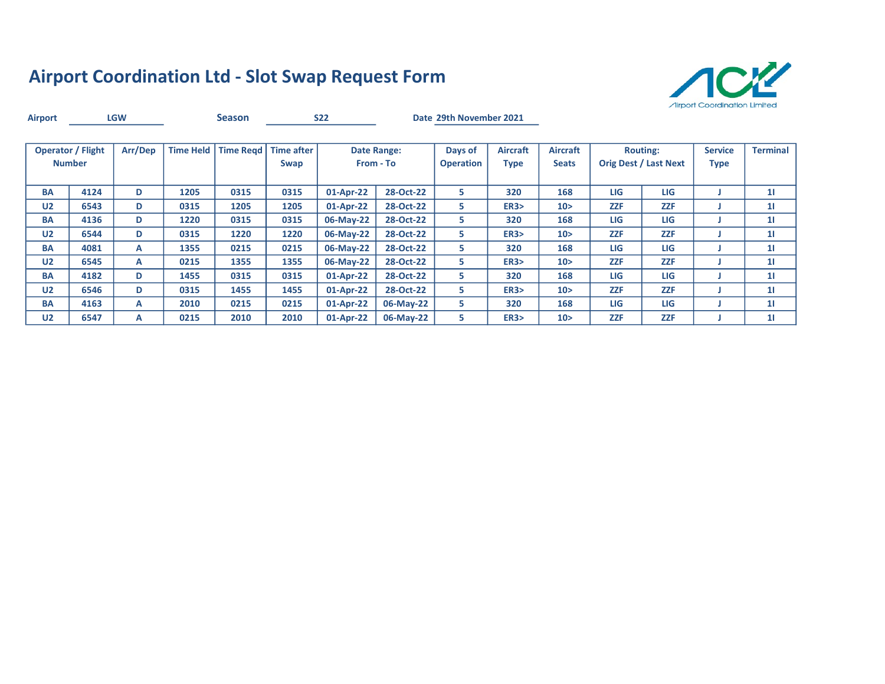# Airport Coordination Ltd - Slot Swap Request Form

**Airport** LGW **Season** S22 **Date** 29th November 2021

| Operator / Flight Number | | Arr/Dep | Time Held | Time Reqd | Time after Swap | Date Range: From - To | | Days of Operation | Aircraft Type | Aircraft Seats | Routing: Orig Dest / Last Next | | Service Type | Terminal |
|---|---|---|---|---|---|---|---|---|---|---|---|---|---|---|
| BA | 4124 | D | 1205 | 0315 | 0315 | 01-Apr-22 | 28-Oct-22 | 5 | 320 | 168 | LIG | LIG | J | 1I |
| U2 | 6543 | D | 0315 | 1205 | 1205 | 01-Apr-22 | 28-Oct-22 | 5 | ER3> | 10> | ZZF | ZZF | J | 1I |
| BA | 4136 | D | 1220 | 0315 | 0315 | 06-May-22 | 28-Oct-22 | 5 | 320 | 168 | LIG | LIG | J | 1I |
| U2 | 6544 | D | 0315 | 1220 | 1220 | 06-May-22 | 28-Oct-22 | 5 | ER3> | 10> | ZZF | ZZF | J | 1I |
| BA | 4081 | A | 1355 | 0215 | 0215 | 06-May-22 | 28-Oct-22 | 5 | 320 | 168 | LIG | LIG | J | 1I |
| U2 | 6545 | A | 0215 | 1355 | 1355 | 06-May-22 | 28-Oct-22 | 5 | ER3> | 10> | ZZF | ZZF | J | 1I |
| BA | 4182 | D | 1455 | 0315 | 0315 | 01-Apr-22 | 28-Oct-22 | 5 | 320 | 168 | LIG | LIG | J | 1I |
| U2 | 6546 | D | 0315 | 1455 | 1455 | 01-Apr-22 | 28-Oct-22 | 5 | ER3> | 10> | ZZF | ZZF | J | 1I |
| BA | 4163 | A | 2010 | 0215 | 0215 | 01-Apr-22 | 06-May-22 | 5 | 320 | 168 | LIG | LIG | J | 1I |
| U2 | 6547 | A | 0215 | 2010 | 2010 | 01-Apr-22 | 06-May-22 | 5 | ER3> | 10> | ZZF | ZZF | J | 1I |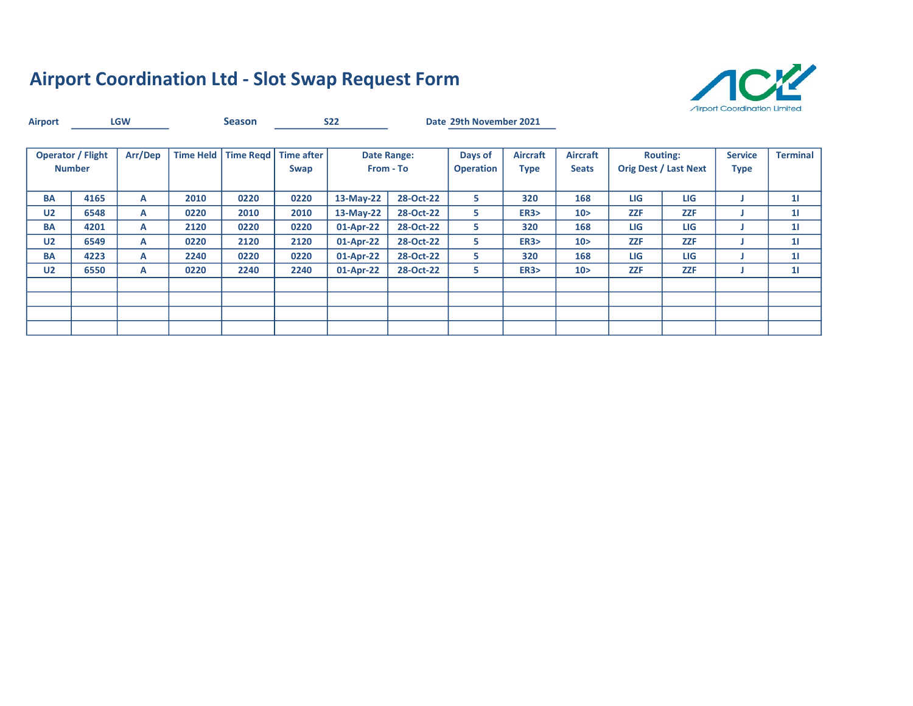# Airport Coordination Ltd - Slot Swap Request Form

**Airport** LGW **Season** S22 **Date** 29th November 2021

| Operator / Flight Number | | Arr/Dep | Time Held | Time Reqd | Time after Swap | Date Range: From - To | | Days of Operation | Aircraft Type | Aircraft Seats | Routing: Orig Dest / Last Next | | Service Type | Terminal |
|---|---|---|---|---|---|---|---|---|---|---|---|---|---|---|
| BA | 4165 | A | 2010 | 0220 | 0220 | 13-May-22 | 28-Oct-22 | 5 | 320 | 168 | LIG | LIG | J | 1I |
| U2 | 6548 | A | 0220 | 2010 | 2010 | 13-May-22 | 28-Oct-22 | 5 | ER3> | 10> | ZZF | ZZF | J | 1I |
| BA | 4201 | A | 2120 | 0220 | 0220 | 01-Apr-22 | 28-Oct-22 | 5 | 320 | 168 | LIG | LIG | J | 1I |
| U2 | 6549 | A | 0220 | 2120 | 2120 | 01-Apr-22 | 28-Oct-22 | 5 | ER3> | 10> | ZZF | ZZF | J | 1I |
| BA | 4223 | A | 2240 | 0220 | 0220 | 01-Apr-22 | 28-Oct-22 | 5 | 320 | 168 | LIG | LIG | J | 1I |
| U2 | 6550 | A | 0220 | 2240 | 2240 | 01-Apr-22 | 28-Oct-22 | 5 | ER3> | 10> | ZZF | ZZF | J | 1I |
| | | | | | | | | | | | | | | |
| | | | | | | | | | | | | | | |
| | | | | | | | | | | | | | | |
| | | | | | | | | | | | | | | |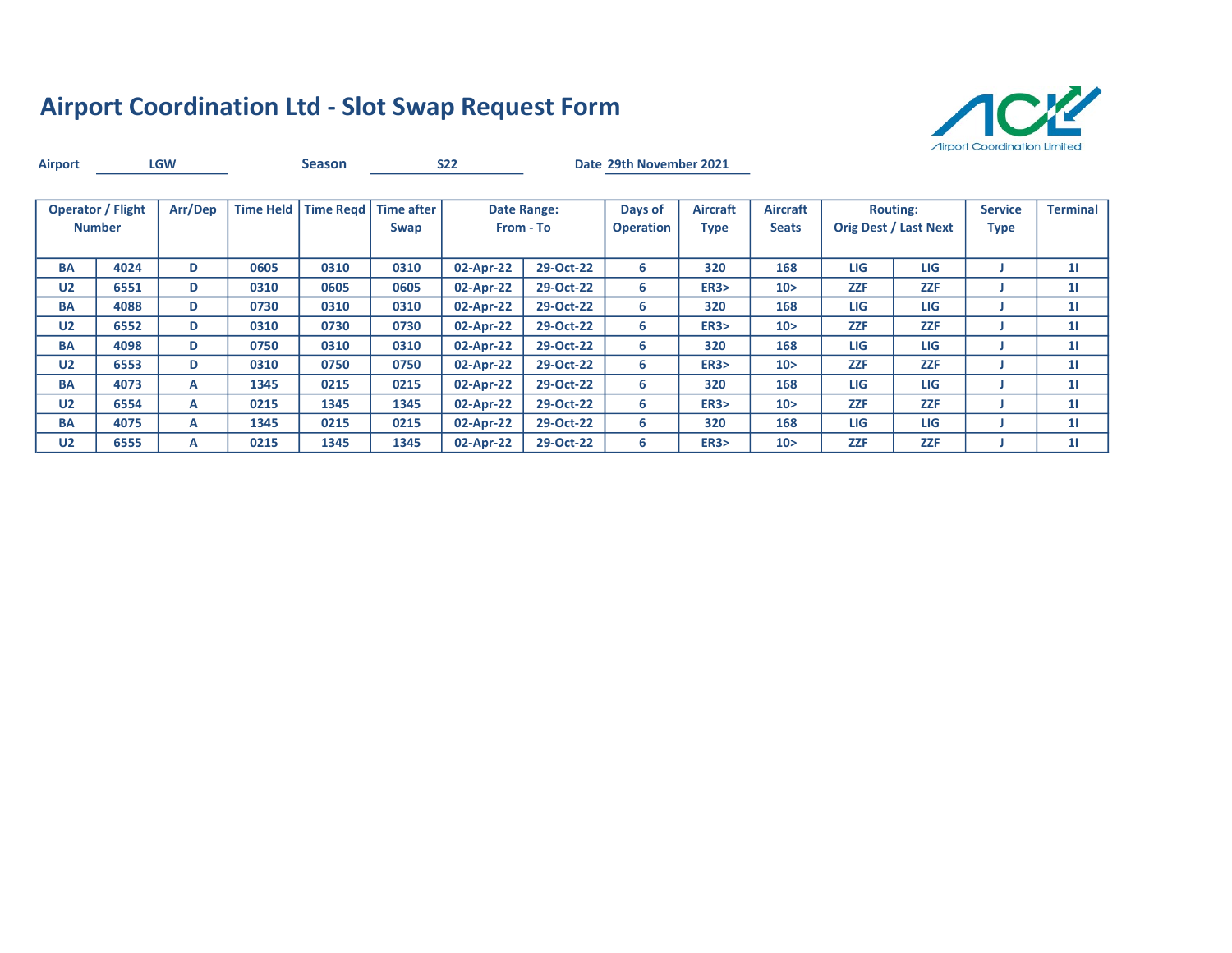# Airport Coordination Ltd - Slot Swap Request Form

Airport: LGW    Season: S22    Date: 29th November 2021

| Operator / Flight Number | | Arr/Dep | Time Held | Time Reqd | Time after Swap | Date Range: From - To | | Days of Operation | Aircraft Type | Aircraft Seats | Routing: Orig Dest / Last Next | | Service Type | Terminal |
|---|---|---|---|---|---|---|---|---|---|---|---|---|---|---|
| BA | 4024 | D | 0605 | 0310 | 0310 | 02-Apr-22 | 29-Oct-22 | 6 | 320 | 168 | LIG | LIG | J | 1I |
| U2 | 6551 | D | 0310 | 0605 | 0605 | 02-Apr-22 | 29-Oct-22 | 6 | ER3> | 10> | ZZF | ZZF | J | 1I |
| BA | 4088 | D | 0730 | 0310 | 0310 | 02-Apr-22 | 29-Oct-22 | 6 | 320 | 168 | LIG | LIG | J | 1I |
| U2 | 6552 | D | 0310 | 0730 | 0730 | 02-Apr-22 | 29-Oct-22 | 6 | ER3> | 10> | ZZF | ZZF | J | 1I |
| BA | 4098 | D | 0750 | 0310 | 0310 | 02-Apr-22 | 29-Oct-22 | 6 | 320 | 168 | LIG | LIG | J | 1I |
| U2 | 6553 | D | 0310 | 0750 | 0750 | 02-Apr-22 | 29-Oct-22 | 6 | ER3> | 10> | ZZF | ZZF | J | 1I |
| BA | 4073 | A | 1345 | 0215 | 0215 | 02-Apr-22 | 29-Oct-22 | 6 | 320 | 168 | LIG | LIG | J | 1I |
| U2 | 6554 | A | 0215 | 1345 | 1345 | 02-Apr-22 | 29-Oct-22 | 6 | ER3> | 10> | ZZF | ZZF | J | 1I |
| BA | 4075 | A | 1345 | 0215 | 0215 | 02-Apr-22 | 29-Oct-22 | 6 | 320 | 168 | LIG | LIG | J | 1I |
| U2 | 6555 | A | 0215 | 1345 | 1345 | 02-Apr-22 | 29-Oct-22 | 6 | ER3> | 10> | ZZF | ZZF | J | 1I |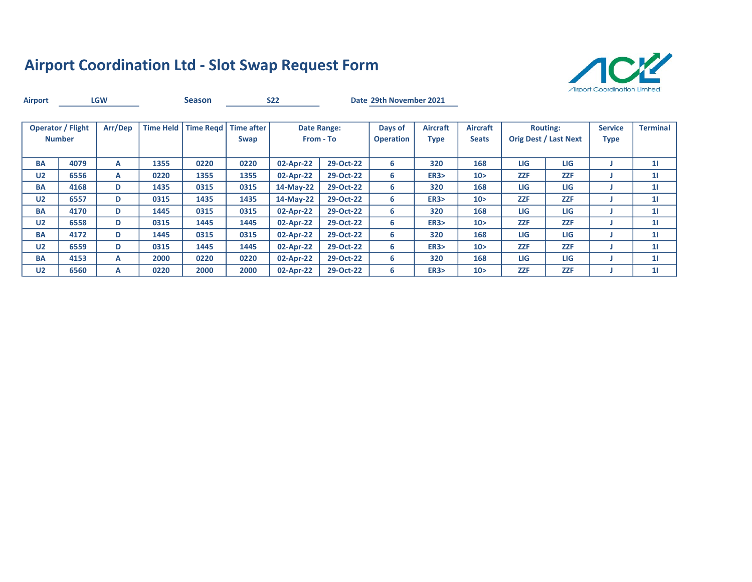# Airport Coordination Ltd - Slot Swap Request Form

**Airport** LGW **Season** S22 **Date** 29th November 2021

| Operator / Flight Number | | Arr/Dep | Time Held | Time Reqd | Time after Swap | Date Range: From - To | | Days of Operation | Aircraft Type | Aircraft Seats | Routing: Orig Dest / Last Next | | Service Type | Terminal |
|---|---|---|---|---|---|---|---|---|---|---|---|---|---|---|
| BA | 4079 | A | 1355 | 0220 | 0220 | 02-Apr-22 | 29-Oct-22 | 6 | 320 | 168 | LIG | LIG | J | 1I |
| U2 | 6556 | A | 0220 | 1355 | 1355 | 02-Apr-22 | 29-Oct-22 | 6 | ER3> | 10> | ZZF | ZZF | J | 1I |
| BA | 4168 | D | 1435 | 0315 | 0315 | 14-May-22 | 29-Oct-22 | 6 | 320 | 168 | LIG | LIG | J | 1I |
| U2 | 6557 | D | 0315 | 1435 | 1435 | 14-May-22 | 29-Oct-22 | 6 | ER3> | 10> | ZZF | ZZF | J | 1I |
| BA | 4170 | D | 1445 | 0315 | 0315 | 02-Apr-22 | 29-Oct-22 | 6 | 320 | 168 | LIG | LIG | J | 1I |
| U2 | 6558 | D | 0315 | 1445 | 1445 | 02-Apr-22 | 29-Oct-22 | 6 | ER3> | 10> | ZZF | ZZF | J | 1I |
| BA | 4172 | D | 1445 | 0315 | 0315 | 02-Apr-22 | 29-Oct-22 | 6 | 320 | 168 | LIG | LIG | J | 1I |
| U2 | 6559 | D | 0315 | 1445 | 1445 | 02-Apr-22 | 29-Oct-22 | 6 | ER3> | 10> | ZZF | ZZF | J | 1I |
| BA | 4153 | A | 2000 | 0220 | 0220 | 02-Apr-22 | 29-Oct-22 | 6 | 320 | 168 | LIG | LIG | J | 1I |
| U2 | 6560 | A | 0220 | 2000 | 2000 | 02-Apr-22 | 29-Oct-22 | 6 | ER3> | 10> | ZZF | ZZF | J | 1I |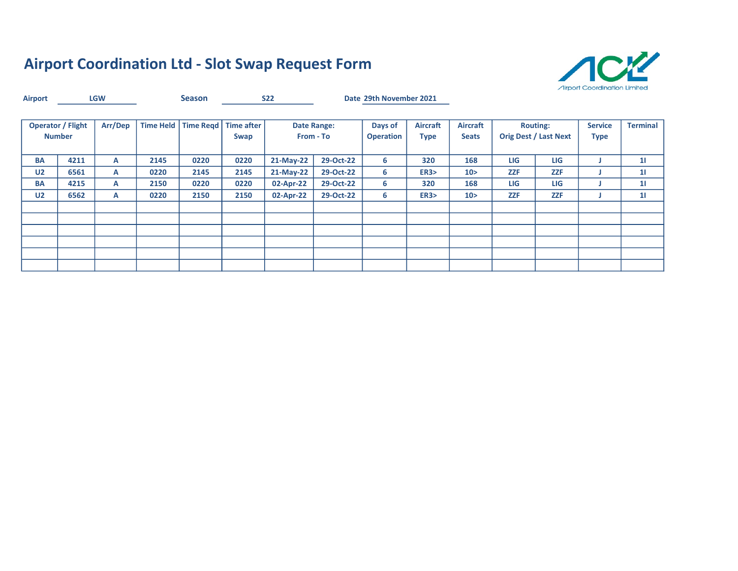# Airport Coordination Ltd - Slot Swap Request Form

**Airport** LGW **Season** S22 **Date** 29th November 2021

| Operator / Flight Number | | Arr/Dep | Time Held | Time Reqd | Time after Swap | Date Range: From - To | | Days of Operation | Aircraft Type | Aircraft Seats | Routing: Orig Dest / Last Next | | Service Type | Terminal |
|---|---|---|---|---|---|---|---|---|---|---|---|---|---|---|
| BA | 4211 | A | 2145 | 0220 | 0220 | 21-May-22 | 29-Oct-22 | 6 | 320 | 168 | LIG | LIG | J | 1I |
| U2 | 6561 | A | 0220 | 2145 | 2145 | 21-May-22 | 29-Oct-22 | 6 | ER3> | 10> | ZZF | ZZF | J | 1I |
| BA | 4215 | A | 2150 | 0220 | 0220 | 02-Apr-22 | 29-Oct-22 | 6 | 320 | 168 | LIG | LIG | J | 1I |
| U2 | 6562 | A | 0220 | 2150 | 2150 | 02-Apr-22 | 29-Oct-22 | 6 | ER3> | 10> | ZZF | ZZF | J | 1I |
| | | | | | | | | | | | | | | |
| | | | | | | | | | | | | | | |
| | | | | | | | | | | | | | | |
| | | | | | | | | | | | | | | |
| | | | | | | | | | | | | | | |
| | | | | | | | | | | | | | | |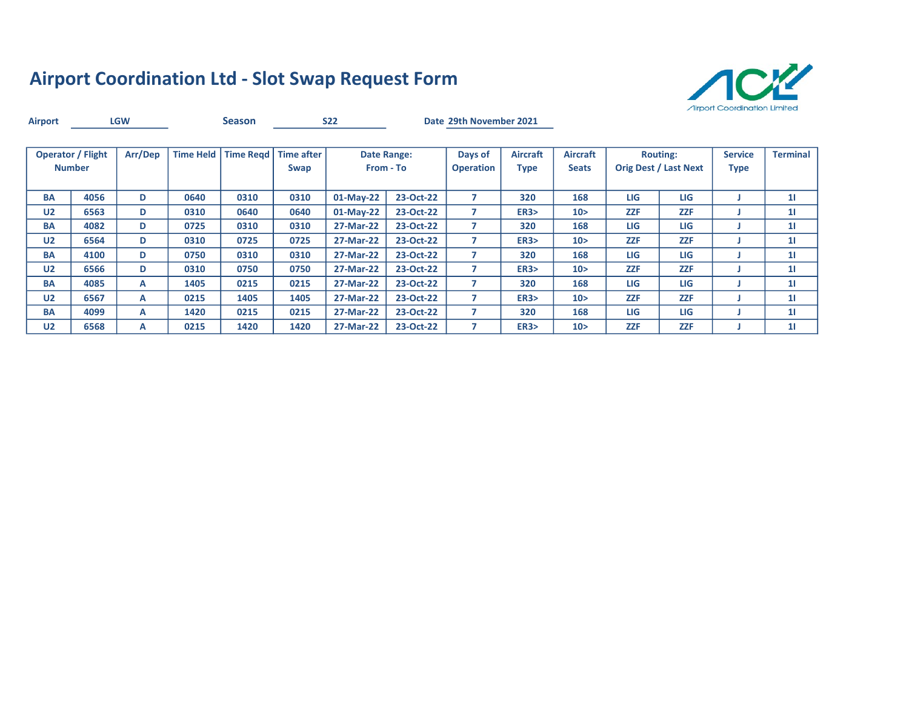# Airport Coordination Ltd - Slot Swap Request Form

**Airport** LGW **Season** S22 **Date** 29th November 2021

| Operator / Flight Number | | Arr/Dep | Time Held | Time Reqd | Time after Swap | Date Range: From - To | | Days of Operation | Aircraft Type | Aircraft Seats | Routing: Orig Dest / Last Next | | Service Type | Terminal |
|---|---|---|---|---|---|---|---|---|---|---|---|---|---|---|
| BA | 4056 | D | 0640 | 0310 | 0310 | 01-May-22 | 23-Oct-22 | 7 | 320 | 168 | LIG | LIG | J | 1I |
| U2 | 6563 | D | 0310 | 0640 | 0640 | 01-May-22 | 23-Oct-22 | 7 | ER3> | 10> | ZZF | ZZF | J | 1I |
| BA | 4082 | D | 0725 | 0310 | 0310 | 27-Mar-22 | 23-Oct-22 | 7 | 320 | 168 | LIG | LIG | J | 1I |
| U2 | 6564 | D | 0310 | 0725 | 0725 | 27-Mar-22 | 23-Oct-22 | 7 | ER3> | 10> | ZZF | ZZF | J | 1I |
| BA | 4100 | D | 0750 | 0310 | 0310 | 27-Mar-22 | 23-Oct-22 | 7 | 320 | 168 | LIG | LIG | J | 1I |
| U2 | 6566 | D | 0310 | 0750 | 0750 | 27-Mar-22 | 23-Oct-22 | 7 | ER3> | 10> | ZZF | ZZF | J | 1I |
| BA | 4085 | A | 1405 | 0215 | 0215 | 27-Mar-22 | 23-Oct-22 | 7 | 320 | 168 | LIG | LIG | J | 1I |
| U2 | 6567 | A | 0215 | 1405 | 1405 | 27-Mar-22 | 23-Oct-22 | 7 | ER3> | 10> | ZZF | ZZF | J | 1I |
| BA | 4099 | A | 1420 | 0215 | 0215 | 27-Mar-22 | 23-Oct-22 | 7 | 320 | 168 | LIG | LIG | J | 1I |
| U2 | 6568 | A | 0215 | 1420 | 1420 | 27-Mar-22 | 23-Oct-22 | 7 | ER3> | 10> | ZZF | ZZF | J | 1I |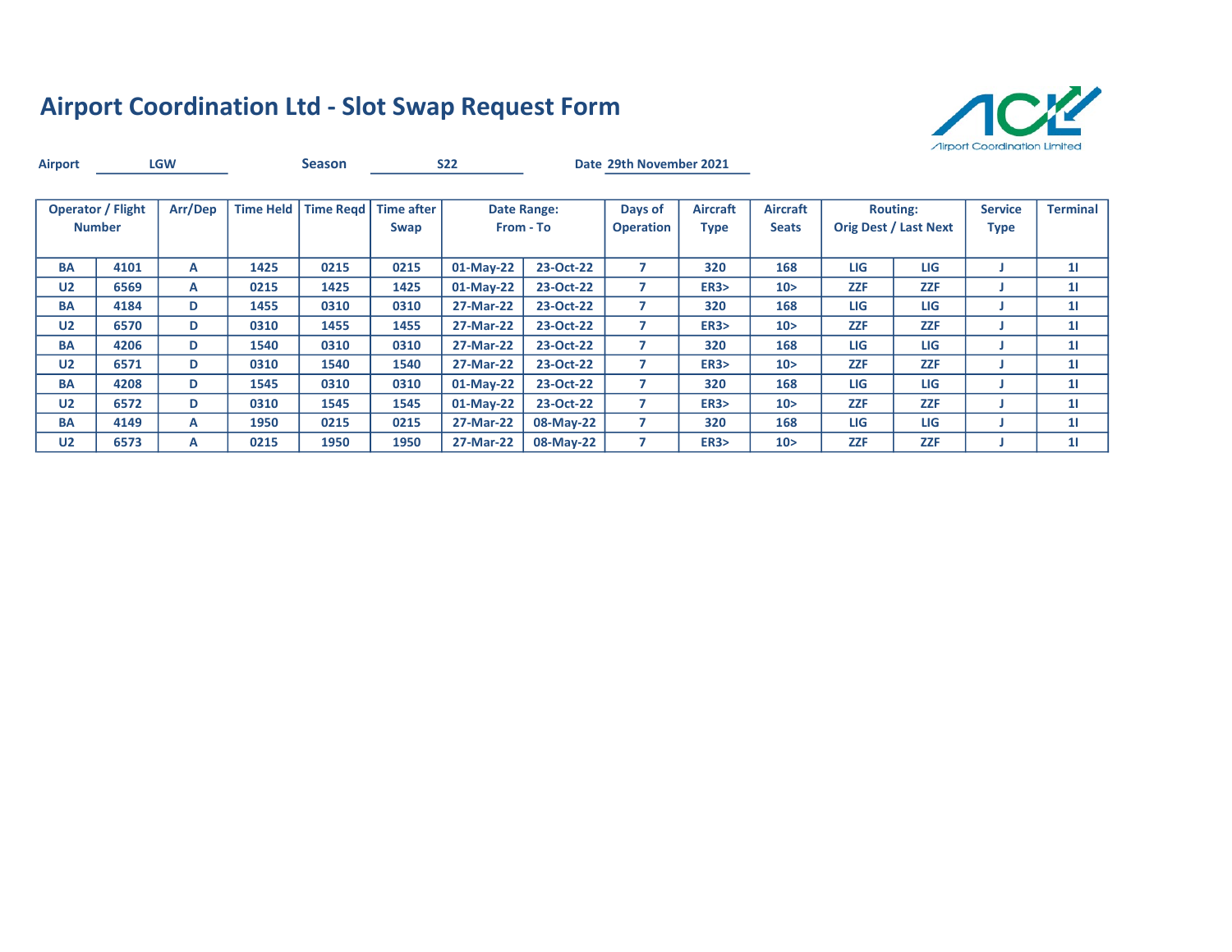# Airport Coordination Ltd - Slot Swap Request Form

**Airport** LGW **Season** S22 **Date** 29th November 2021

| Operator / Flight Number | | Arr/Dep | Time Held | Time Reqd | Time after Swap | Date Range: From - To | | Days of Operation | Aircraft Type | Aircraft Seats | Routing: Orig Dest / Last Next | | Service Type | Terminal |
|---|---|---|---|---|---|---|---|---|---|---|---|---|---|---|
| BA | 4101 | A | 1425 | 0215 | 0215 | 01-May-22 | 23-Oct-22 | 7 | 320 | 168 | LIG | LIG | J | 1I |
| U2 | 6569 | A | 0215 | 1425 | 1425 | 01-May-22 | 23-Oct-22 | 7 | ER3> | 10> | ZZF | ZZF | J | 1I |
| BA | 4184 | D | 1455 | 0310 | 0310 | 27-Mar-22 | 23-Oct-22 | 7 | 320 | 168 | LIG | LIG | J | 1I |
| U2 | 6570 | D | 0310 | 1455 | 1455 | 27-Mar-22 | 23-Oct-22 | 7 | ER3> | 10> | ZZF | ZZF | J | 1I |
| BA | 4206 | D | 1540 | 0310 | 0310 | 27-Mar-22 | 23-Oct-22 | 7 | 320 | 168 | LIG | LIG | J | 1I |
| U2 | 6571 | D | 0310 | 1540 | 1540 | 27-Mar-22 | 23-Oct-22 | 7 | ER3> | 10> | ZZF | ZZF | J | 1I |
| BA | 4208 | D | 1545 | 0310 | 0310 | 01-May-22 | 23-Oct-22 | 7 | 320 | 168 | LIG | LIG | J | 1I |
| U2 | 6572 | D | 0310 | 1545 | 1545 | 01-May-22 | 23-Oct-22 | 7 | ER3> | 10> | ZZF | ZZF | J | 1I |
| BA | 4149 | A | 1950 | 0215 | 0215 | 27-Mar-22 | 08-May-22 | 7 | 320 | 168 | LIG | LIG | J | 1I |
| U2 | 6573 | A | 0215 | 1950 | 1950 | 27-Mar-22 | 08-May-22 | 7 | ER3> | 10> | ZZF | ZZF | J | 1I |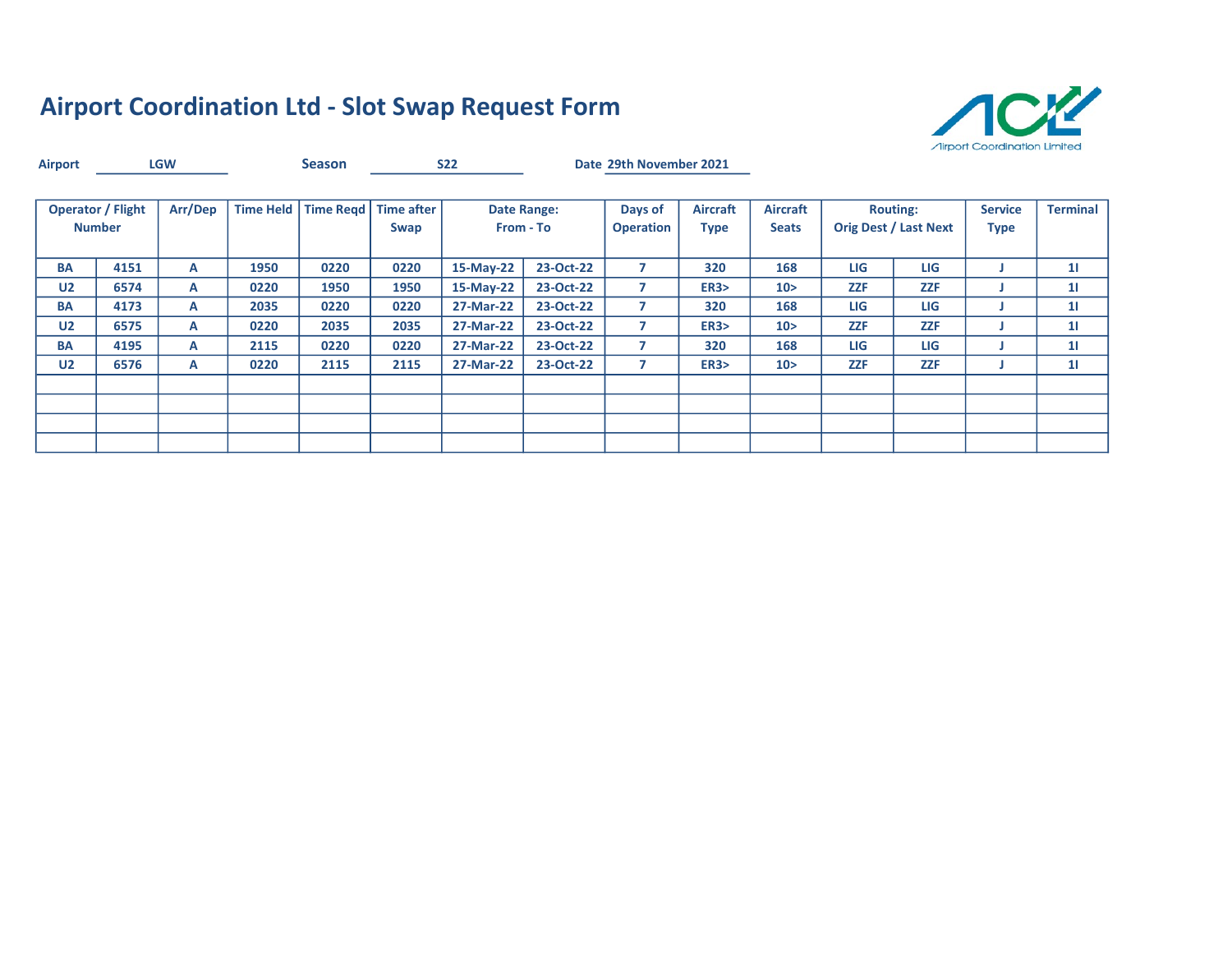# Airport Coordination Ltd - Slot Swap Request Form

**Airport** LGW **Season** S22 **Date** 29th November 2021

| Operator / Flight Number | | Arr/Dep | Time Held | Time Reqd | Time after Swap | Date Range: From - To | | Days of Operation | Aircraft Type | Aircraft Seats | Routing: Orig Dest / Last Next | | Service Type | Terminal |
|---|---|---|---|---|---|---|---|---|---|---|---|---|---|---|
| BA | 4151 | A | 1950 | 0220 | 0220 | 15-May-22 | 23-Oct-22 | 7 | 320 | 168 | LIG | LIG | J | 1I |
| U2 | 6574 | A | 0220 | 1950 | 1950 | 15-May-22 | 23-Oct-22 | 7 | ER3> | 10> | ZZF | ZZF | J | 1I |
| BA | 4173 | A | 2035 | 0220 | 0220 | 27-Mar-22 | 23-Oct-22 | 7 | 320 | 168 | LIG | LIG | J | 1I |
| U2 | 6575 | A | 0220 | 2035 | 2035 | 27-Mar-22 | 23-Oct-22 | 7 | ER3> | 10> | ZZF | ZZF | J | 1I |
| BA | 4195 | A | 2115 | 0220 | 0220 | 27-Mar-22 | 23-Oct-22 | 7 | 320 | 168 | LIG | LIG | J | 1I |
| U2 | 6576 | A | 0220 | 2115 | 2115 | 27-Mar-22 | 23-Oct-22 | 7 | ER3> | 10> | ZZF | ZZF | J | 1I |
| | | | | | | | | | | | | | | |
| | | | | | | | | | | | | | | |
| | | | | | | | | | | | | | | |
| | | | | | | | | | | | | | | |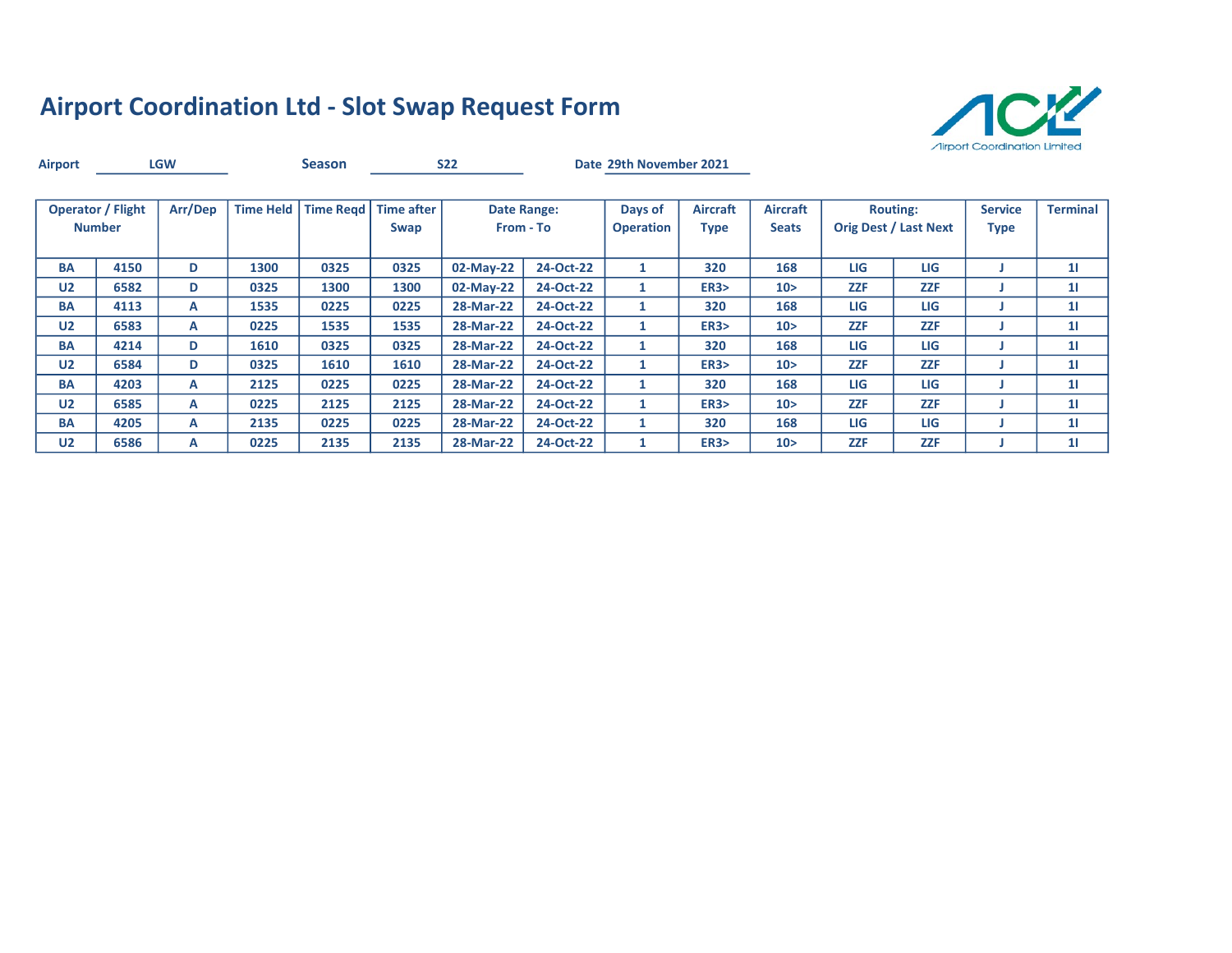# Airport Coordination Ltd - Slot Swap Request Form

**Airport** LGW **Season** S22 **Date** 29th November 2021

| Operator / Flight Number | | Arr/Dep | Time Held | Time Reqd | Time after Swap | Date Range: From - To | | Days of Operation | Aircraft Type | Aircraft Seats | Routing: Orig Dest / Last Next | | Service Type | Terminal |
|---|---|---|---|---|---|---|---|---|---|---|---|---|---|---|
| BA | 4150 | D | 1300 | 0325 | 0325 | 02-May-22 | 24-Oct-22 | 1 | 320 | 168 | LIG | LIG | J | 1I |
| U2 | 6582 | D | 0325 | 1300 | 1300 | 02-May-22 | 24-Oct-22 | 1 | ER3> | 10> | ZZF | ZZF | J | 1I |
| BA | 4113 | A | 1535 | 0225 | 0225 | 28-Mar-22 | 24-Oct-22 | 1 | 320 | 168 | LIG | LIG | J | 1I |
| U2 | 6583 | A | 0225 | 1535 | 1535 | 28-Mar-22 | 24-Oct-22 | 1 | ER3> | 10> | ZZF | ZZF | J | 1I |
| BA | 4214 | D | 1610 | 0325 | 0325 | 28-Mar-22 | 24-Oct-22 | 1 | 320 | 168 | LIG | LIG | J | 1I |
| U2 | 6584 | D | 0325 | 1610 | 1610 | 28-Mar-22 | 24-Oct-22 | 1 | ER3> | 10> | ZZF | ZZF | J | 1I |
| BA | 4203 | A | 2125 | 0225 | 0225 | 28-Mar-22 | 24-Oct-22 | 1 | 320 | 168 | LIG | LIG | J | 1I |
| U2 | 6585 | A | 0225 | 2125 | 2125 | 28-Mar-22 | 24-Oct-22 | 1 | ER3> | 10> | ZZF | ZZF | J | 1I |
| BA | 4205 | A | 2135 | 0225 | 0225 | 28-Mar-22 | 24-Oct-22 | 1 | 320 | 168 | LIG | LIG | J | 1I |
| U2 | 6586 | A | 0225 | 2135 | 2135 | 28-Mar-22 | 24-Oct-22 | 1 | ER3> | 10> | ZZF | ZZF | J | 1I |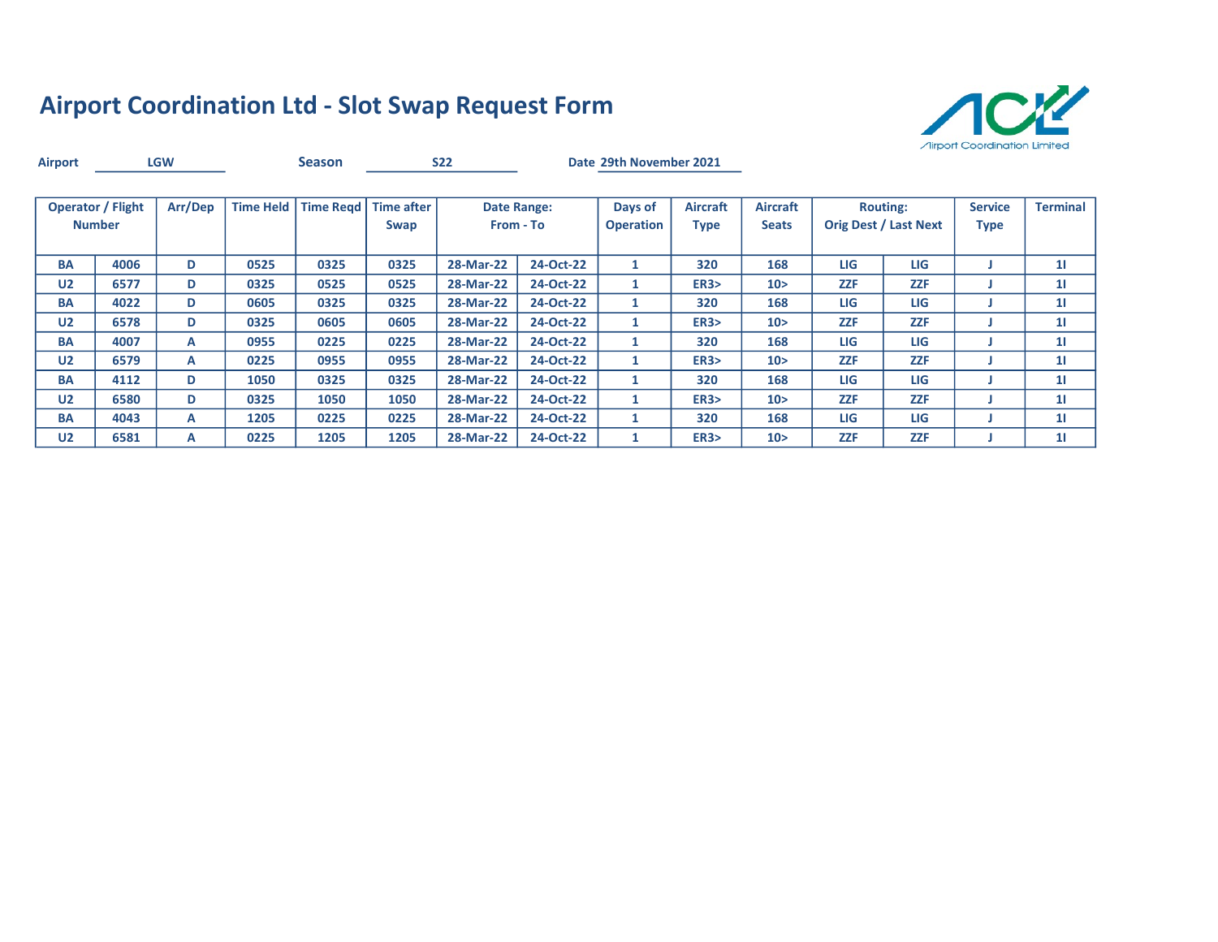# Airport Coordination Ltd - Slot Swap Request Form

Airport LGW Season S22 Date 29th November 2021

| Operator / Flight Number | | Arr/Dep | Time Held | Time Reqd | Time after Swap | Date Range: From - To | | Days of Operation | Aircraft Type | Aircraft Seats | Routing: Orig Dest / Last Next | | Service Type | Terminal |
|---|---|---|---|---|---|---|---|---|---|---|---|---|---|---|
| BA | 4006 | D | 0525 | 0325 | 0325 | 28-Mar-22 | 24-Oct-22 | 1 | 320 | 168 | LIG | LIG | J | 1I |
| U2 | 6577 | D | 0325 | 0525 | 0525 | 28-Mar-22 | 24-Oct-22 | 1 | ER3> | 10> | ZZF | ZZF | J | 1I |
| BA | 4022 | D | 0605 | 0325 | 0325 | 28-Mar-22 | 24-Oct-22 | 1 | 320 | 168 | LIG | LIG | J | 1I |
| U2 | 6578 | D | 0325 | 0605 | 0605 | 28-Mar-22 | 24-Oct-22 | 1 | ER3> | 10> | ZZF | ZZF | J | 1I |
| BA | 4007 | A | 0955 | 0225 | 0225 | 28-Mar-22 | 24-Oct-22 | 1 | 320 | 168 | LIG | LIG | J | 1I |
| U2 | 6579 | A | 0225 | 0955 | 0955 | 28-Mar-22 | 24-Oct-22 | 1 | ER3> | 10> | ZZF | ZZF | J | 1I |
| BA | 4112 | D | 1050 | 0325 | 0325 | 28-Mar-22 | 24-Oct-22 | 1 | 320 | 168 | LIG | LIG | J | 1I |
| U2 | 6580 | D | 0325 | 1050 | 1050 | 28-Mar-22 | 24-Oct-22 | 1 | ER3> | 10> | ZZF | ZZF | J | 1I |
| BA | 4043 | A | 1205 | 0225 | 0225 | 28-Mar-22 | 24-Oct-22 | 1 | 320 | 168 | LIG | LIG | J | 1I |
| U2 | 6581 | A | 0225 | 1205 | 1205 | 28-Mar-22 | 24-Oct-22 | 1 | ER3> | 10> | ZZF | ZZF | J | 1I |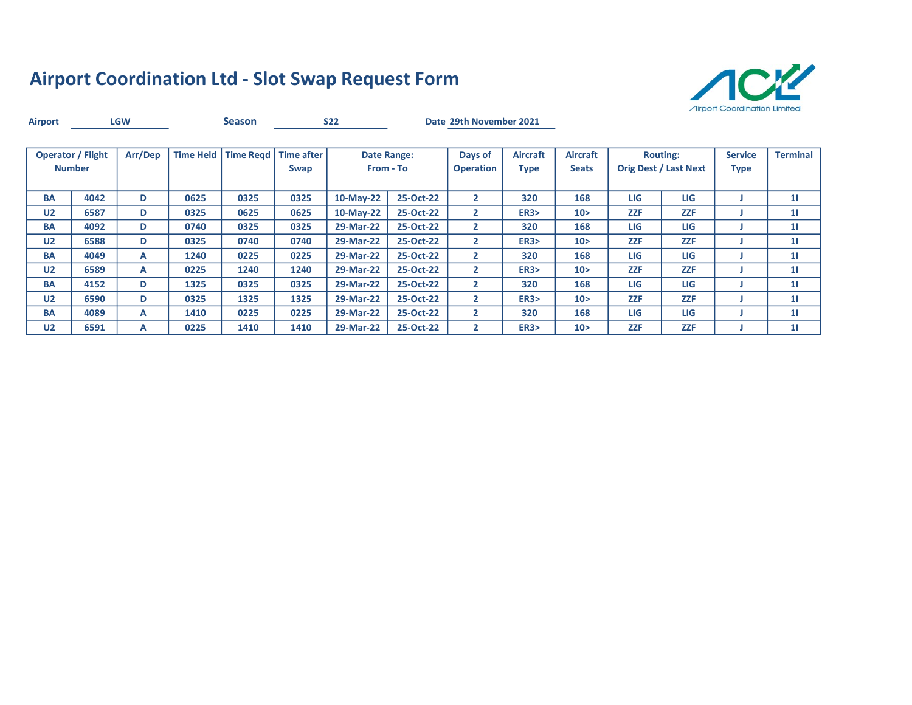# Airport Coordination Ltd - Slot Swap Request Form

**Airport** LGW **Season** S22 **Date** 29th November 2021

| Operator / Flight Number | | Arr/Dep | Time Held | Time Reqd | Time after Swap | Date Range: From - To | | Days of Operation | Aircraft Type | Aircraft Seats | Routing: Orig Dest / Last Next | | Service Type | Terminal |
|---|---|---|---|---|---|---|---|---|---|---|---|---|---|---|
| BA | 4042 | D | 0625 | 0325 | 0325 | 10-May-22 | 25-Oct-22 | 2 | 320 | 168 | LIG | LIG | J | 1I |
| U2 | 6587 | D | 0325 | 0625 | 0625 | 10-May-22 | 25-Oct-22 | 2 | ER3> | 10> | ZZF | ZZF | J | 1I |
| BA | 4092 | D | 0740 | 0325 | 0325 | 29-Mar-22 | 25-Oct-22 | 2 | 320 | 168 | LIG | LIG | J | 1I |
| U2 | 6588 | D | 0325 | 0740 | 0740 | 29-Mar-22 | 25-Oct-22 | 2 | ER3> | 10> | ZZF | ZZF | J | 1I |
| BA | 4049 | A | 1240 | 0225 | 0225 | 29-Mar-22 | 25-Oct-22 | 2 | 320 | 168 | LIG | LIG | J | 1I |
| U2 | 6589 | A | 0225 | 1240 | 1240 | 29-Mar-22 | 25-Oct-22 | 2 | ER3> | 10> | ZZF | ZZF | J | 1I |
| BA | 4152 | D | 1325 | 0325 | 0325 | 29-Mar-22 | 25-Oct-22 | 2 | 320 | 168 | LIG | LIG | J | 1I |
| U2 | 6590 | D | 0325 | 1325 | 1325 | 29-Mar-22 | 25-Oct-22 | 2 | ER3> | 10> | ZZF | ZZF | J | 1I |
| BA | 4089 | A | 1410 | 0225 | 0225 | 29-Mar-22 | 25-Oct-22 | 2 | 320 | 168 | LIG | LIG | J | 1I |
| U2 | 6591 | A | 0225 | 1410 | 1410 | 29-Mar-22 | 25-Oct-22 | 2 | ER3> | 10> | ZZF | ZZF | J | 1I |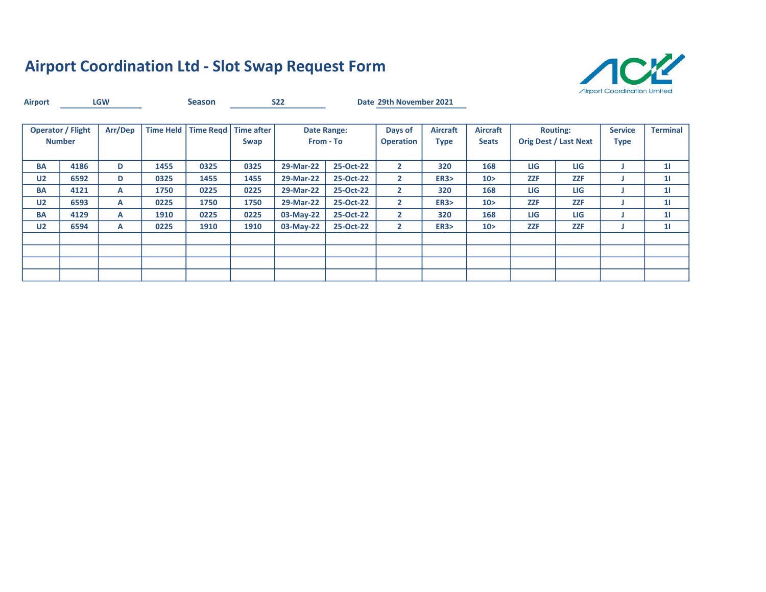# Airport Coordination Ltd - Slot Swap Request Form

**Airport** LGW **Season** S22 **Date** 29th November 2021

| Operator / Flight Number | | Arr/Dep | Time Held | Time Reqd | Time after Swap | Date Range: From - To | | Days of Operation | Aircraft Type | Aircraft Seats | Routing: Orig Dest / Last Next | | Service Type | Terminal |
|---|---|---|---|---|---|---|---|---|---|---|---|---|---|---|
| BA | 4186 | D | 1455 | 0325 | 0325 | 29-Mar-22 | 25-Oct-22 | 2 | 320 | 168 | LIG | LIG | J | 1I |
| U2 | 6592 | D | 0325 | 1455 | 1455 | 29-Mar-22 | 25-Oct-22 | 2 | ER3> | 10> | ZZF | ZZF | J | 1I |
| BA | 4121 | A | 1750 | 0225 | 0225 | 29-Mar-22 | 25-Oct-22 | 2 | 320 | 168 | LIG | LIG | J | 1I |
| U2 | 6593 | A | 0225 | 1750 | 1750 | 29-Mar-22 | 25-Oct-22 | 2 | ER3> | 10> | ZZF | ZZF | J | 1I |
| BA | 4129 | A | 1910 | 0225 | 0225 | 03-May-22 | 25-Oct-22 | 2 | 320 | 168 | LIG | LIG | J | 1I |
| U2 | 6594 | A | 0225 | 1910 | 1910 | 03-May-22 | 25-Oct-22 | 2 | ER3> | 10> | ZZF | ZZF | J | 1I |
| | | | | | | | | | | | | | | |
| | | | | | | | | | | | | | | |
| | | | | | | | | | | | | | | |
| | | | | | | | | | | | | | | |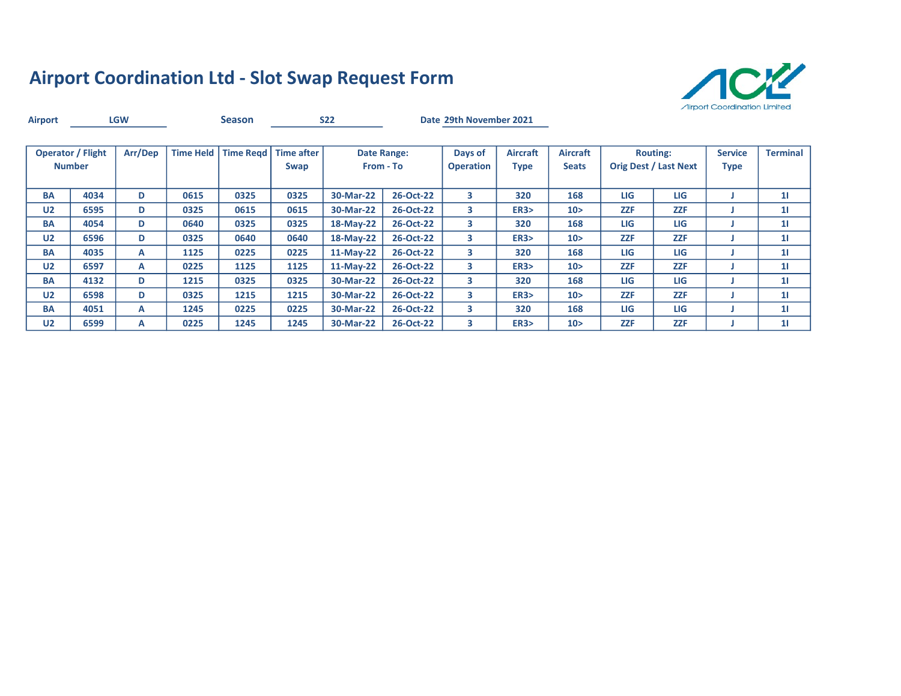# Airport Coordination Ltd - Slot Swap Request Form

**Airport** LGW **Season** S22 **Date** 29th November 2021

| Operator / Flight Number | | Arr/Dep | Time Held | Time Reqd | Time after Swap | Date Range: From - To | | Days of Operation | Aircraft Type | Aircraft Seats | Routing: Orig Dest / Last Next | | Service Type | Terminal |
|---|---|---|---|---|---|---|---|---|---|---|---|---|---|---|
| BA | 4034 | D | 0615 | 0325 | 0325 | 30-Mar-22 | 26-Oct-22 | 3 | 320 | 168 | LIG | LIG | J | 1I |
| U2 | 6595 | D | 0325 | 0615 | 0615 | 30-Mar-22 | 26-Oct-22 | 3 | ER3> | 10> | ZZF | ZZF | J | 1I |
| BA | 4054 | D | 0640 | 0325 | 0325 | 18-May-22 | 26-Oct-22 | 3 | 320 | 168 | LIG | LIG | J | 1I |
| U2 | 6596 | D | 0325 | 0640 | 0640 | 18-May-22 | 26-Oct-22 | 3 | ER3> | 10> | ZZF | ZZF | J | 1I |
| BA | 4035 | A | 1125 | 0225 | 0225 | 11-May-22 | 26-Oct-22 | 3 | 320 | 168 | LIG | LIG | J | 1I |
| U2 | 6597 | A | 0225 | 1125 | 1125 | 11-May-22 | 26-Oct-22 | 3 | ER3> | 10> | ZZF | ZZF | J | 1I |
| BA | 4132 | D | 1215 | 0325 | 0325 | 30-Mar-22 | 26-Oct-22 | 3 | 320 | 168 | LIG | LIG | J | 1I |
| U2 | 6598 | D | 0325 | 1215 | 1215 | 30-Mar-22 | 26-Oct-22 | 3 | ER3> | 10> | ZZF | ZZF | J | 1I |
| BA | 4051 | A | 1245 | 0225 | 0225 | 30-Mar-22 | 26-Oct-22 | 3 | 320 | 168 | LIG | LIG | J | 1I |
| U2 | 6599 | A | 0225 | 1245 | 1245 | 30-Mar-22 | 26-Oct-22 | 3 | ER3> | 10> | ZZF | ZZF | J | 1I |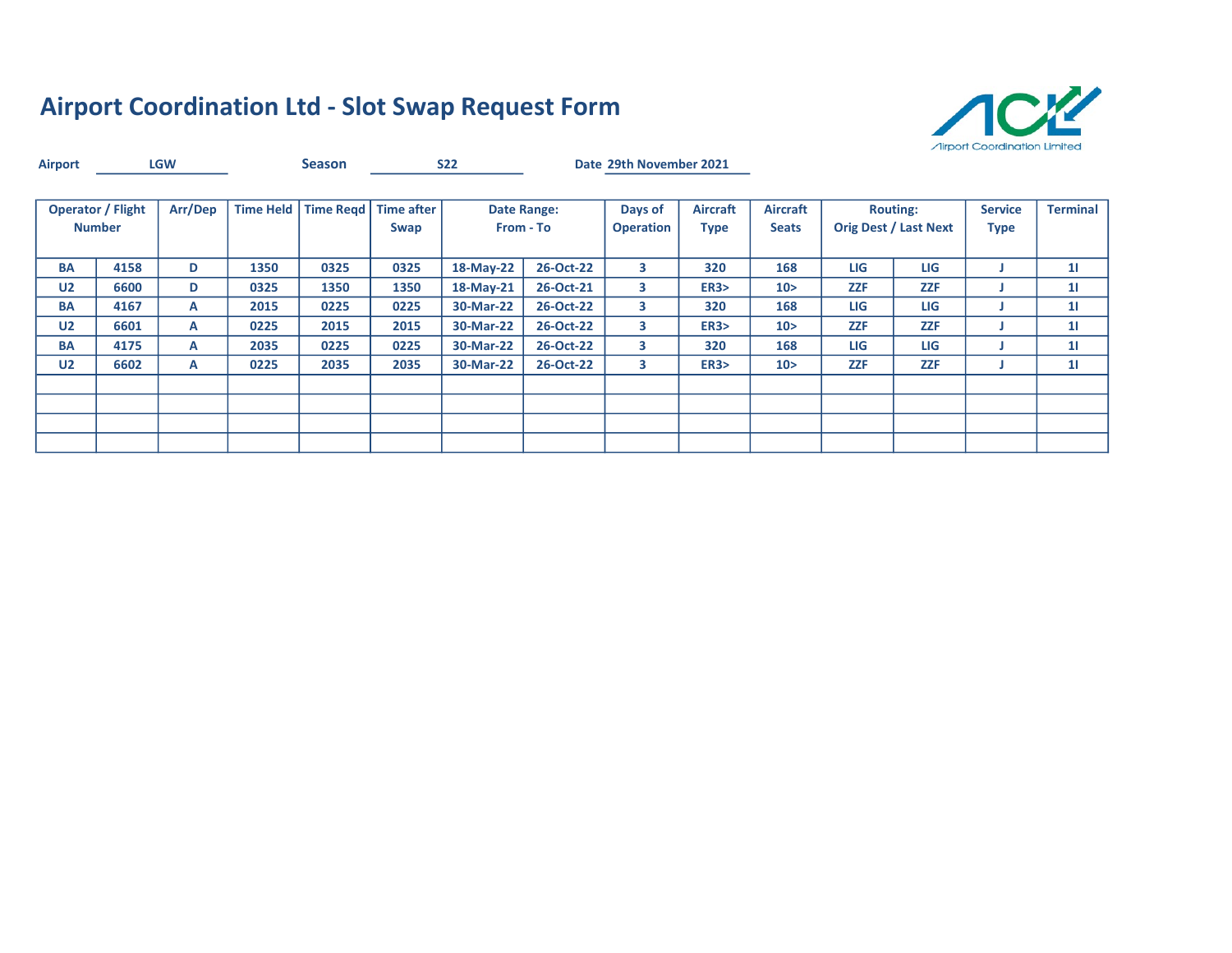# Airport Coordination Ltd - Slot Swap Request Form

**Airport** LGW **Season** S22 **Date** 29th November 2021

| Operator / Flight Number | | Arr/Dep | Time Held | Time Reqd | Time after Swap | Date Range: From - To | | Days of Operation | Aircraft Type | Aircraft Seats | Routing: Orig Dest / Last Next | | Service Type | Terminal |
|---|---|---|---|---|---|---|---|---|---|---|---|---|---|---|
| BA | 4158 | D | 1350 | 0325 | 0325 | 18-May-22 | 26-Oct-22 | 3 | 320 | 168 | LIG | LIG | J | 1I |
| U2 | 6600 | D | 0325 | 1350 | 1350 | 18-May-21 | 26-Oct-21 | 3 | ER3> | 10> | ZZF | ZZF | J | 1I |
| BA | 4167 | A | 2015 | 0225 | 0225 | 30-Mar-22 | 26-Oct-22 | 3 | 320 | 168 | LIG | LIG | J | 1I |
| U2 | 6601 | A | 0225 | 2015 | 2015 | 30-Mar-22 | 26-Oct-22 | 3 | ER3> | 10> | ZZF | ZZF | J | 1I |
| BA | 4175 | A | 2035 | 0225 | 0225 | 30-Mar-22 | 26-Oct-22 | 3 | 320 | 168 | LIG | LIG | J | 1I |
| U2 | 6602 | A | 0225 | 2035 | 2035 | 30-Mar-22 | 26-Oct-22 | 3 | ER3> | 10> | ZZF | ZZF | J | 1I |
| | | | | | | | | | | | | | | |
| | | | | | | | | | | | | | | |
| | | | | | | | | | | | | | | |
| | | | | | | | | | | | | | | |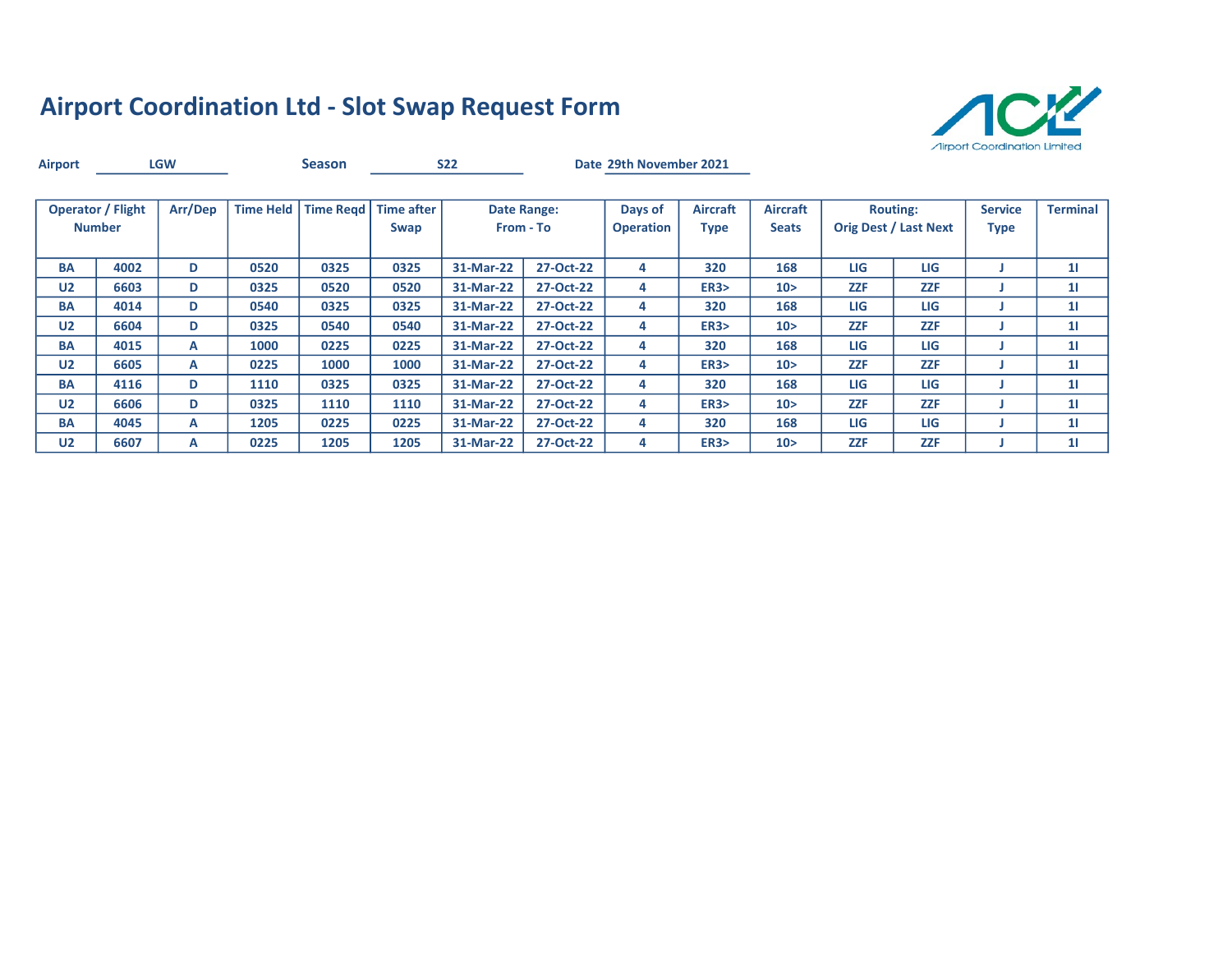# Airport Coordination Ltd - Slot Swap Request Form

**Airport** LGW **Season** S22 **Date** 29th November 2021

| Operator / Flight Number | | Arr/Dep | Time Held | Time Reqd | Time after Swap | Date Range: From - To | | Days of Operation | Aircraft Type | Aircraft Seats | Routing: Orig Dest / Last Next | | Service Type | Terminal |
|---|---|---|---|---|---|---|---|---|---|---|---|---|---|---|
| BA | 4002 | D | 0520 | 0325 | 0325 | 31-Mar-22 | 27-Oct-22 | 4 | 320 | 168 | LIG | LIG | J | 1I |
| U2 | 6603 | D | 0325 | 0520 | 0520 | 31-Mar-22 | 27-Oct-22 | 4 | ER3> | 10> | ZZF | ZZF | J | 1I |
| BA | 4014 | D | 0540 | 0325 | 0325 | 31-Mar-22 | 27-Oct-22 | 4 | 320 | 168 | LIG | LIG | J | 1I |
| U2 | 6604 | D | 0325 | 0540 | 0540 | 31-Mar-22 | 27-Oct-22 | 4 | ER3> | 10> | ZZF | ZZF | J | 1I |
| BA | 4015 | A | 1000 | 0225 | 0225 | 31-Mar-22 | 27-Oct-22 | 4 | 320 | 168 | LIG | LIG | J | 1I |
| U2 | 6605 | A | 0225 | 1000 | 1000 | 31-Mar-22 | 27-Oct-22 | 4 | ER3> | 10> | ZZF | ZZF | J | 1I |
| BA | 4116 | D | 1110 | 0325 | 0325 | 31-Mar-22 | 27-Oct-22 | 4 | 320 | 168 | LIG | LIG | J | 1I |
| U2 | 6606 | D | 0325 | 1110 | 1110 | 31-Mar-22 | 27-Oct-22 | 4 | ER3> | 10> | ZZF | ZZF | J | 1I |
| BA | 4045 | A | 1205 | 0225 | 0225 | 31-Mar-22 | 27-Oct-22 | 4 | 320 | 168 | LIG | LIG | J | 1I |
| U2 | 6607 | A | 0225 | 1205 | 1205 | 31-Mar-22 | 27-Oct-22 | 4 | ER3> | 10> | ZZF | ZZF | J | 1I |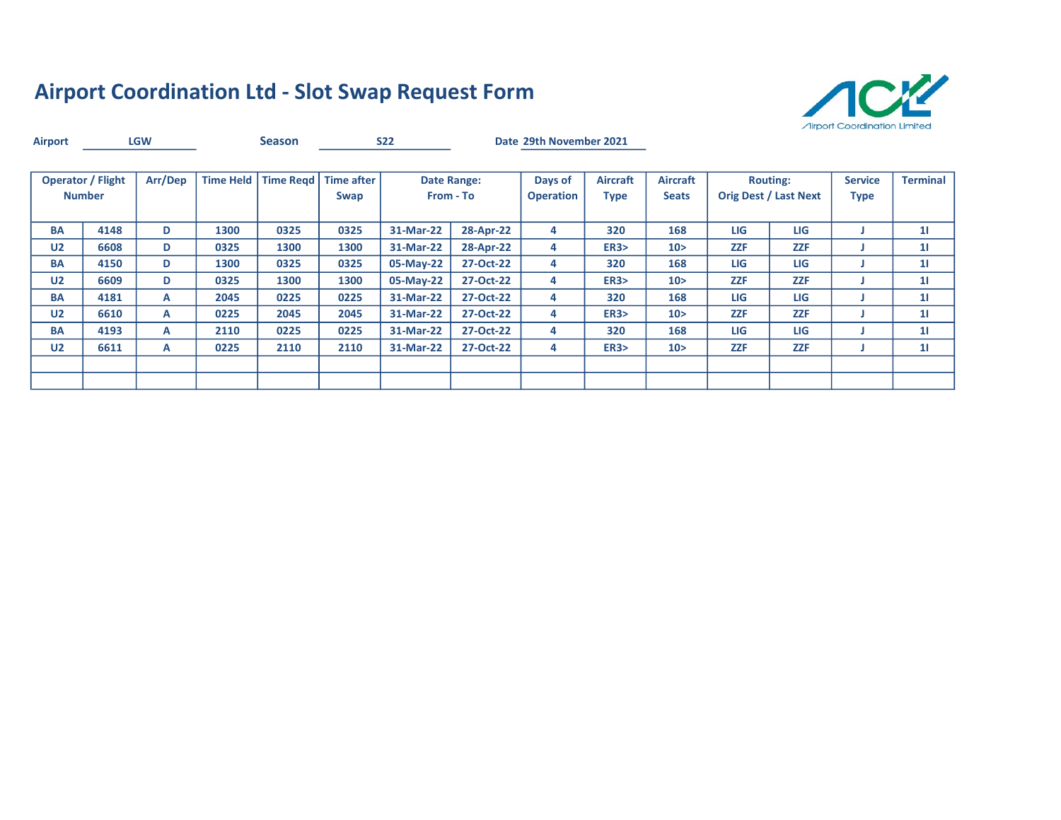# Airport Coordination Ltd - Slot Swap Request Form

**Airport** LGW **Season** S22 **Date** 29th November 2021

| Operator / Flight Number | | Arr/Dep | Time Held | Time Reqd | Time after Swap | Date Range: From - To | | Days of Operation | Aircraft Type | Aircraft Seats | Routing: Orig Dest / Last Next | | Service Type | Terminal |
|---|---|---|---|---|---|---|---|---|---|---|---|---|---|---|
| BA | 4148 | D | 1300 | 0325 | 0325 | 31-Mar-22 | 28-Apr-22 | 4 | 320 | 168 | LIG | LIG | J | 1I |
| U2 | 6608 | D | 0325 | 1300 | 1300 | 31-Mar-22 | 28-Apr-22 | 4 | ER3> | 10> | ZZF | ZZF | J | 1I |
| BA | 4150 | D | 1300 | 0325 | 0325 | 05-May-22 | 27-Oct-22 | 4 | 320 | 168 | LIG | LIG | J | 1I |
| U2 | 6609 | D | 0325 | 1300 | 1300 | 05-May-22 | 27-Oct-22 | 4 | ER3> | 10> | ZZF | ZZF | J | 1I |
| BA | 4181 | A | 2045 | 0225 | 0225 | 31-Mar-22 | 27-Oct-22 | 4 | 320 | 168 | LIG | LIG | J | 1I |
| U2 | 6610 | A | 0225 | 2045 | 2045 | 31-Mar-22 | 27-Oct-22 | 4 | ER3> | 10> | ZZF | ZZF | J | 1I |
| BA | 4193 | A | 2110 | 0225 | 0225 | 31-Mar-22 | 27-Oct-22 | 4 | 320 | 168 | LIG | LIG | J | 1I |
| U2 | 6611 | A | 0225 | 2110 | 2110 | 31-Mar-22 | 27-Oct-22 | 4 | ER3> | 10> | ZZF | ZZF | J | 1I |
| | | | | | | | | | | | | | | |
| | | | | | | | | | | | | | | |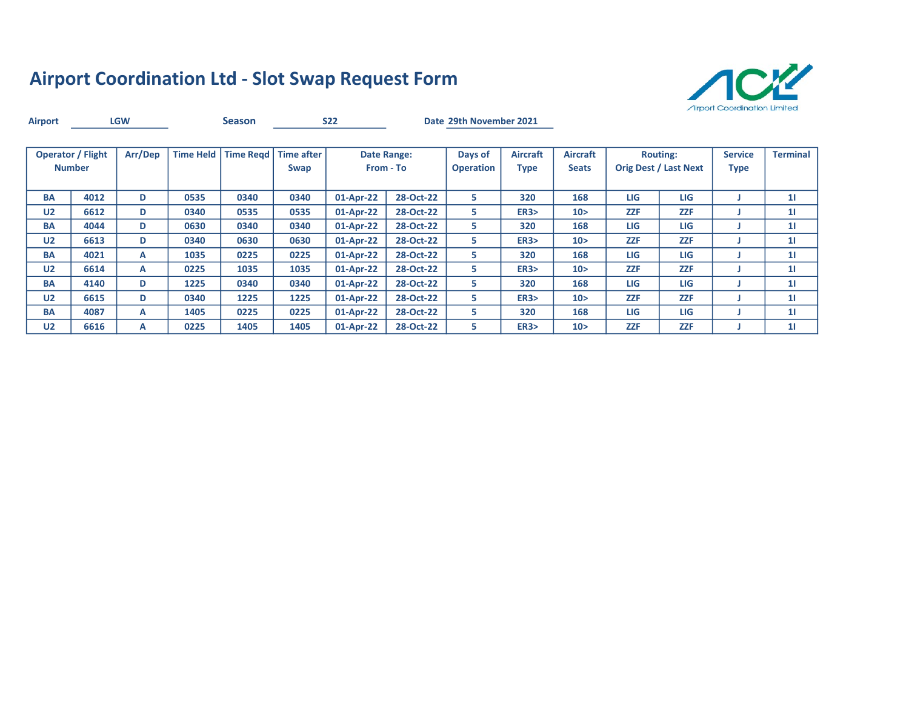# Airport Coordination Ltd - Slot Swap Request Form

**Airport** LGW **Season** S22 **Date** 29th November 2021

| Operator / Flight Number | | Arr/Dep | Time Held | Time Reqd | Time after Swap | Date Range: From - To | | Days of Operation | Aircraft Type | Aircraft Seats | Routing: Orig Dest / Last Next | | Service Type | Terminal |
|---|---|---|---|---|---|---|---|---|---|---|---|---|---|---|
| BA | 4012 | D | 0535 | 0340 | 0340 | 01-Apr-22 | 28-Oct-22 | 5 | 320 | 168 | LIG | LIG | J | 1I |
| U2 | 6612 | D | 0340 | 0535 | 0535 | 01-Apr-22 | 28-Oct-22 | 5 | ER3> | 10> | ZZF | ZZF | J | 1I |
| BA | 4044 | D | 0630 | 0340 | 0340 | 01-Apr-22 | 28-Oct-22 | 5 | 320 | 168 | LIG | LIG | J | 1I |
| U2 | 6613 | D | 0340 | 0630 | 0630 | 01-Apr-22 | 28-Oct-22 | 5 | ER3> | 10> | ZZF | ZZF | J | 1I |
| BA | 4021 | A | 1035 | 0225 | 0225 | 01-Apr-22 | 28-Oct-22 | 5 | 320 | 168 | LIG | LIG | J | 1I |
| U2 | 6614 | A | 0225 | 1035 | 1035 | 01-Apr-22 | 28-Oct-22 | 5 | ER3> | 10> | ZZF | ZZF | J | 1I |
| BA | 4140 | D | 1225 | 0340 | 0340 | 01-Apr-22 | 28-Oct-22 | 5 | 320 | 168 | LIG | LIG | J | 1I |
| U2 | 6615 | D | 0340 | 1225 | 1225 | 01-Apr-22 | 28-Oct-22 | 5 | ER3> | 10> | ZZF | ZZF | J | 1I |
| BA | 4087 | A | 1405 | 0225 | 0225 | 01-Apr-22 | 28-Oct-22 | 5 | 320 | 168 | LIG | LIG | J | 1I |
| U2 | 6616 | A | 0225 | 1405 | 1405 | 01-Apr-22 | 28-Oct-22 | 5 | ER3> | 10> | ZZF | ZZF | J | 1I |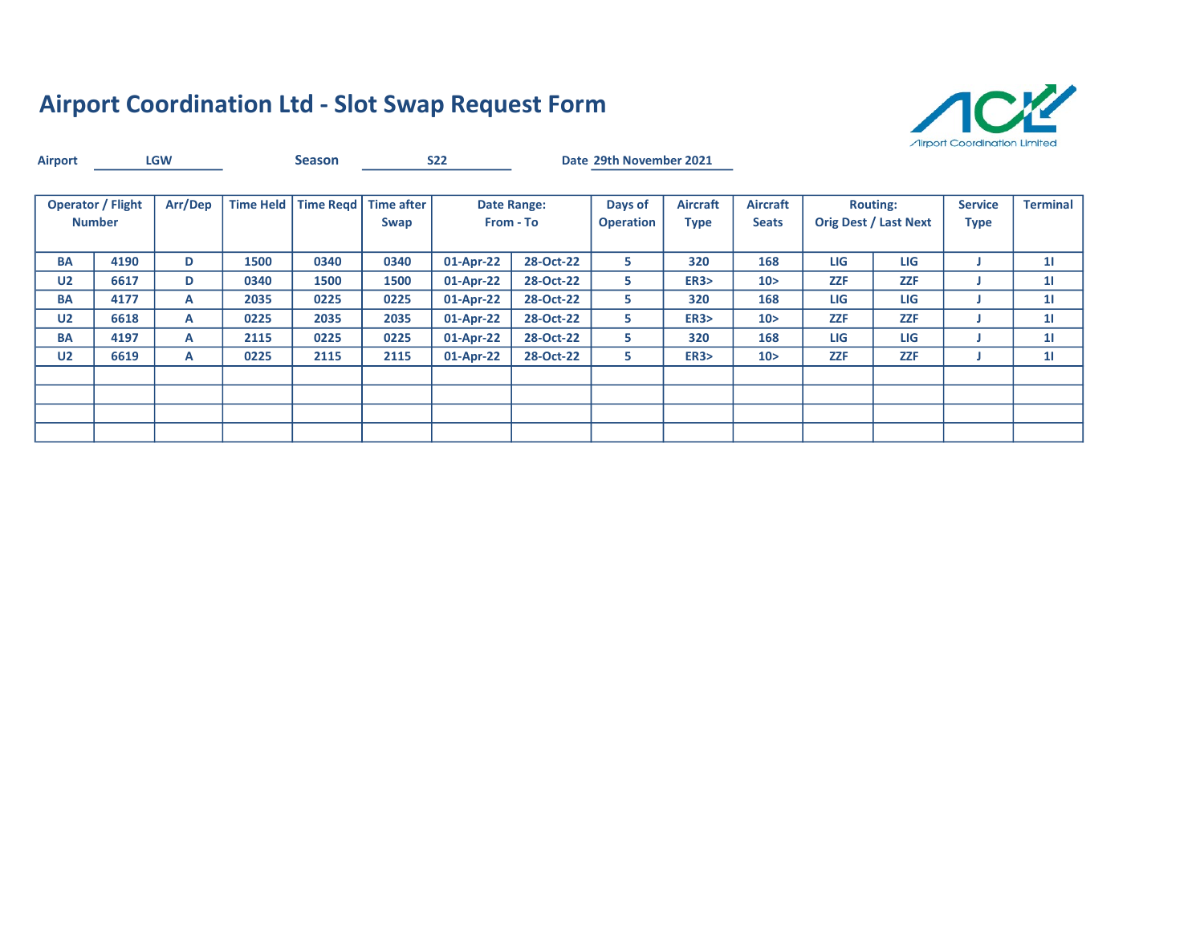# Airport Coordination Ltd - Slot Swap Request Form

Airport LGW Season S22 Date 29th November 2021

| Operator / Flight Number | | Arr/Dep | Time Held | Time Reqd | Time after Swap | Date Range: From - To | | Days of Operation | Aircraft Type | Aircraft Seats | Routing: Orig Dest / Last Next | | Service Type | Terminal |
|---|---|---|---|---|---|---|---|---|---|---|---|---|---|---|
| BA | 4190 | D | 1500 | 0340 | 0340 | 01-Apr-22 | 28-Oct-22 | 5 | 320 | 168 | LIG | LIG | J | 1I |
| U2 | 6617 | D | 0340 | 1500 | 1500 | 01-Apr-22 | 28-Oct-22 | 5 | ER3> | 10> | ZZF | ZZF | J | 1I |
| BA | 4177 | A | 2035 | 0225 | 0225 | 01-Apr-22 | 28-Oct-22 | 5 | 320 | 168 | LIG | LIG | J | 1I |
| U2 | 6618 | A | 0225 | 2035 | 2035 | 01-Apr-22 | 28-Oct-22 | 5 | ER3> | 10> | ZZF | ZZF | J | 1I |
| BA | 4197 | A | 2115 | 0225 | 0225 | 01-Apr-22 | 28-Oct-22 | 5 | 320 | 168 | LIG | LIG | J | 1I |
| U2 | 6619 | A | 0225 | 2115 | 2115 | 01-Apr-22 | 28-Oct-22 | 5 | ER3> | 10> | ZZF | ZZF | J | 1I |
| | | | | | | | | | | | | | | |
| | | | | | | | | | | | | | | |
| | | | | | | | | | | | | | | |
| | | | | | | | | | | | | | | |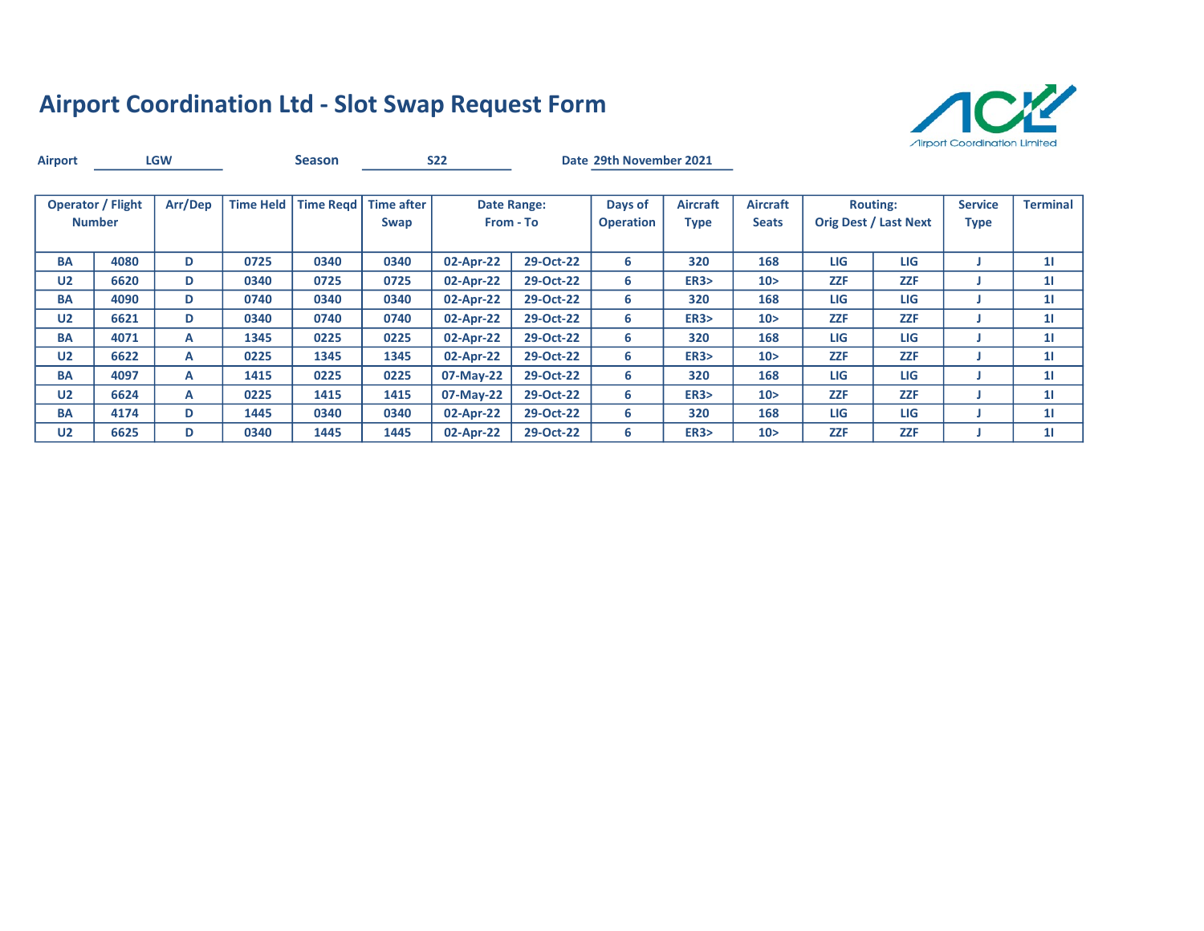# Airport Coordination Ltd - Slot Swap Request Form

**Airport** LGW **Season** S22 **Date** 29th November 2021

| Operator / Flight Number | | Arr/Dep | Time Held | Time Reqd | Time after Swap | Date Range: From - To | | Days of Operation | Aircraft Type | Aircraft Seats | Routing: Orig Dest / Last Next | | Service Type | Terminal |
|---|---|---|---|---|---|---|---|---|---|---|---|---|---|---|
| BA | 4080 | D | 0725 | 0340 | 0340 | 02-Apr-22 | 29-Oct-22 | 6 | 320 | 168 | LIG | LIG | J | 1I |
| U2 | 6620 | D | 0340 | 0725 | 0725 | 02-Apr-22 | 29-Oct-22 | 6 | ER3> | 10> | ZZF | ZZF | J | 1I |
| BA | 4090 | D | 0740 | 0340 | 0340 | 02-Apr-22 | 29-Oct-22 | 6 | 320 | 168 | LIG | LIG | J | 1I |
| U2 | 6621 | D | 0340 | 0740 | 0740 | 02-Apr-22 | 29-Oct-22 | 6 | ER3> | 10> | ZZF | ZZF | J | 1I |
| BA | 4071 | A | 1345 | 0225 | 0225 | 02-Apr-22 | 29-Oct-22 | 6 | 320 | 168 | LIG | LIG | J | 1I |
| U2 | 6622 | A | 0225 | 1345 | 1345 | 02-Apr-22 | 29-Oct-22 | 6 | ER3> | 10> | ZZF | ZZF | J | 1I |
| BA | 4097 | A | 1415 | 0225 | 0225 | 07-May-22 | 29-Oct-22 | 6 | 320 | 168 | LIG | LIG | J | 1I |
| U2 | 6624 | A | 0225 | 1415 | 1415 | 07-May-22 | 29-Oct-22 | 6 | ER3> | 10> | ZZF | ZZF | J | 1I |
| BA | 4174 | D | 1445 | 0340 | 0340 | 02-Apr-22 | 29-Oct-22 | 6 | 320 | 168 | LIG | LIG | J | 1I |
| U2 | 6625 | D | 0340 | 1445 | 1445 | 02-Apr-22 | 29-Oct-22 | 6 | ER3> | 10> | ZZF | ZZF | J | 1I |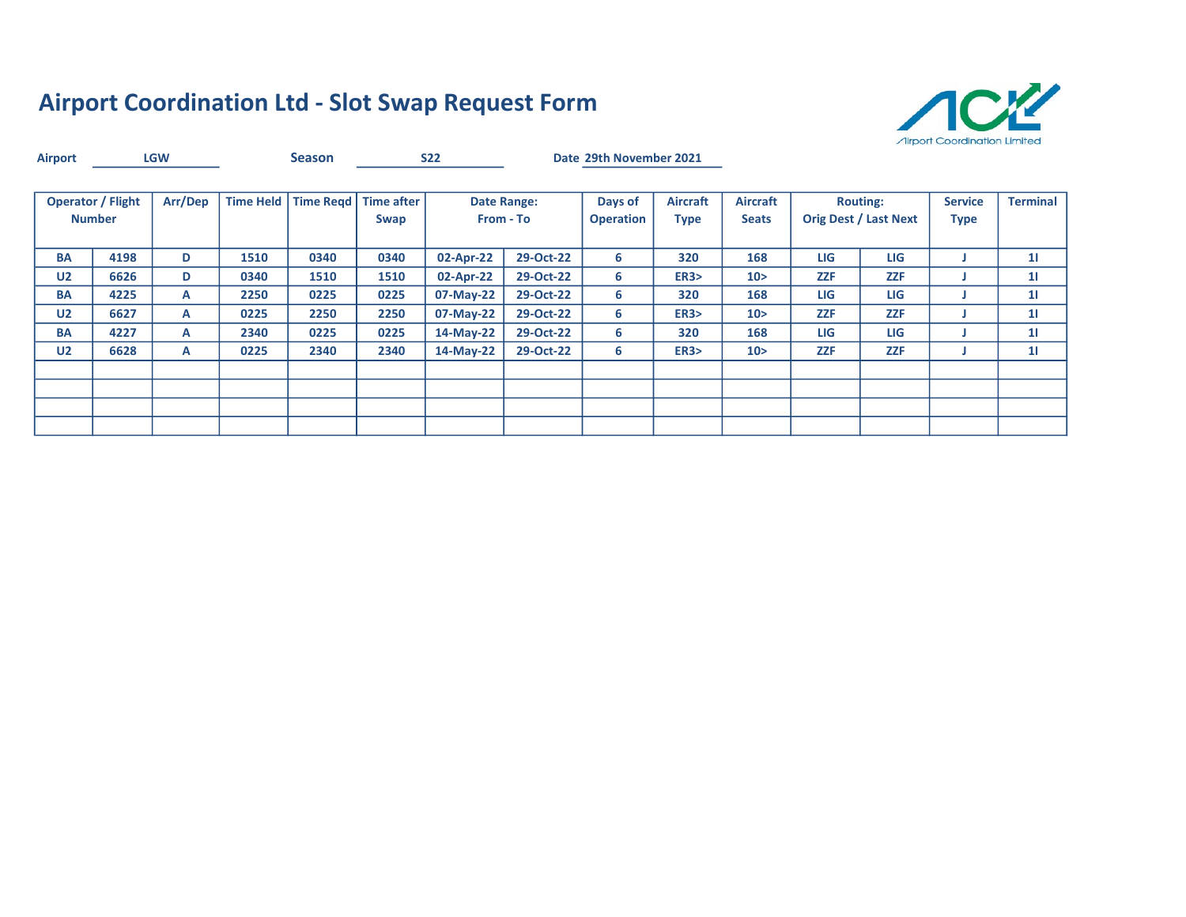# Airport Coordination Ltd - Slot Swap Request Form

**Airport** LGW **Season** S22 **Date** 29th November 2021

| Operator / Flight Number | | Arr/Dep | Time Held | Time Reqd | Time after Swap | Date Range: From - To | | Days of Operation | Aircraft Type | Aircraft Seats | Routing: Orig Dest / Last Next | | Service Type | Terminal |
|---|---|---|---|---|---|---|---|---|---|---|---|---|---|---|
| BA | 4198 | D | 1510 | 0340 | 0340 | 02-Apr-22 | 29-Oct-22 | 6 | 320 | 168 | LIG | LIG | J | 1I |
| U2 | 6626 | D | 0340 | 1510 | 1510 | 02-Apr-22 | 29-Oct-22 | 6 | ER3> | 10> | ZZF | ZZF | J | 1I |
| BA | 4225 | A | 2250 | 0225 | 0225 | 07-May-22 | 29-Oct-22 | 6 | 320 | 168 | LIG | LIG | J | 1I |
| U2 | 6627 | A | 0225 | 2250 | 2250 | 07-May-22 | 29-Oct-22 | 6 | ER3> | 10> | ZZF | ZZF | J | 1I |
| BA | 4227 | A | 2340 | 0225 | 0225 | 14-May-22 | 29-Oct-22 | 6 | 320 | 168 | LIG | LIG | J | 1I |
| U2 | 6628 | A | 0225 | 2340 | 2340 | 14-May-22 | 29-Oct-22 | 6 | ER3> | 10> | ZZF | ZZF | J | 1I |
| | | | | | | | | | | | | | | |
| | | | | | | | | | | | | | | |
| | | | | | | | | | | | | | | |
| | | | | | | | | | | | | | | |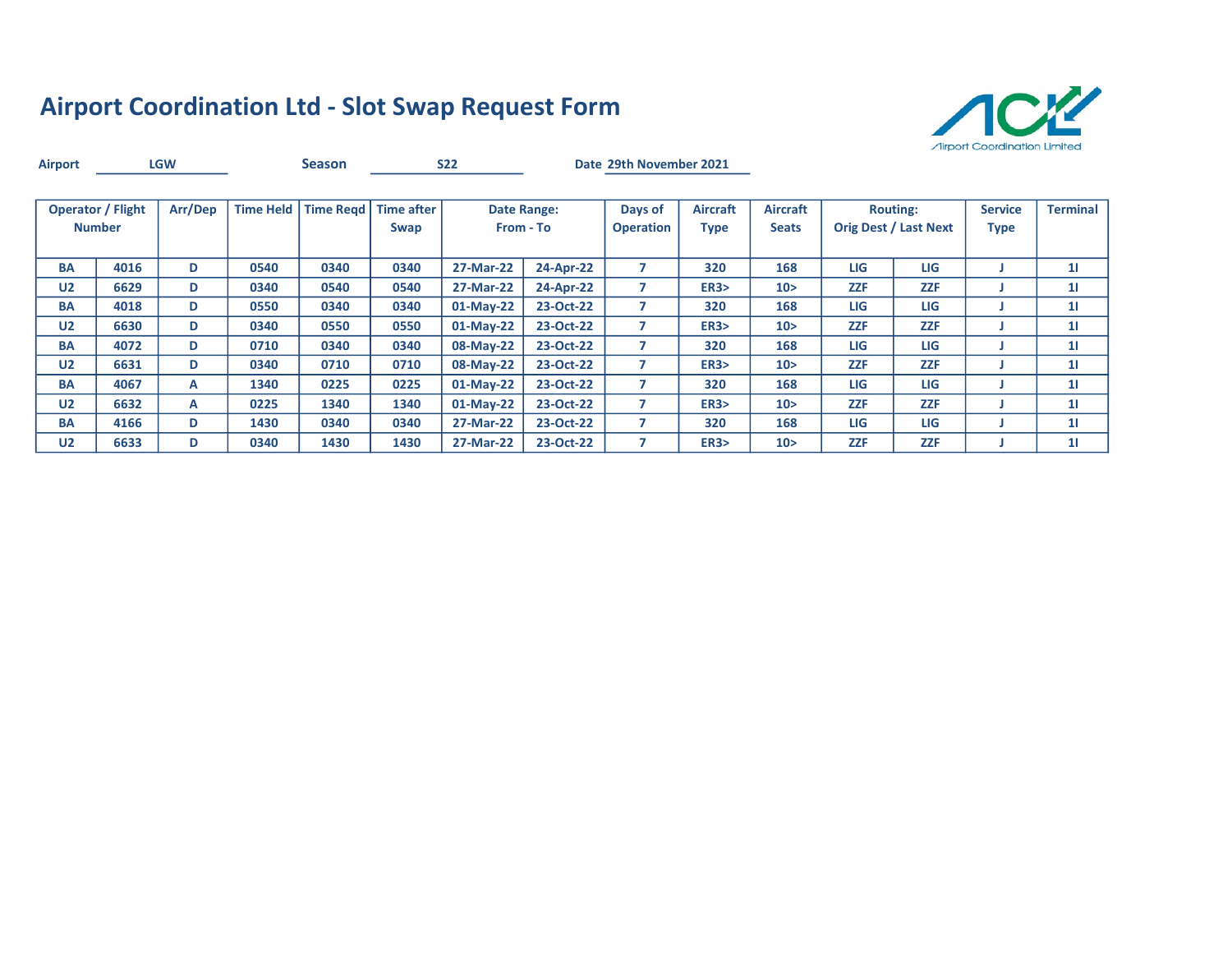# Airport Coordination Ltd - Slot Swap Request Form

Airport LGW Season S22 Date 29th November 2021

| Operator / Flight Number | | Arr/Dep | Time Held | Time Reqd | Time after Swap | Date Range: From - To | | Days of Operation | Aircraft Type | Aircraft Seats | Routing: Orig Dest / Last Next | | Service Type | Terminal |
|---|---|---|---|---|---|---|---|---|---|---|---|---|---|---|
| BA | 4016 | D | 0540 | 0340 | 0340 | 27-Mar-22 | 24-Apr-22 | 7 | 320 | 168 | LIG | LIG | J | 1I |
| U2 | 6629 | D | 0340 | 0540 | 0540 | 27-Mar-22 | 24-Apr-22 | 7 | ER3> | 10> | ZZF | ZZF | J | 1I |
| BA | 4018 | D | 0550 | 0340 | 0340 | 01-May-22 | 23-Oct-22 | 7 | 320 | 168 | LIG | LIG | J | 1I |
| U2 | 6630 | D | 0340 | 0550 | 0550 | 01-May-22 | 23-Oct-22 | 7 | ER3> | 10> | ZZF | ZZF | J | 1I |
| BA | 4072 | D | 0710 | 0340 | 0340 | 08-May-22 | 23-Oct-22 | 7 | 320 | 168 | LIG | LIG | J | 1I |
| U2 | 6631 | D | 0340 | 0710 | 0710 | 08-May-22 | 23-Oct-22 | 7 | ER3> | 10> | ZZF | ZZF | J | 1I |
| BA | 4067 | A | 1340 | 0225 | 0225 | 01-May-22 | 23-Oct-22 | 7 | 320 | 168 | LIG | LIG | J | 1I |
| U2 | 6632 | A | 0225 | 1340 | 1340 | 01-May-22 | 23-Oct-22 | 7 | ER3> | 10> | ZZF | ZZF | J | 1I |
| BA | 4166 | D | 1430 | 0340 | 0340 | 27-Mar-22 | 23-Oct-22 | 7 | 320 | 168 | LIG | LIG | J | 1I |
| U2 | 6633 | D | 0340 | 1430 | 1430 | 27-Mar-22 | 23-Oct-22 | 7 | ER3> | 10> | ZZF | ZZF | J | 1I |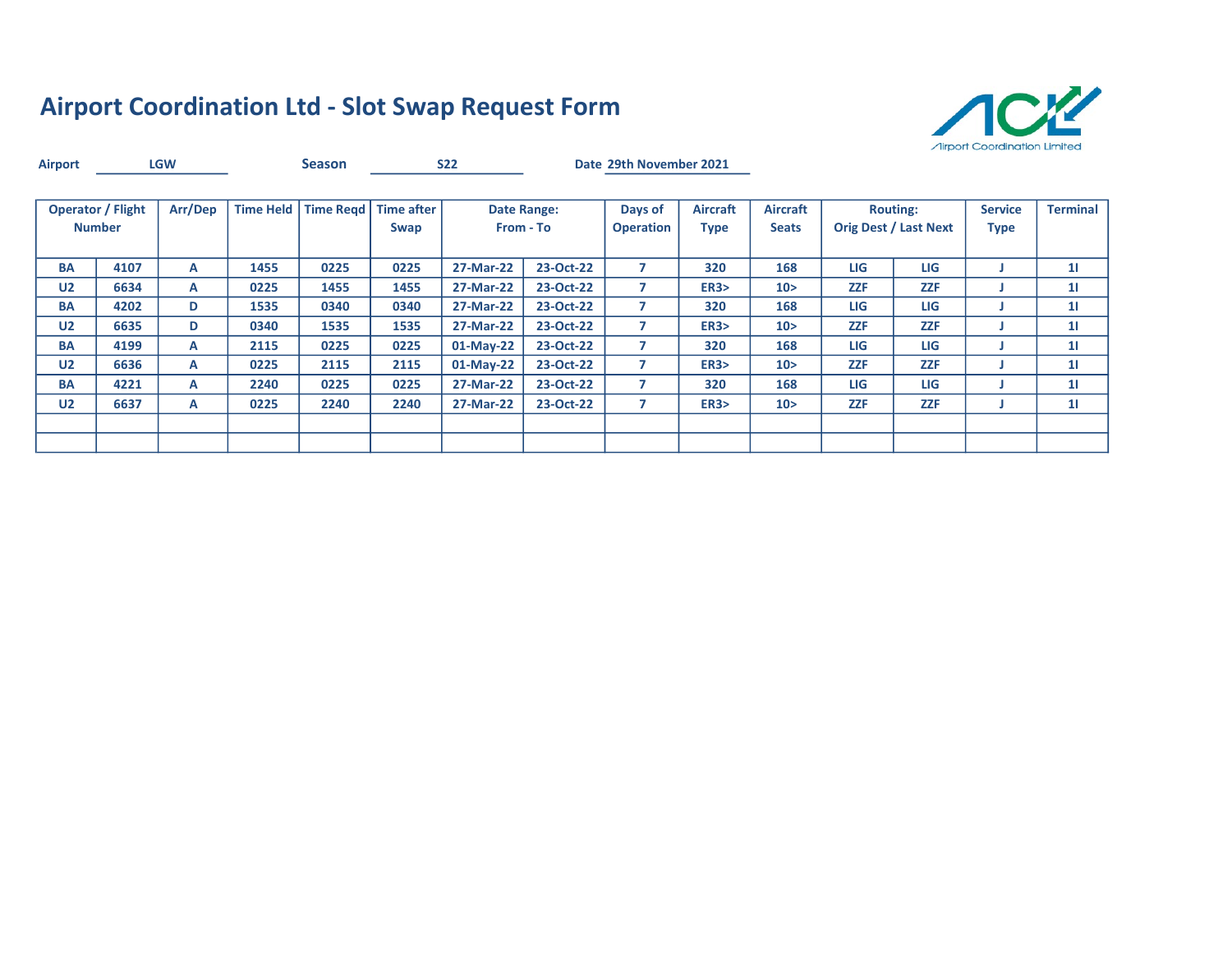# Airport Coordination Ltd - Slot Swap Request Form

Airport LGW Season S22 Date 29th November 2021

| Operator / Flight Number | | Arr/Dep | Time Held | Time Reqd | Time after Swap | Date Range: From - To | | Days of Operation | Aircraft Type | Aircraft Seats | Routing: Orig Dest / Last Next | | Service Type | Terminal |
|---|---|---|---|---|---|---|---|---|---|---|---|---|---|---|
| BA | 4107 | A | 1455 | 0225 | 0225 | 27-Mar-22 | 23-Oct-22 | 7 | 320 | 168 | LIG | LIG | J | 1I |
| U2 | 6634 | A | 0225 | 1455 | 1455 | 27-Mar-22 | 23-Oct-22 | 7 | ER3> | 10> | ZZF | ZZF | J | 1I |
| BA | 4202 | D | 1535 | 0340 | 0340 | 27-Mar-22 | 23-Oct-22 | 7 | 320 | 168 | LIG | LIG | J | 1I |
| U2 | 6635 | D | 0340 | 1535 | 1535 | 27-Mar-22 | 23-Oct-22 | 7 | ER3> | 10> | ZZF | ZZF | J | 1I |
| BA | 4199 | A | 2115 | 0225 | 0225 | 01-May-22 | 23-Oct-22 | 7 | 320 | 168 | LIG | LIG | J | 1I |
| U2 | 6636 | A | 0225 | 2115 | 2115 | 01-May-22 | 23-Oct-22 | 7 | ER3> | 10> | ZZF | ZZF | J | 1I |
| BA | 4221 | A | 2240 | 0225 | 0225 | 27-Mar-22 | 23-Oct-22 | 7 | 320 | 168 | LIG | LIG | J | 1I |
| U2 | 6637 | A | 0225 | 2240 | 2240 | 27-Mar-22 | 23-Oct-22 | 7 | ER3> | 10> | ZZF | ZZF | J | 1I |
| | | | | | | | | | | | | | | |
| | | | | | | | | | | | | | | |